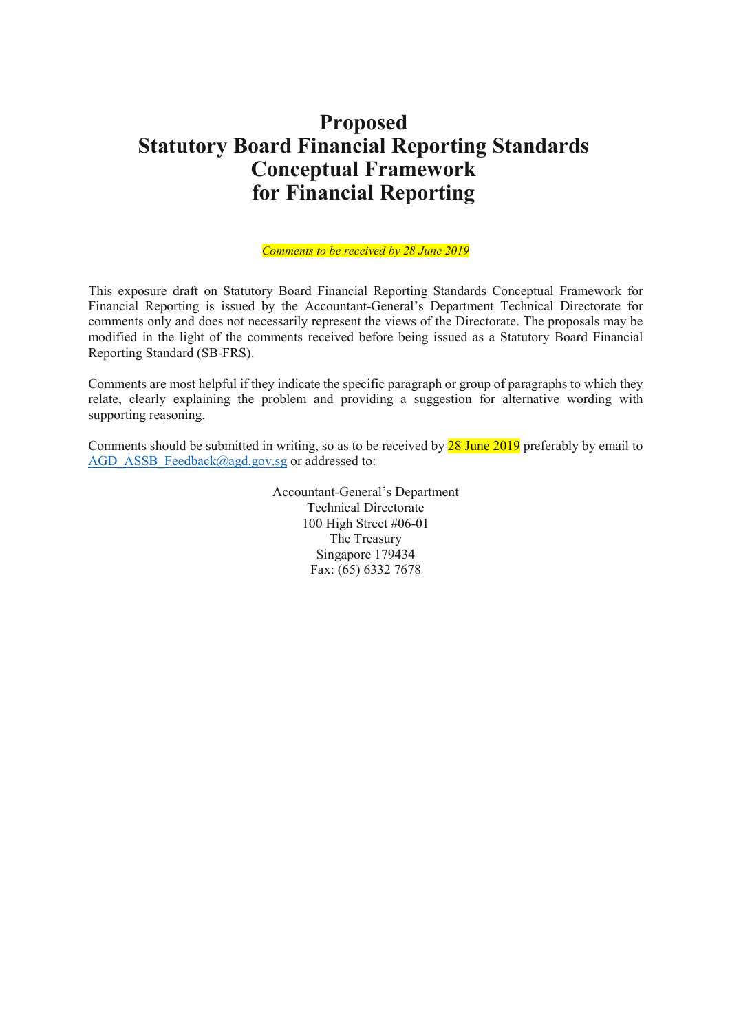# Proposed
# Statutory Board Financial Reporting Standards
# Conceptual Framework
# for Financial Reporting

*Comments to be received by 28 June 2019*

This exposure draft on Statutory Board Financial Reporting Standards Conceptual Framework for Financial Reporting is issued by the Accountant-General's Department Technical Directorate for comments only and does not necessarily represent the views of the Directorate. The proposals may be modified in the light of the comments received before being issued as a Statutory Board Financial Reporting Standard (SB-FRS).

Comments are most helpful if they indicate the specific paragraph or group of paragraphs to which they relate, clearly explaining the problem and providing a suggestion for alternative wording with supporting reasoning.

Comments should be submitted in writing, so as to be received by 28 June 2019 preferably by email to AGD_ASSB_Feedback@agd.gov.sg or addressed to:

Accountant-General's Department
Technical Directorate
100 High Street #06-01
The Treasury
Singapore 179434
Fax: (65) 6332 7678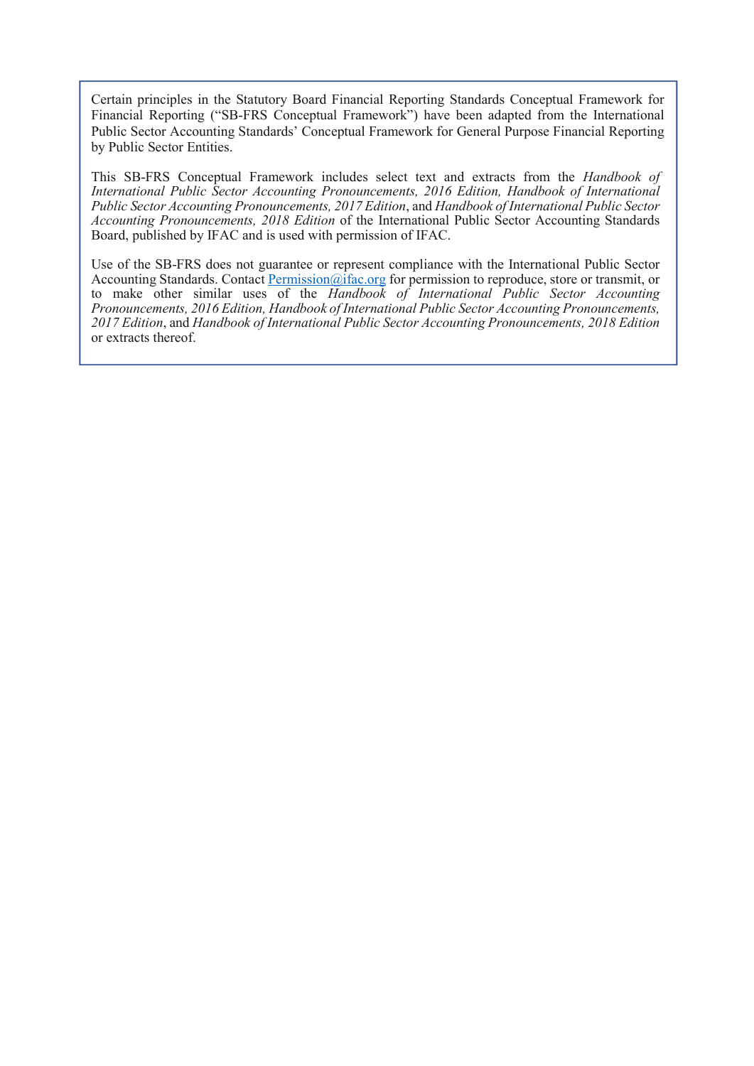Certain principles in the Statutory Board Financial Reporting Standards Conceptual Framework for Financial Reporting ("SB-FRS Conceptual Framework") have been adapted from the International Public Sector Accounting Standards' Conceptual Framework for General Purpose Financial Reporting by Public Sector Entities.

This SB-FRS Conceptual Framework includes select text and extracts from the *Handbook of International Public Sector Accounting Pronouncements, 2016 Edition, Handbook of International Public Sector Accounting Pronouncements, 2017 Edition*, and *Handbook of International Public Sector Accounting Pronouncements, 2018 Edition* of the International Public Sector Accounting Standards Board, published by IFAC and is used with permission of IFAC.

Use of the SB-FRS does not guarantee or represent compliance with the International Public Sector Accounting Standards. Contact Permission@ifac.org for permission to reproduce, store or transmit, or to make other similar uses of the *Handbook of International Public Sector Accounting Pronouncements, 2016 Edition, Handbook of International Public Sector Accounting Pronouncements, 2017 Edition*, and *Handbook of International Public Sector Accounting Pronouncements, 2018 Edition* or extracts thereof.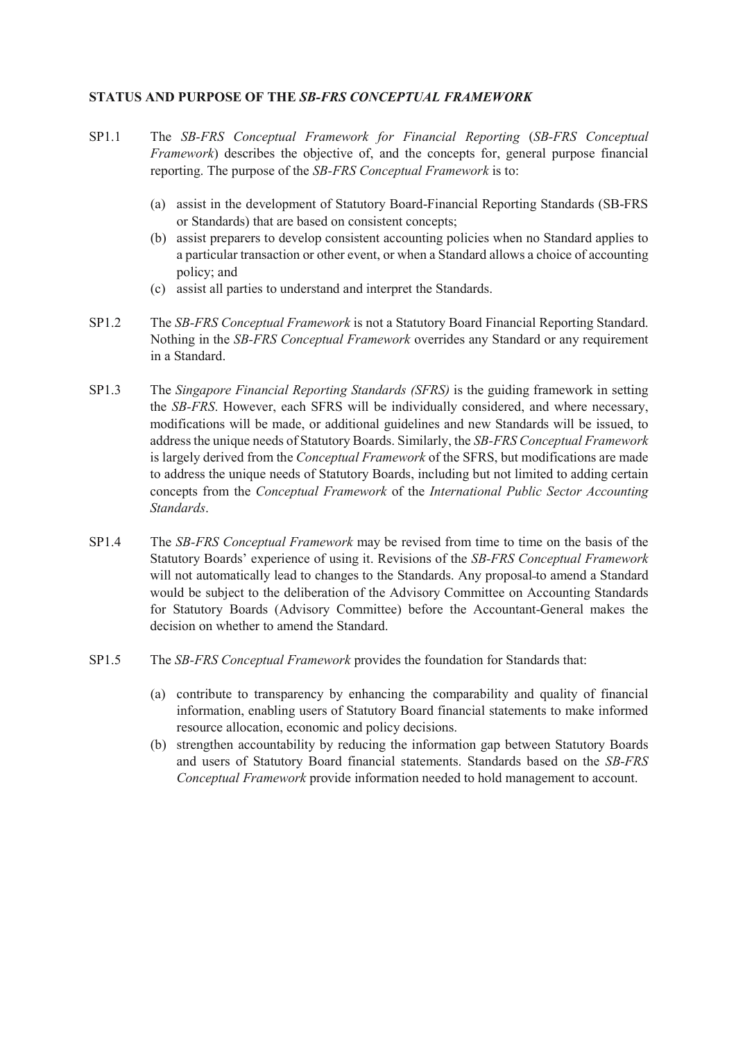## STATUS AND PURPOSE OF THE *SB-FRS CONCEPTUAL FRAMEWORK*

SP1.1 The *SB-FRS Conceptual Framework for Financial Reporting* (*SB-FRS Conceptual Framework*) describes the objective of, and the concepts for, general purpose financial reporting. The purpose of the *SB-FRS Conceptual Framework* is to:

(a) assist in the development of Statutory Board-Financial Reporting Standards (SB-FRS or Standards) that are based on consistent concepts;
(b) assist preparers to develop consistent accounting policies when no Standard applies to a particular transaction or other event, or when a Standard allows a choice of accounting policy; and
(c) assist all parties to understand and interpret the Standards.

SP1.2 The *SB-FRS Conceptual Framework* is not a Statutory Board Financial Reporting Standard. Nothing in the *SB-FRS Conceptual Framework* overrides any Standard or any requirement in a Standard.

SP1.3 The *Singapore Financial Reporting Standards (SFRS)* is the guiding framework in setting the *SB-FRS*. However, each SFRS will be individually considered, and where necessary, modifications will be made, or additional guidelines and new Standards will be issued, to address the unique needs of Statutory Boards. Similarly, the *SB-FRS Conceptual Framework* is largely derived from the *Conceptual Framework* of the SFRS, but modifications are made to address the unique needs of Statutory Boards, including but not limited to adding certain concepts from the *Conceptual Framework* of the *International Public Sector Accounting Standards*.

SP1.4 The *SB-FRS Conceptual Framework* may be revised from time to time on the basis of the Statutory Boards' experience of using it. Revisions of the *SB-FRS Conceptual Framework* will not automatically lead to changes to the Standards. Any proposal to amend a Standard would be subject to the deliberation of the Advisory Committee on Accounting Standards for Statutory Boards (Advisory Committee) before the Accountant-General makes the decision on whether to amend the Standard.

SP1.5 The *SB-FRS Conceptual Framework* provides the foundation for Standards that:

(a) contribute to transparency by enhancing the comparability and quality of financial information, enabling users of Statutory Board financial statements to make informed resource allocation, economic and policy decisions.
(b) strengthen accountability by reducing the information gap between Statutory Boards and users of Statutory Board financial statements. Standards based on the *SB-FRS Conceptual Framework* provide information needed to hold management to account.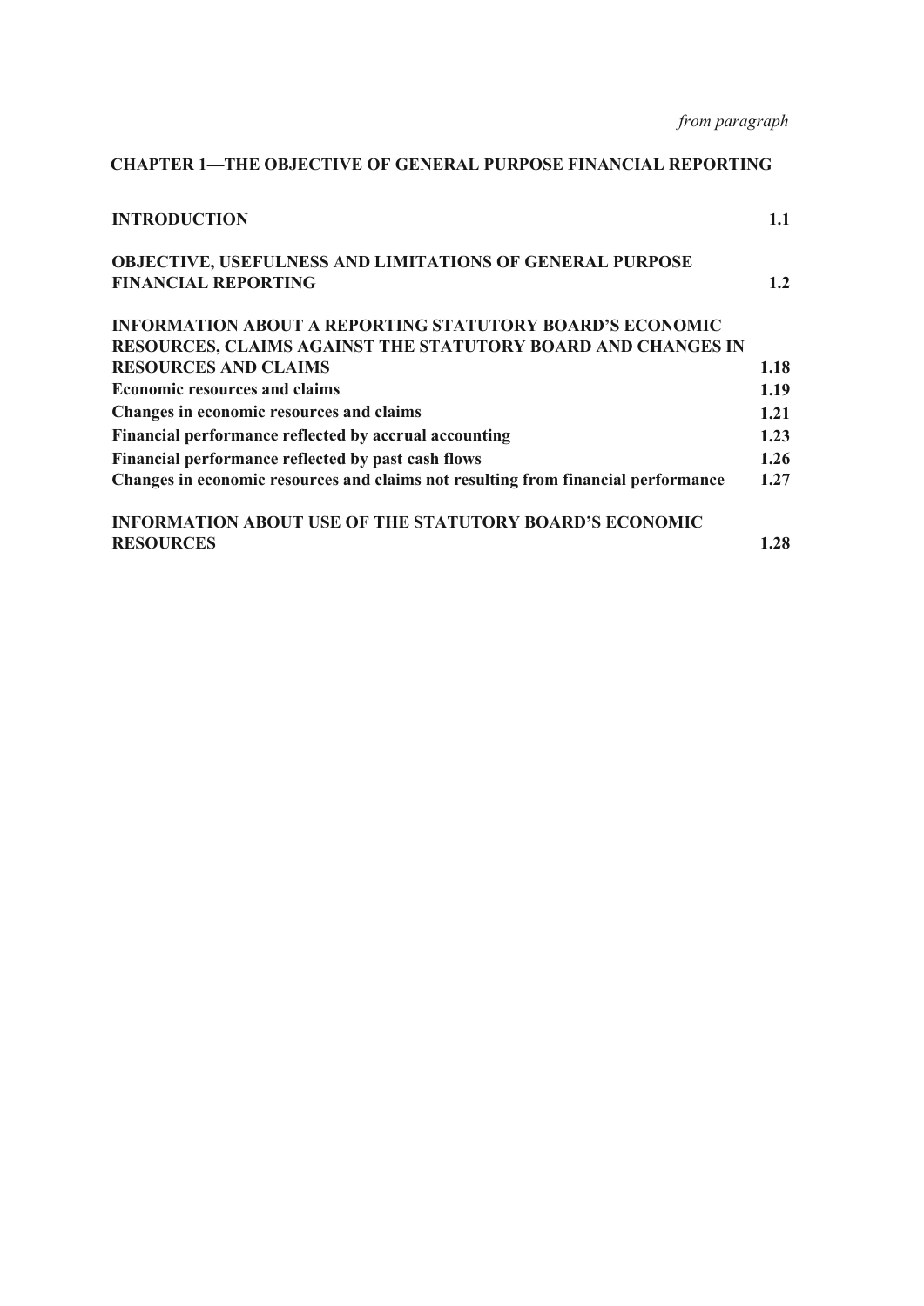*from paragraph*

**CHAPTER 1—THE OBJECTIVE OF GENERAL PURPOSE FINANCIAL REPORTING**

| | |
|---|---|
| **INTRODUCTION** | **1.1** |
| **OBJECTIVE, USEFULNESS AND LIMITATIONS OF GENERAL PURPOSE FINANCIAL REPORTING** | **1.2** |
| **INFORMATION ABOUT A REPORTING STATUTORY BOARD'S ECONOMIC RESOURCES, CLAIMS AGAINST THE STATUTORY BOARD AND CHANGES IN RESOURCES AND CLAIMS** | **1.18** |
| **Economic resources and claims** | **1.19** |
| **Changes in economic resources and claims** | **1.21** |
| **Financial performance reflected by accrual accounting** | **1.23** |
| **Financial performance reflected by past cash flows** | **1.26** |
| **Changes in economic resources and claims not resulting from financial performance** | **1.27** |
| **INFORMATION ABOUT USE OF THE STATUTORY BOARD'S ECONOMIC RESOURCES** | **1.28** |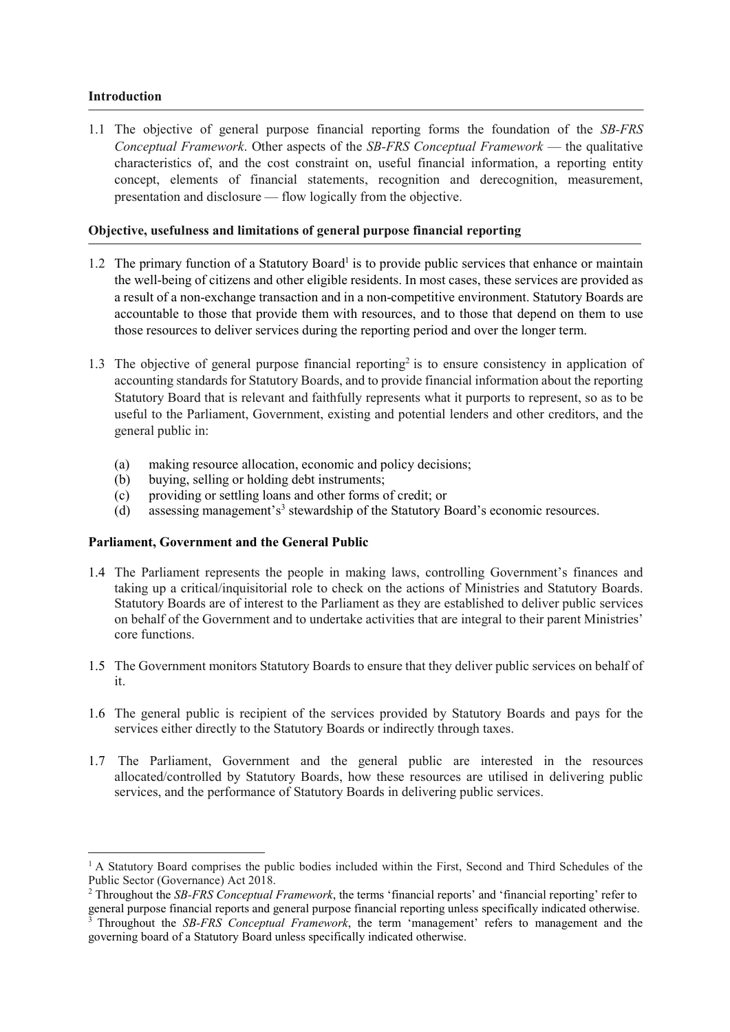## Introduction

1.1 The objective of general purpose financial reporting forms the foundation of the *SB-FRS Conceptual Framework*. Other aspects of the *SB-FRS Conceptual Framework* — the qualitative characteristics of, and the cost constraint on, useful financial information, a reporting entity concept, elements of financial statements, recognition and derecognition, measurement, presentation and disclosure — flow logically from the objective.

## Objective, usefulness and limitations of general purpose financial reporting

1.2 The primary function of a Statutory Board[1] is to provide public services that enhance or maintain the well-being of citizens and other eligible residents. In most cases, these services are provided as a result of a non-exchange transaction and in a non-competitive environment. Statutory Boards are accountable to those that provide them with resources, and to those that depend on them to use those resources to deliver services during the reporting period and over the longer term.

1.3 The objective of general purpose financial reporting[2] is to ensure consistency in application of accounting standards for Statutory Boards, and to provide financial information about the reporting Statutory Board that is relevant and faithfully represents what it purports to represent, so as to be useful to the Parliament, Government, existing and potential lenders and other creditors, and the general public in:

(a) making resource allocation, economic and policy decisions;
(b) buying, selling or holding debt instruments;
(c) providing or settling loans and other forms of credit; or
(d) assessing management's's[3] stewardship of the Statutory Board's economic resources.

## Parliament, Government and the General Public

1.4 The Parliament represents the people in making laws, controlling Government's finances and taking up a critical/inquisitorial role to check on the actions of Ministries and Statutory Boards. Statutory Boards are of interest to the Parliament as they are established to deliver public services on behalf of the Government and to undertake activities that are integral to their parent Ministries' core functions.

1.5 The Government monitors Statutory Boards to ensure that they deliver public services on behalf of it.

1.6 The general public is recipient of the services provided by Statutory Boards and pays for the services either directly to the Statutory Boards or indirectly through taxes.

1.7 The Parliament, Government and the general public are interested in the resources allocated/controlled by Statutory Boards, how these resources are utilised in delivering public services, and the performance of Statutory Boards in delivering public services.

---

[1] A Statutory Board comprises the public bodies included within the First, Second and Third Schedules of the Public Sector (Governance) Act 2018.

[2] Throughout the *SB-FRS Conceptual Framework*, the terms 'financial reports' and 'financial reporting' refer to general purpose financial reports and general purpose financial reporting unless specifically indicated otherwise.

[3] Throughout the *SB-FRS Conceptual Framework*, the term 'management' refers to management and the governing board of a Statutory Board unless specifically indicated otherwise.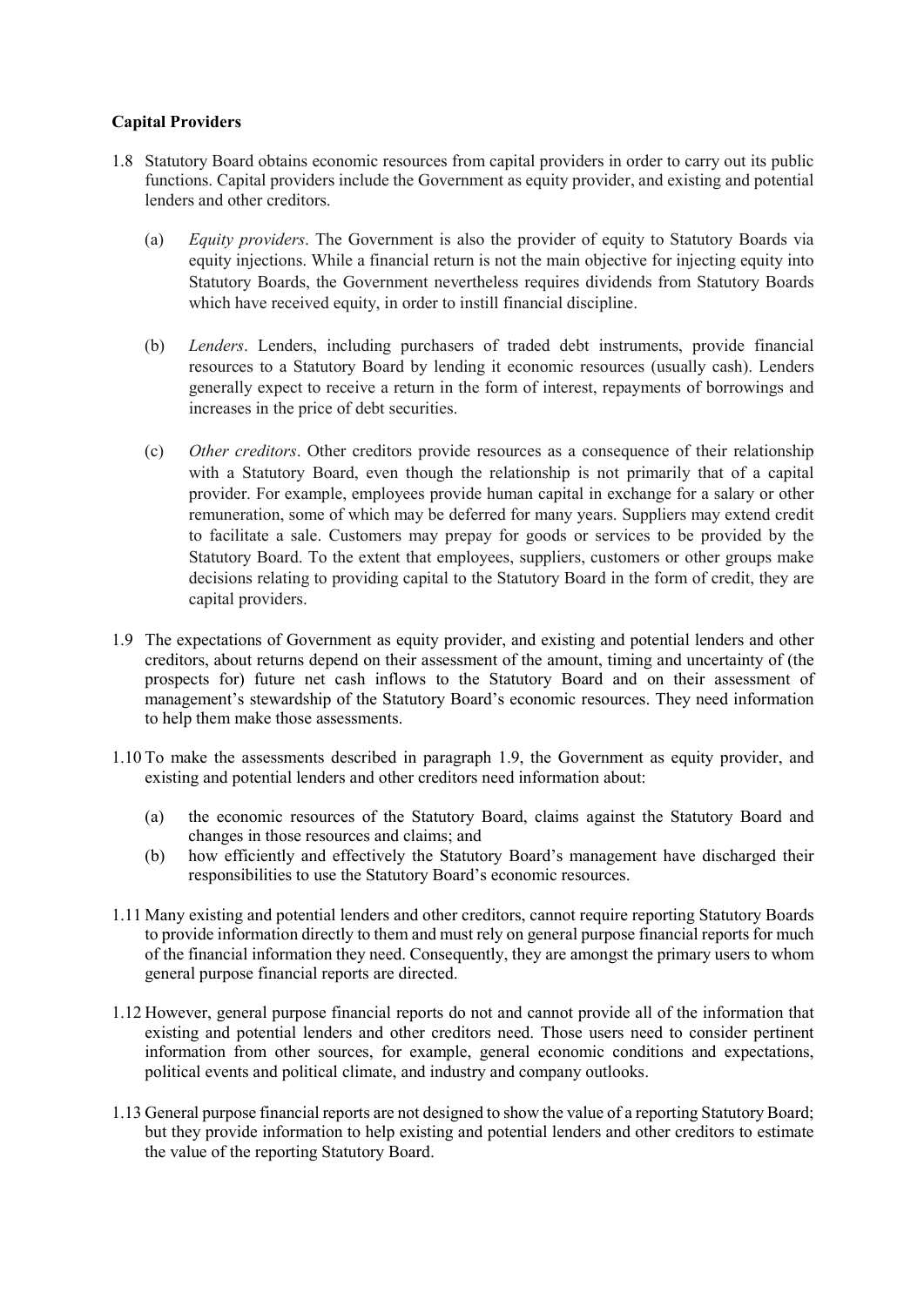**Capital Providers**

1.8 Statutory Board obtains economic resources from capital providers in order to carry out its public functions. Capital providers include the Government as equity provider, and existing and potential lenders and other creditors.

(a) *Equity providers*. The Government is also the provider of equity to Statutory Boards via equity injections. While a financial return is not the main objective for injecting equity into Statutory Boards, the Government nevertheless requires dividends from Statutory Boards which have received equity, in order to instill financial discipline.

(b) *Lenders*. Lenders, including purchasers of traded debt instruments, provide financial resources to a Statutory Board by lending it economic resources (usually cash). Lenders generally expect to receive a return in the form of interest, repayments of borrowings and increases in the price of debt securities.

(c) *Other creditors*. Other creditors provide resources as a consequence of their relationship with a Statutory Board, even though the relationship is not primarily that of a capital provider. For example, employees provide human capital in exchange for a salary or other remuneration, some of which may be deferred for many years. Suppliers may extend credit to facilitate a sale. Customers may prepay for goods or services to be provided by the Statutory Board. To the extent that employees, suppliers, customers or other groups make decisions relating to providing capital to the Statutory Board in the form of credit, they are capital providers.

1.9 The expectations of Government as equity provider, and existing and potential lenders and other creditors, about returns depend on their assessment of the amount, timing and uncertainty of (the prospects for) future net cash inflows to the Statutory Board and on their assessment of management's stewardship of the Statutory Board's economic resources. They need information to help them make those assessments.

1.10 To make the assessments described in paragraph 1.9, the Government as equity provider, and existing and potential lenders and other creditors need information about:

(a) the economic resources of the Statutory Board, claims against the Statutory Board and changes in those resources and claims; and

(b) how efficiently and effectively the Statutory Board's management have discharged their responsibilities to use the Statutory Board's economic resources.

1.11 Many existing and potential lenders and other creditors, cannot require reporting Statutory Boards to provide information directly to them and must rely on general purpose financial reports for much of the financial information they need. Consequently, they are amongst the primary users to whom general purpose financial reports are directed.

1.12 However, general purpose financial reports do not and cannot provide all of the information that existing and potential lenders and other creditors need. Those users need to consider pertinent information from other sources, for example, general economic conditions and expectations, political events and political climate, and industry and company outlooks.

1.13 General purpose financial reports are not designed to show the value of a reporting Statutory Board; but they provide information to help existing and potential lenders and other creditors to estimate the value of the reporting Statutory Board.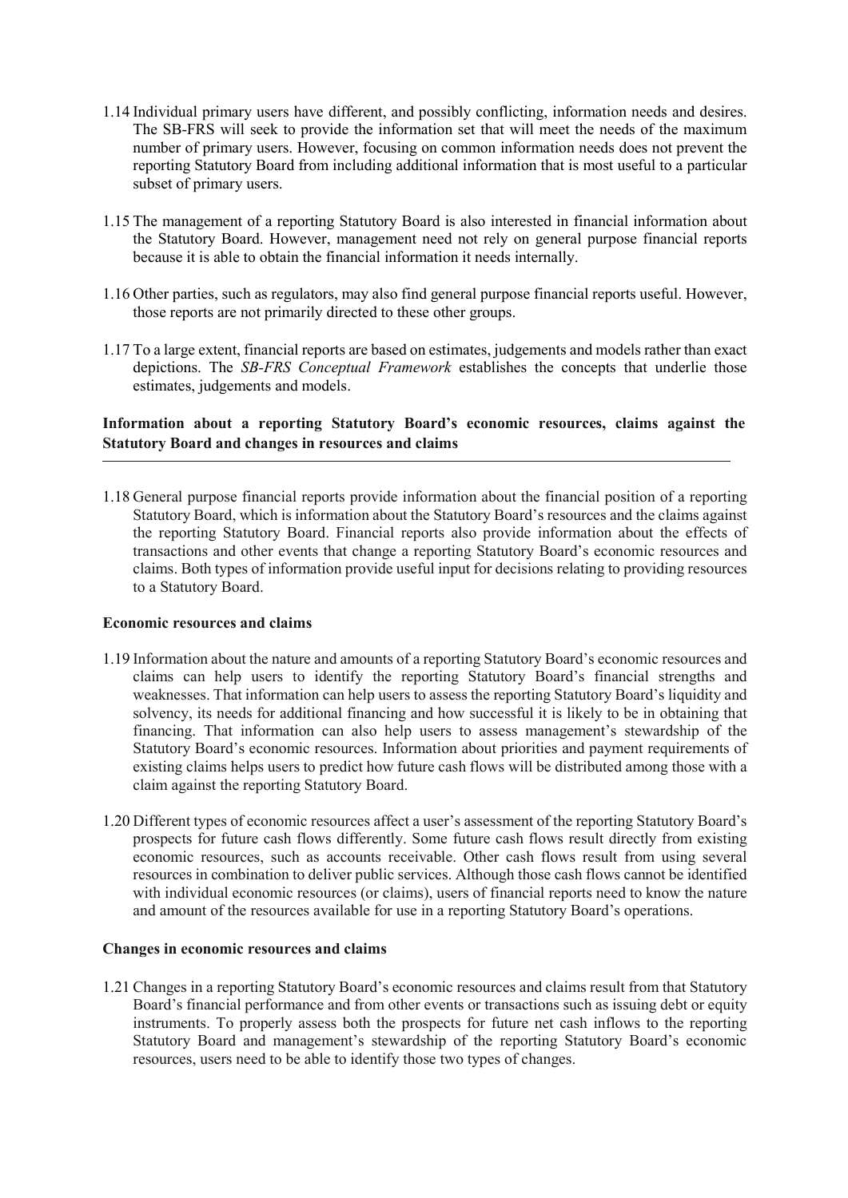1.14 Individual primary users have different, and possibly conflicting, information needs and desires. The SB-FRS will seek to provide the information set that will meet the needs of the maximum number of primary users. However, focusing on common information needs does not prevent the reporting Statutory Board from including additional information that is most useful to a particular subset of primary users.

1.15 The management of a reporting Statutory Board is also interested in financial information about the Statutory Board. However, management need not rely on general purpose financial reports because it is able to obtain the financial information it needs internally.

1.16 Other parties, such as regulators, may also find general purpose financial reports useful. However, those reports are not primarily directed to these other groups.

1.17 To a large extent, financial reports are based on estimates, judgements and models rather than exact depictions. The *SB-FRS Conceptual Framework* establishes the concepts that underlie those estimates, judgements and models.

## Information about a reporting Statutory Board's economic resources, claims against the Statutory Board and changes in resources and claims

1.18 General purpose financial reports provide information about the financial position of a reporting Statutory Board, which is information about the Statutory Board's resources and the claims against the reporting Statutory Board. Financial reports also provide information about the effects of transactions and other events that change a reporting Statutory Board's economic resources and claims. Both types of information provide useful input for decisions relating to providing resources to a Statutory Board.

### Economic resources and claims

1.19 Information about the nature and amounts of a reporting Statutory Board's economic resources and claims can help users to identify the reporting Statutory Board's financial strengths and weaknesses. That information can help users to assess the reporting Statutory Board's liquidity and solvency, its needs for additional financing and how successful it is likely to be in obtaining that financing. That information can also help users to assess management's stewardship of the Statutory Board's economic resources. Information about priorities and payment requirements of existing claims helps users to predict how future cash flows will be distributed among those with a claim against the reporting Statutory Board.

1.20 Different types of economic resources affect a user's assessment of the reporting Statutory Board's prospects for future cash flows differently. Some future cash flows result directly from existing economic resources, such as accounts receivable. Other cash flows result from using several resources in combination to deliver public services. Although those cash flows cannot be identified with individual economic resources (or claims), users of financial reports need to know the nature and amount of the resources available for use in a reporting Statutory Board's operations.

### Changes in economic resources and claims

1.21 Changes in a reporting Statutory Board's economic resources and claims result from that Statutory Board's financial performance and from other events or transactions such as issuing debt or equity instruments. To properly assess both the prospects for future net cash inflows to the reporting Statutory Board and management's stewardship of the reporting Statutory Board's economic resources, users need to be able to identify those two types of changes.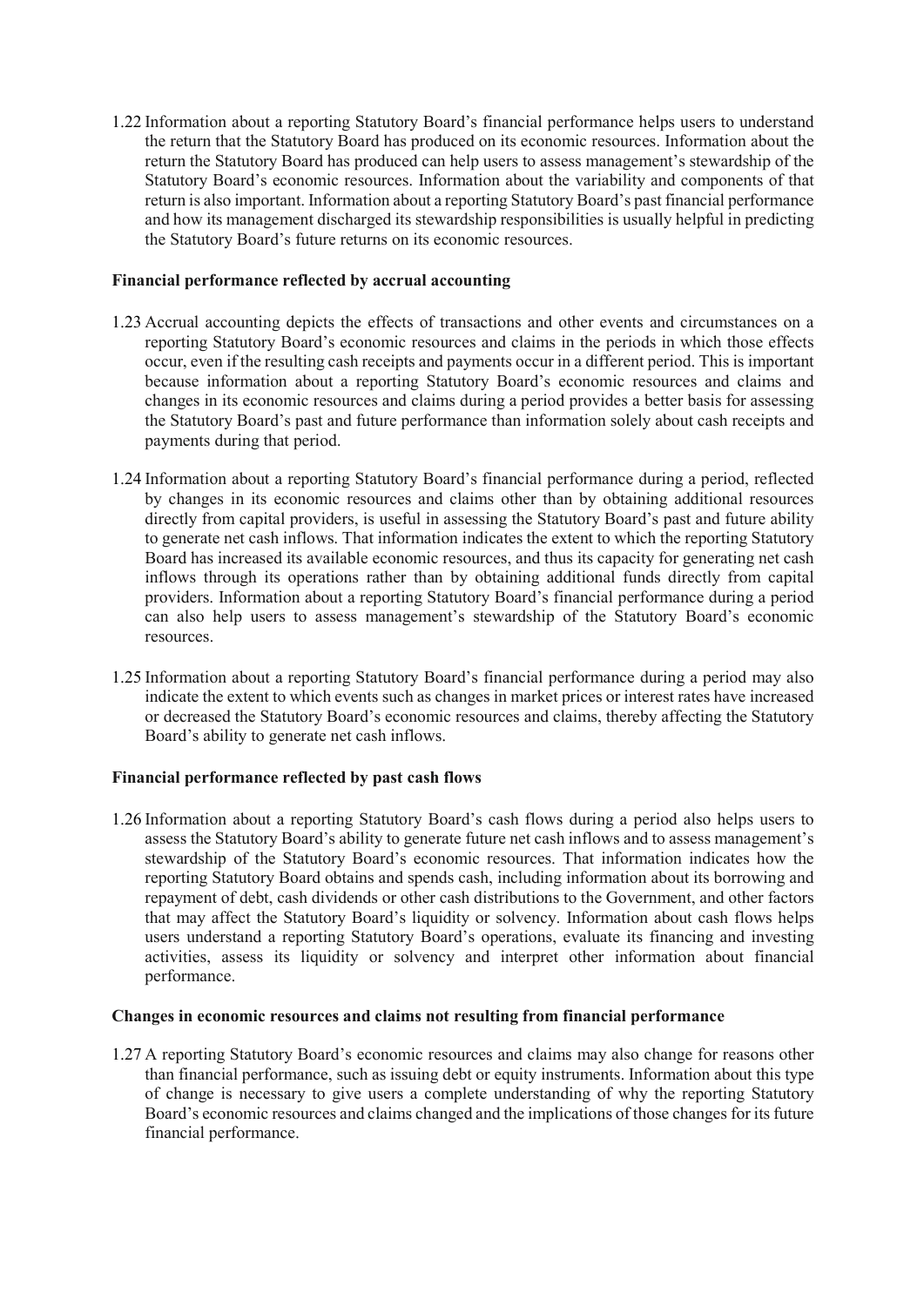1.22 Information about a reporting Statutory Board's financial performance helps users to understand the return that the Statutory Board has produced on its economic resources. Information about the return the Statutory Board has produced can help users to assess management's stewardship of the Statutory Board's economic resources. Information about the variability and components of that return is also important. Information about a reporting Statutory Board's past financial performance and how its management discharged its stewardship responsibilities is usually helpful in predicting the Statutory Board's future returns on its economic resources.

**Financial performance reflected by accrual accounting**

1.23 Accrual accounting depicts the effects of transactions and other events and circumstances on a reporting Statutory Board's economic resources and claims in the periods in which those effects occur, even if the resulting cash receipts and payments occur in a different period. This is important because information about a reporting Statutory Board's economic resources and claims and changes in its economic resources and claims during a period provides a better basis for assessing the Statutory Board's past and future performance than information solely about cash receipts and payments during that period.

1.24 Information about a reporting Statutory Board's financial performance during a period, reflected by changes in its economic resources and claims other than by obtaining additional resources directly from capital providers, is useful in assessing the Statutory Board's past and future ability to generate net cash inflows. That information indicates the extent to which the reporting Statutory Board has increased its available economic resources, and thus its capacity for generating net cash inflows through its operations rather than by obtaining additional funds directly from capital providers. Information about a reporting Statutory Board's financial performance during a period can also help users to assess management's stewardship of the Statutory Board's economic resources.

1.25 Information about a reporting Statutory Board's financial performance during a period may also indicate the extent to which events such as changes in market prices or interest rates have increased or decreased the Statutory Board's economic resources and claims, thereby affecting the Statutory Board's ability to generate net cash inflows.

**Financial performance reflected by past cash flows**

1.26 Information about a reporting Statutory Board's cash flows during a period also helps users to assess the Statutory Board's ability to generate future net cash inflows and to assess management's stewardship of the Statutory Board's economic resources. That information indicates how the reporting Statutory Board obtains and spends cash, including information about its borrowing and repayment of debt, cash dividends or other cash distributions to the Government, and other factors that may affect the Statutory Board's liquidity or solvency. Information about cash flows helps users understand a reporting Statutory Board's operations, evaluate its financing and investing activities, assess its liquidity or solvency and interpret other information about financial performance.

**Changes in economic resources and claims not resulting from financial performance**

1.27 A reporting Statutory Board's economic resources and claims may also change for reasons other than financial performance, such as issuing debt or equity instruments. Information about this type of change is necessary to give users a complete understanding of why the reporting Statutory Board's economic resources and claims changed and the implications of those changes for its future financial performance.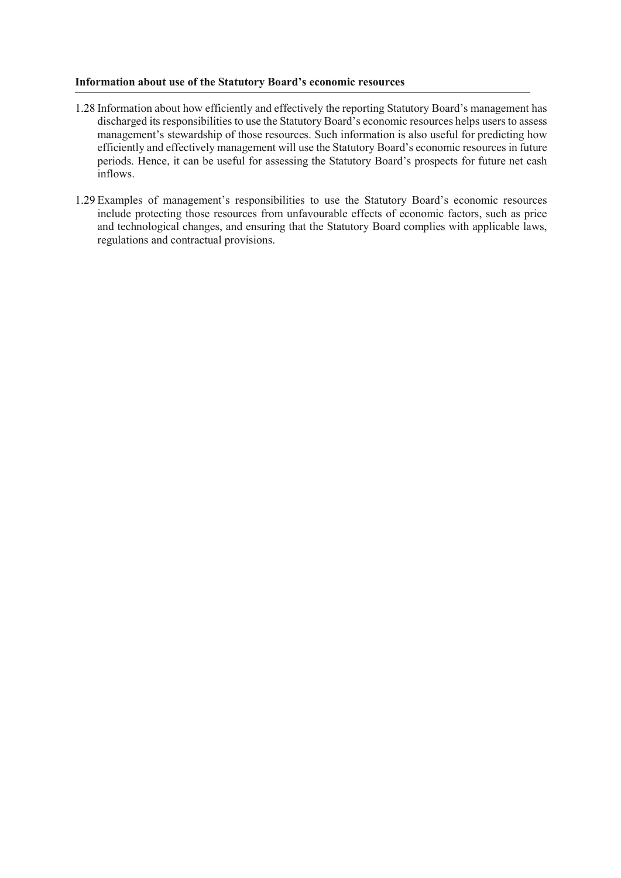**Information about use of the Statutory Board's economic resources**

1.28 Information about how efficiently and effectively the reporting Statutory Board's management has discharged its responsibilities to use the Statutory Board's economic resources helps users to assess management's stewardship of those resources. Such information is also useful for predicting how efficiently and effectively management will use the Statutory Board's economic resources in future periods. Hence, it can be useful for assessing the Statutory Board's prospects for future net cash inflows.

1.29 Examples of management's responsibilities to use the Statutory Board's economic resources include protecting those resources from unfavourable effects of economic factors, such as price and technological changes, and ensuring that the Statutory Board complies with applicable laws, regulations and contractual provisions.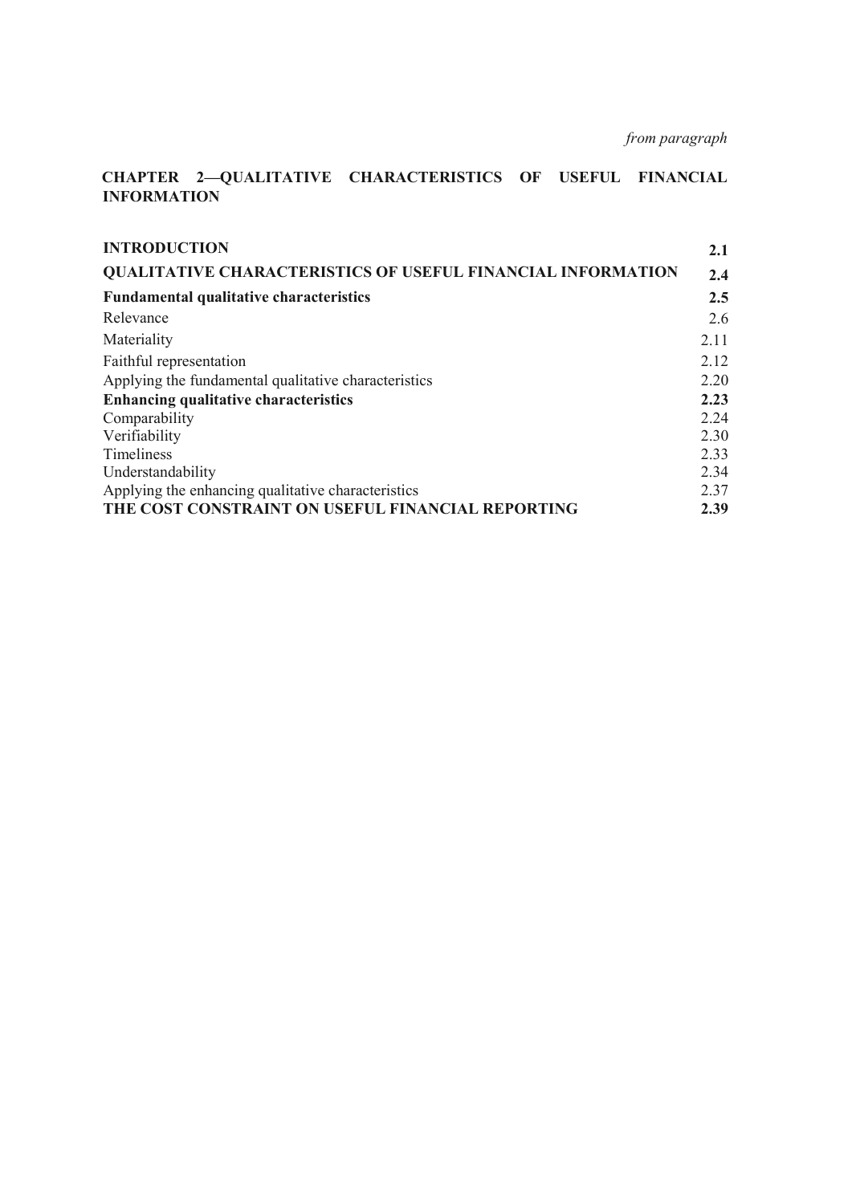*from paragraph*

**CHAPTER 2—QUALITATIVE CHARACTERISTICS OF USEFUL FINANCIAL INFORMATION**

| | |
|---|---|
| **INTRODUCTION** | **2.1** |
| **QUALITATIVE CHARACTERISTICS OF USEFUL FINANCIAL INFORMATION** | **2.4** |
| **Fundamental qualitative characteristics** | **2.5** |
| Relevance | 2.6 |
| Materiality | 2.11 |
| Faithful representation | 2.12 |
| Applying the fundamental qualitative characteristics | 2.20 |
| **Enhancing qualitative characteristics** | **2.23** |
| Comparability | 2.24 |
| Verifiability | 2.30 |
| Timeliness | 2.33 |
| Understandability | 2.34 |
| Applying the enhancing qualitative characteristics | 2.37 |
| **THE COST CONSTRAINT ON USEFUL FINANCIAL REPORTING** | **2.39** |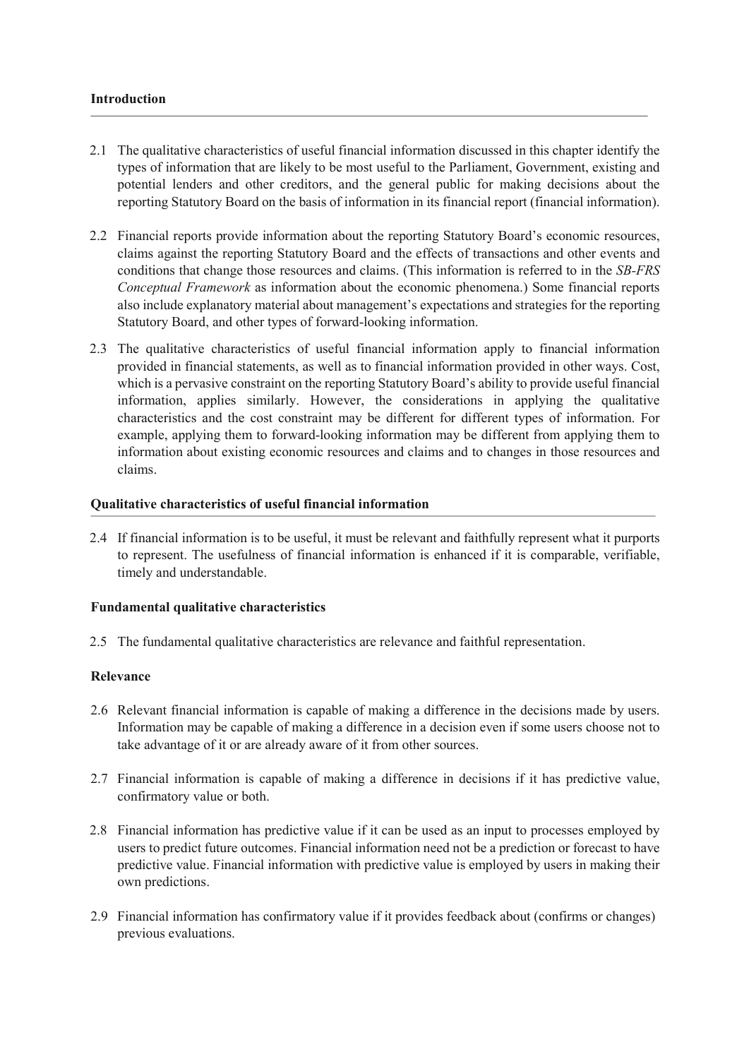## Introduction

2.1 The qualitative characteristics of useful financial information discussed in this chapter identify the types of information that are likely to be most useful to the Parliament, Government, existing and potential lenders and other creditors, and the general public for making decisions about the reporting Statutory Board on the basis of information in its financial report (financial information).

2.2 Financial reports provide information about the reporting Statutory Board's economic resources, claims against the reporting Statutory Board and the effects of transactions and other events and conditions that change those resources and claims. (This information is referred to in the *SB-FRS Conceptual Framework* as information about the economic phenomena.) Some financial reports also include explanatory material about management's expectations and strategies for the reporting Statutory Board, and other types of forward-looking information.

2.3 The qualitative characteristics of useful financial information apply to financial information provided in financial statements, as well as to financial information provided in other ways. Cost, which is a pervasive constraint on the reporting Statutory Board's ability to provide useful financial information, applies similarly. However, the considerations in applying the qualitative characteristics and the cost constraint may be different for different types of information. For example, applying them to forward-looking information may be different from applying them to information about existing economic resources and claims and to changes in those resources and claims.

## Qualitative characteristics of useful financial information

2.4 If financial information is to be useful, it must be relevant and faithfully represent what it purports to represent. The usefulness of financial information is enhanced if it is comparable, verifiable, timely and understandable.

### Fundamental qualitative characteristics

2.5 The fundamental qualitative characteristics are relevance and faithful representation.

### Relevance

2.6 Relevant financial information is capable of making a difference in the decisions made by users. Information may be capable of making a difference in a decision even if some users choose not to take advantage of it or are already aware of it from other sources.

2.7 Financial information is capable of making a difference in decisions if it has predictive value, confirmatory value or both.

2.8 Financial information has predictive value if it can be used as an input to processes employed by users to predict future outcomes. Financial information need not be a prediction or forecast to have predictive value. Financial information with predictive value is employed by users in making their own predictions.

2.9 Financial information has confirmatory value if it provides feedback about (confirms or changes) previous evaluations.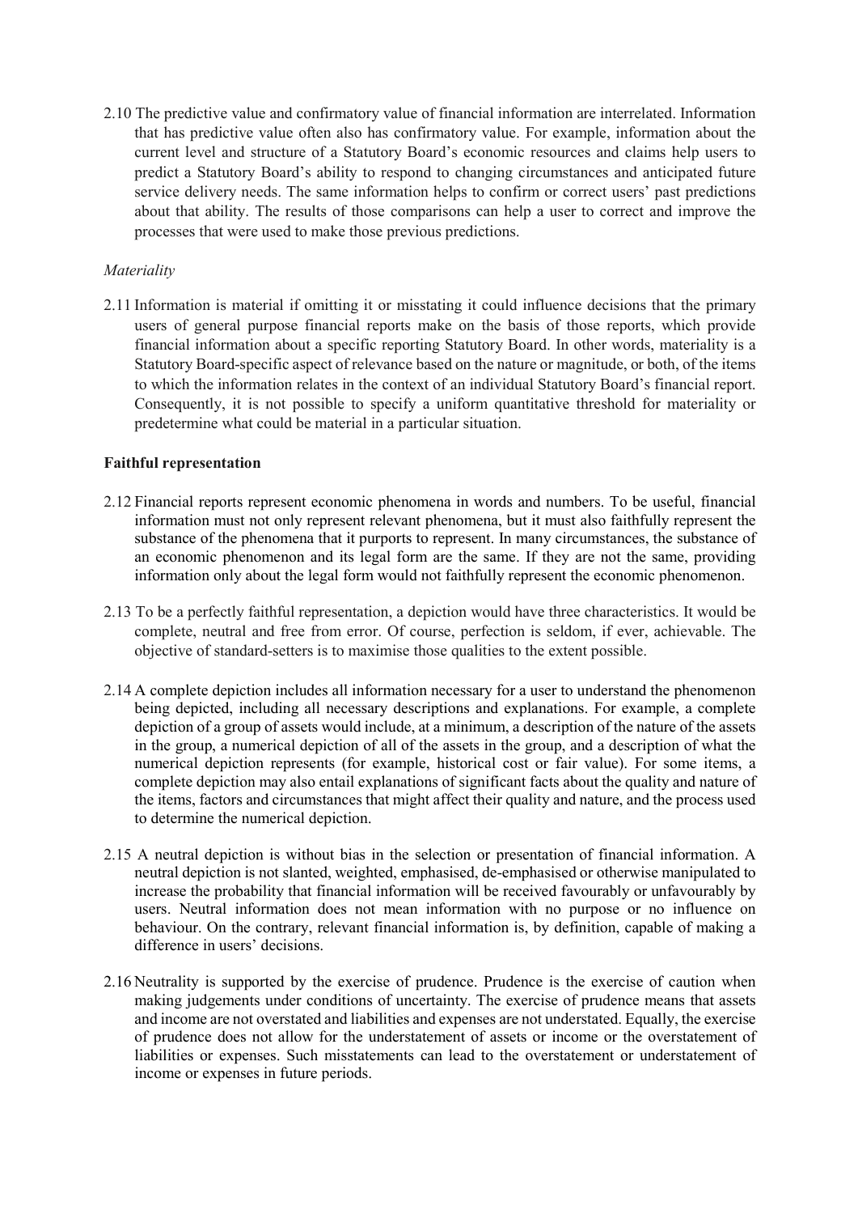2.10 The predictive value and confirmatory value of financial information are interrelated. Information that has predictive value often also has confirmatory value. For example, information about the current level and structure of a Statutory Board's economic resources and claims help users to predict a Statutory Board's ability to respond to changing circumstances and anticipated future service delivery needs. The same information helps to confirm or correct users' past predictions about that ability. The results of those comparisons can help a user to correct and improve the processes that were used to make those previous predictions.

*Materiality*

2.11 Information is material if omitting it or misstating it could influence decisions that the primary users of general purpose financial reports make on the basis of those reports, which provide financial information about a specific reporting Statutory Board. In other words, materiality is a Statutory Board-specific aspect of relevance based on the nature or magnitude, or both, of the items to which the information relates in the context of an individual Statutory Board's financial report. Consequently, it is not possible to specify a uniform quantitative threshold for materiality or predetermine what could be material in a particular situation.

**Faithful representation**

2.12 Financial reports represent economic phenomena in words and numbers. To be useful, financial information must not only represent relevant phenomena, but it must also faithfully represent the substance of the phenomena that it purports to represent. In many circumstances, the substance of an economic phenomenon and its legal form are the same. If they are not the same, providing information only about the legal form would not faithfully represent the economic phenomenon.

2.13 To be a perfectly faithful representation, a depiction would have three characteristics. It would be complete, neutral and free from error. Of course, perfection is seldom, if ever, achievable. The objective of standard-setters is to maximise those qualities to the extent possible.

2.14 A complete depiction includes all information necessary for a user to understand the phenomenon being depicted, including all necessary descriptions and explanations. For example, a complete depiction of a group of assets would include, at a minimum, a description of the nature of the assets in the group, a numerical depiction of all of the assets in the group, and a description of what the numerical depiction represents (for example, historical cost or fair value). For some items, a complete depiction may also entail explanations of significant facts about the quality and nature of the items, factors and circumstances that might affect their quality and nature, and the process used to determine the numerical depiction.

2.15 A neutral depiction is without bias in the selection or presentation of financial information. A neutral depiction is not slanted, weighted, emphasised, de-emphasised or otherwise manipulated to increase the probability that financial information will be received favourably or unfavourably by users. Neutral information does not mean information with no purpose or no influence on behaviour. On the contrary, relevant financial information is, by definition, capable of making a difference in users' decisions.

2.16 Neutrality is supported by the exercise of prudence. Prudence is the exercise of caution when making judgements under conditions of uncertainty. The exercise of prudence means that assets and income are not overstated and liabilities and expenses are not understated. Equally, the exercise of prudence does not allow for the understatement of assets or income or the overstatement of liabilities or expenses. Such misstatements can lead to the overstatement or understatement of income or expenses in future periods.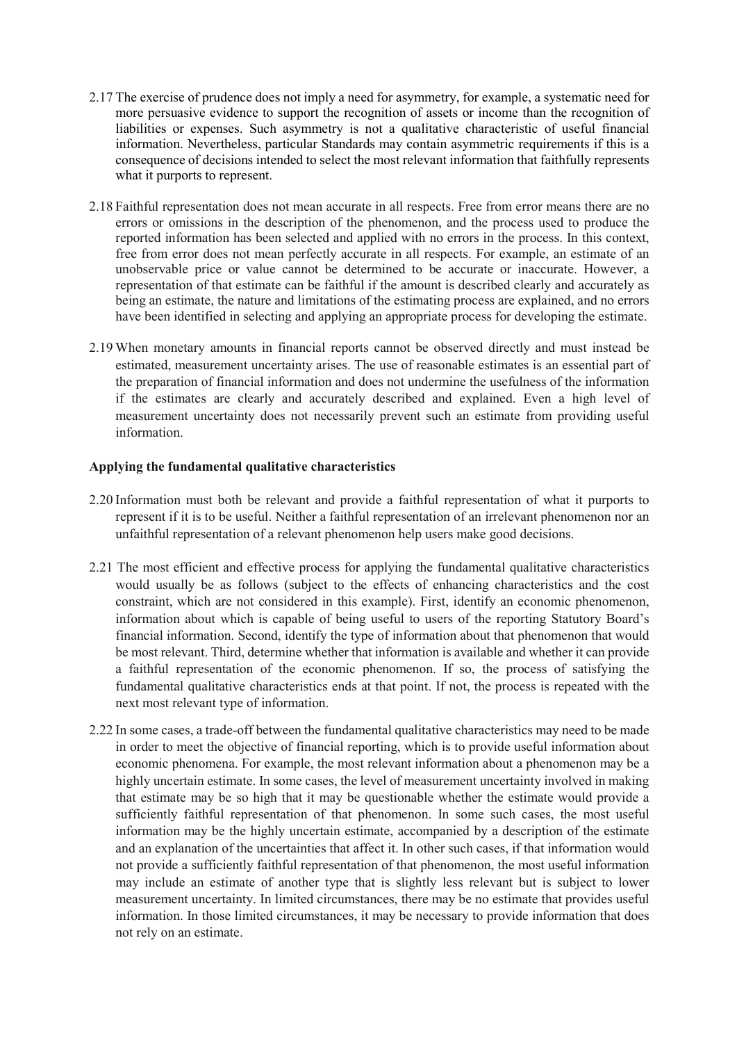2.17 The exercise of prudence does not imply a need for asymmetry, for example, a systematic need for more persuasive evidence to support the recognition of assets or income than the recognition of liabilities or expenses. Such asymmetry is not a qualitative characteristic of useful financial information. Nevertheless, particular Standards may contain asymmetric requirements if this is a consequence of decisions intended to select the most relevant information that faithfully represents what it purports to represent.

2.18 Faithful representation does not mean accurate in all respects. Free from error means there are no errors or omissions in the description of the phenomenon, and the process used to produce the reported information has been selected and applied with no errors in the process. In this context, free from error does not mean perfectly accurate in all respects. For example, an estimate of an unobservable price or value cannot be determined to be accurate or inaccurate. However, a representation of that estimate can be faithful if the amount is described clearly and accurately as being an estimate, the nature and limitations of the estimating process are explained, and no errors have been identified in selecting and applying an appropriate process for developing the estimate.

2.19 When monetary amounts in financial reports cannot be observed directly and must instead be estimated, measurement uncertainty arises. The use of reasonable estimates is an essential part of the preparation of financial information and does not undermine the usefulness of the information if the estimates are clearly and accurately described and explained. Even a high level of measurement uncertainty does not necessarily prevent such an estimate from providing useful information.

**Applying the fundamental qualitative characteristics**

2.20 Information must both be relevant and provide a faithful representation of what it purports to represent if it is to be useful. Neither a faithful representation of an irrelevant phenomenon nor an unfaithful representation of a relevant phenomenon help users make good decisions.

2.21 The most efficient and effective process for applying the fundamental qualitative characteristics would usually be as follows (subject to the effects of enhancing characteristics and the cost constraint, which are not considered in this example). First, identify an economic phenomenon, information about which is capable of being useful to users of the reporting Statutory Board's financial information. Second, identify the type of information about that phenomenon that would be most relevant. Third, determine whether that information is available and whether it can provide a faithful representation of the economic phenomenon. If so, the process of satisfying the fundamental qualitative characteristics ends at that point. If not, the process is repeated with the next most relevant type of information.

2.22 In some cases, a trade-off between the fundamental qualitative characteristics may need to be made in order to meet the objective of financial reporting, which is to provide useful information about economic phenomena. For example, the most relevant information about a phenomenon may be a highly uncertain estimate. In some cases, the level of measurement uncertainty involved in making that estimate may be so high that it may be questionable whether the estimate would provide a sufficiently faithful representation of that phenomenon. In some such cases, the most useful information may be the highly uncertain estimate, accompanied by a description of the estimate and an explanation of the uncertainties that affect it. In other such cases, if that information would not provide a sufficiently faithful representation of that phenomenon, the most useful information may include an estimate of another type that is slightly less relevant but is subject to lower measurement uncertainty. In limited circumstances, there may be no estimate that provides useful information. In those limited circumstances, it may be necessary to provide information that does not rely on an estimate.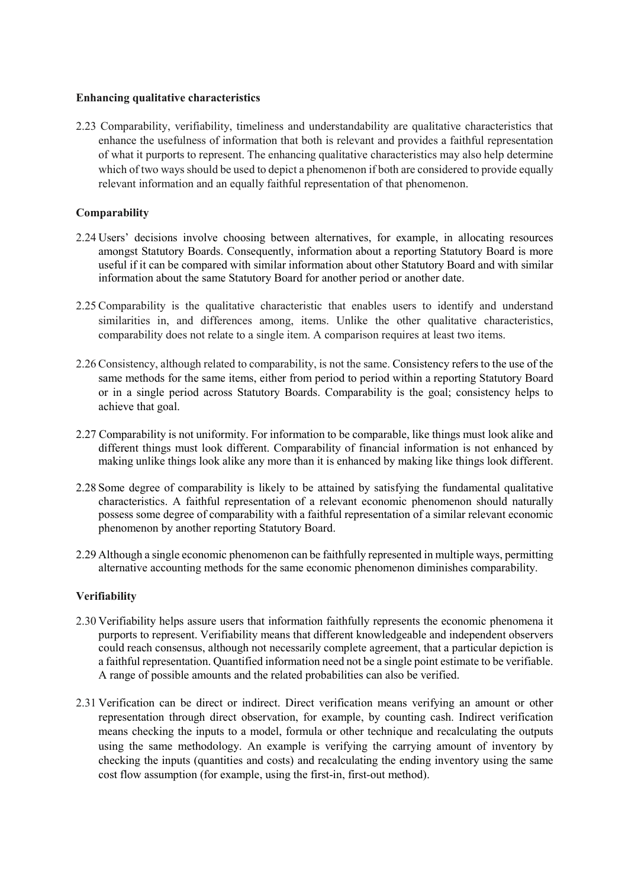### Enhancing qualitative characteristics

2.23 Comparability, verifiability, timeliness and understandability are qualitative characteristics that enhance the usefulness of information that both is relevant and provides a faithful representation of what it purports to represent. The enhancing qualitative characteristics may also help determine which of two ways should be used to depict a phenomenon if both are considered to provide equally relevant information and an equally faithful representation of that phenomenon.

### Comparability

2.24 Users' decisions involve choosing between alternatives, for example, in allocating resources amongst Statutory Boards. Consequently, information about a reporting Statutory Board is more useful if it can be compared with similar information about other Statutory Board and with similar information about the same Statutory Board for another period or another date.

2.25 Comparability is the qualitative characteristic that enables users to identify and understand similarities in, and differences among, items. Unlike the other qualitative characteristics, comparability does not relate to a single item. A comparison requires at least two items.

2.26 Consistency, although related to comparability, is not the same. Consistency refers to the use of the same methods for the same items, either from period to period within a reporting Statutory Board or in a single period across Statutory Boards. Comparability is the goal; consistency helps to achieve that goal.

2.27 Comparability is not uniformity. For information to be comparable, like things must look alike and different things must look different. Comparability of financial information is not enhanced by making unlike things look alike any more than it is enhanced by making like things look different.

2.28 Some degree of comparability is likely to be attained by satisfying the fundamental qualitative characteristics. A faithful representation of a relevant economic phenomenon should naturally possess some degree of comparability with a faithful representation of a similar relevant economic phenomenon by another reporting Statutory Board.

2.29 Although a single economic phenomenon can be faithfully represented in multiple ways, permitting alternative accounting methods for the same economic phenomenon diminishes comparability.

### Verifiability

2.30 Verifiability helps assure users that information faithfully represents the economic phenomena it purports to represent. Verifiability means that different knowledgeable and independent observers could reach consensus, although not necessarily complete agreement, that a particular depiction is a faithful representation. Quantified information need not be a single point estimate to be verifiable. A range of possible amounts and the related probabilities can also be verified.

2.31 Verification can be direct or indirect. Direct verification means verifying an amount or other representation through direct observation, for example, by counting cash. Indirect verification means checking the inputs to a model, formula or other technique and recalculating the outputs using the same methodology. An example is verifying the carrying amount of inventory by checking the inputs (quantities and costs) and recalculating the ending inventory using the same cost flow assumption (for example, using the first-in, first-out method).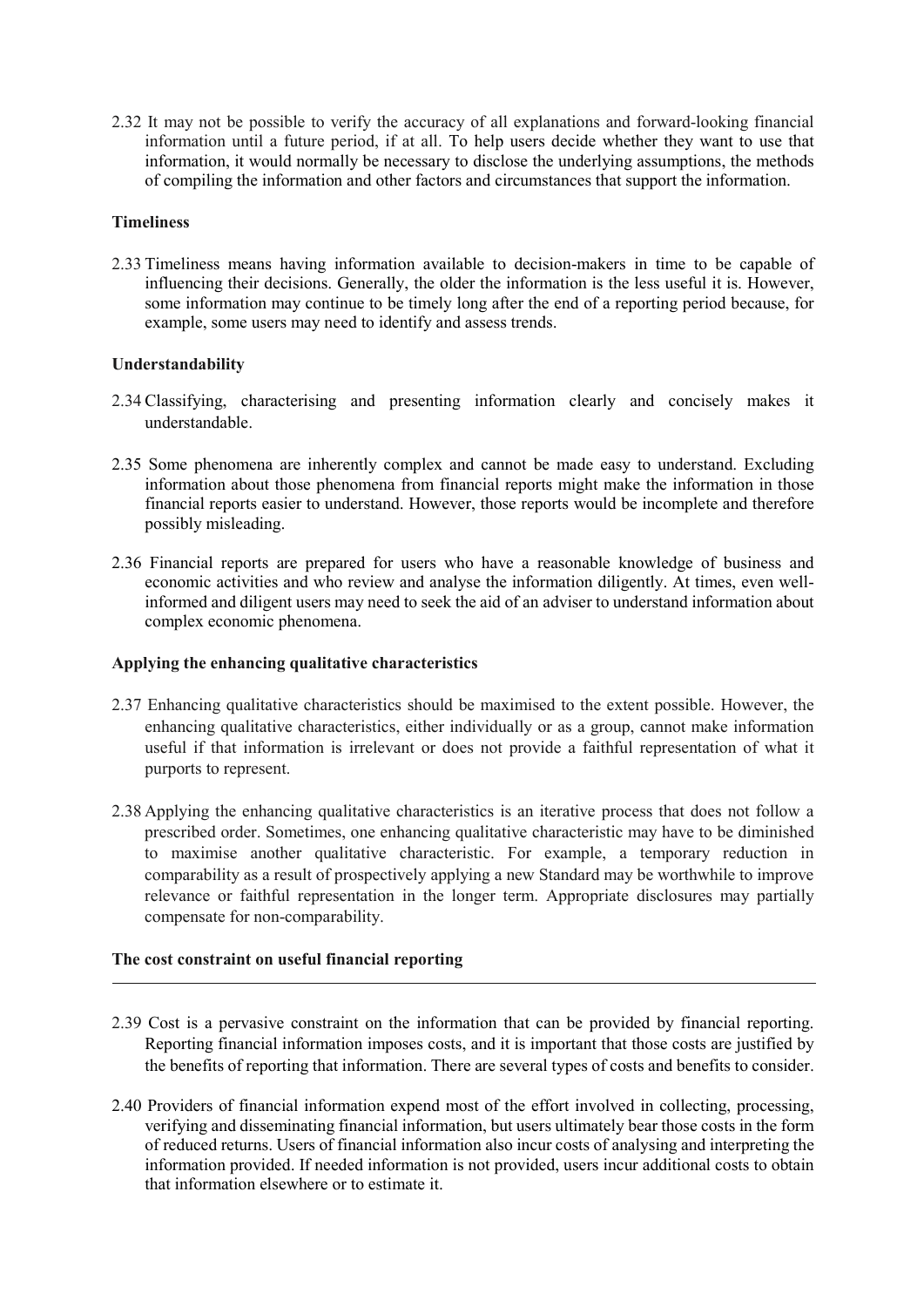2.32 It may not be possible to verify the accuracy of all explanations and forward-looking financial information until a future period, if at all. To help users decide whether they want to use that information, it would normally be necessary to disclose the underlying assumptions, the methods of compiling the information and other factors and circumstances that support the information.

### Timeliness

2.33 Timeliness means having information available to decision-makers in time to be capable of influencing their decisions. Generally, the older the information is the less useful it is. However, some information may continue to be timely long after the end of a reporting period because, for example, some users may need to identify and assess trends.

### Understandability

2.34 Classifying, characterising and presenting information clearly and concisely makes it understandable.

2.35 Some phenomena are inherently complex and cannot be made easy to understand. Excluding information about those phenomena from financial reports might make the information in those financial reports easier to understand. However, those reports would be incomplete and therefore possibly misleading.

2.36 Financial reports are prepared for users who have a reasonable knowledge of business and economic activities and who review and analyse the information diligently. At times, even well-informed and diligent users may need to seek the aid of an adviser to understand information about complex economic phenomena.

### Applying the enhancing qualitative characteristics

2.37 Enhancing qualitative characteristics should be maximised to the extent possible. However, the enhancing qualitative characteristics, either individually or as a group, cannot make information useful if that information is irrelevant or does not provide a faithful representation of what it purports to represent.

2.38 Applying the enhancing qualitative characteristics is an iterative process that does not follow a prescribed order. Sometimes, one enhancing qualitative characteristic may have to be diminished to maximise another qualitative characteristic. For example, a temporary reduction in comparability as a result of prospectively applying a new Standard may be worthwhile to improve relevance or faithful representation in the longer term. Appropriate disclosures may partially compensate for non-comparability.

## The cost constraint on useful financial reporting

2.39 Cost is a pervasive constraint on the information that can be provided by financial reporting. Reporting financial information imposes costs, and it is important that those costs are justified by the benefits of reporting that information. There are several types of costs and benefits to consider.

2.40 Providers of financial information expend most of the effort involved in collecting, processing, verifying and disseminating financial information, but users ultimately bear those costs in the form of reduced returns. Users of financial information also incur costs of analysing and interpreting the information provided. If needed information is not provided, users incur additional costs to obtain that information elsewhere or to estimate it.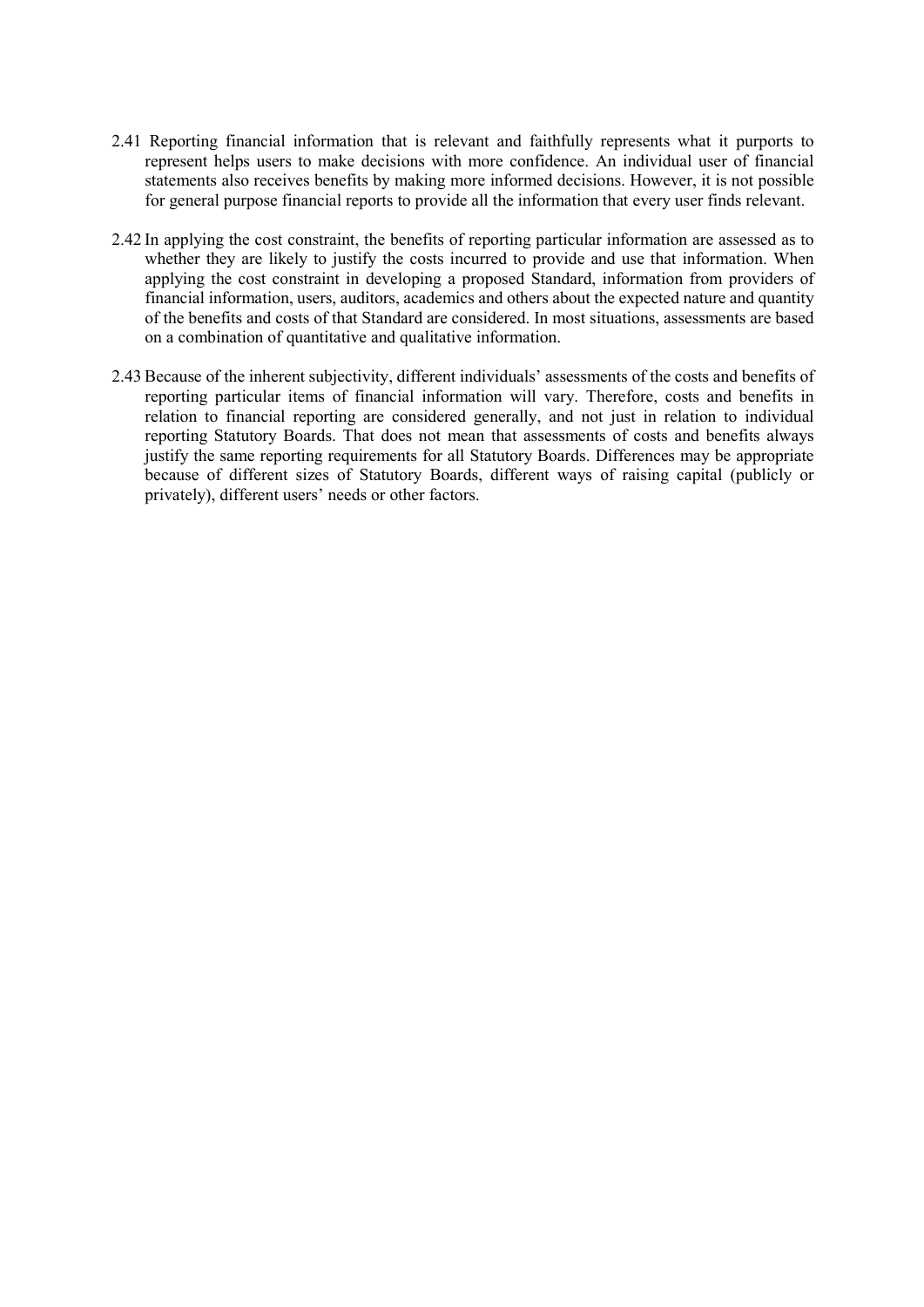2.41 Reporting financial information that is relevant and faithfully represents what it purports to represent helps users to make decisions with more confidence. An individual user of financial statements also receives benefits by making more informed decisions. However, it is not possible for general purpose financial reports to provide all the information that every user finds relevant.

2.42 In applying the cost constraint, the benefits of reporting particular information are assessed as to whether they are likely to justify the costs incurred to provide and use that information. When applying the cost constraint in developing a proposed Standard, information from providers of financial information, users, auditors, academics and others about the expected nature and quantity of the benefits and costs of that Standard are considered. In most situations, assessments are based on a combination of quantitative and qualitative information.

2.43 Because of the inherent subjectivity, different individuals' assessments of the costs and benefits of reporting particular items of financial information will vary. Therefore, costs and benefits in relation to financial reporting are considered generally, and not just in relation to individual reporting Statutory Boards. That does not mean that assessments of costs and benefits always justify the same reporting requirements for all Statutory Boards. Differences may be appropriate because of different sizes of Statutory Boards, different ways of raising capital (publicly or privately), different users' needs or other factors.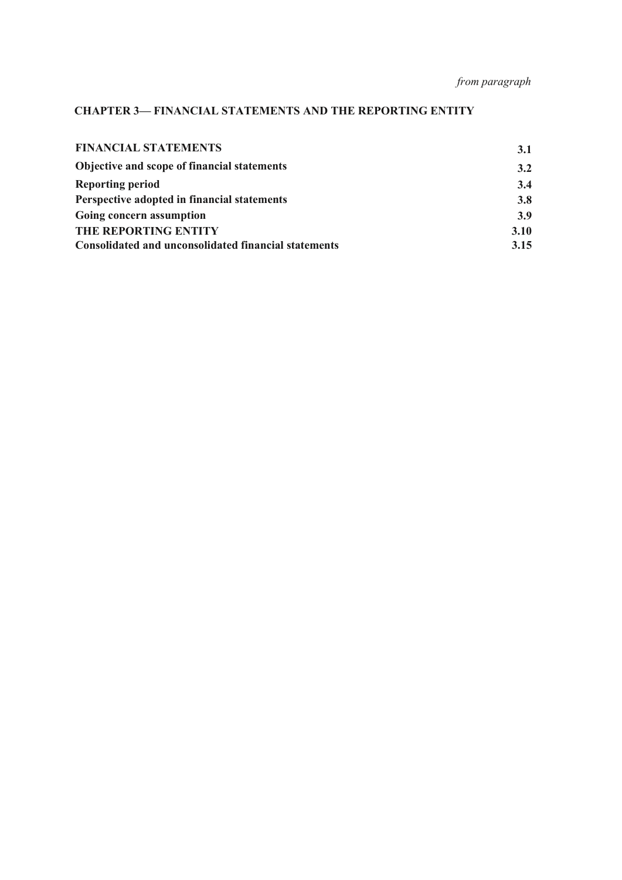*from paragraph*

**CHAPTER 3— FINANCIAL STATEMENTS AND THE REPORTING ENTITY**

| | |
|---|---|
| **FINANCIAL STATEMENTS** | **3.1** |
| **Objective and scope of financial statements** | **3.2** |
| **Reporting period** | **3.4** |
| **Perspective adopted in financial statements** | **3.8** |
| **Going concern assumption** | **3.9** |
| **THE REPORTING ENTITY** | **3.10** |
| **Consolidated and unconsolidated financial statements** | **3.15** |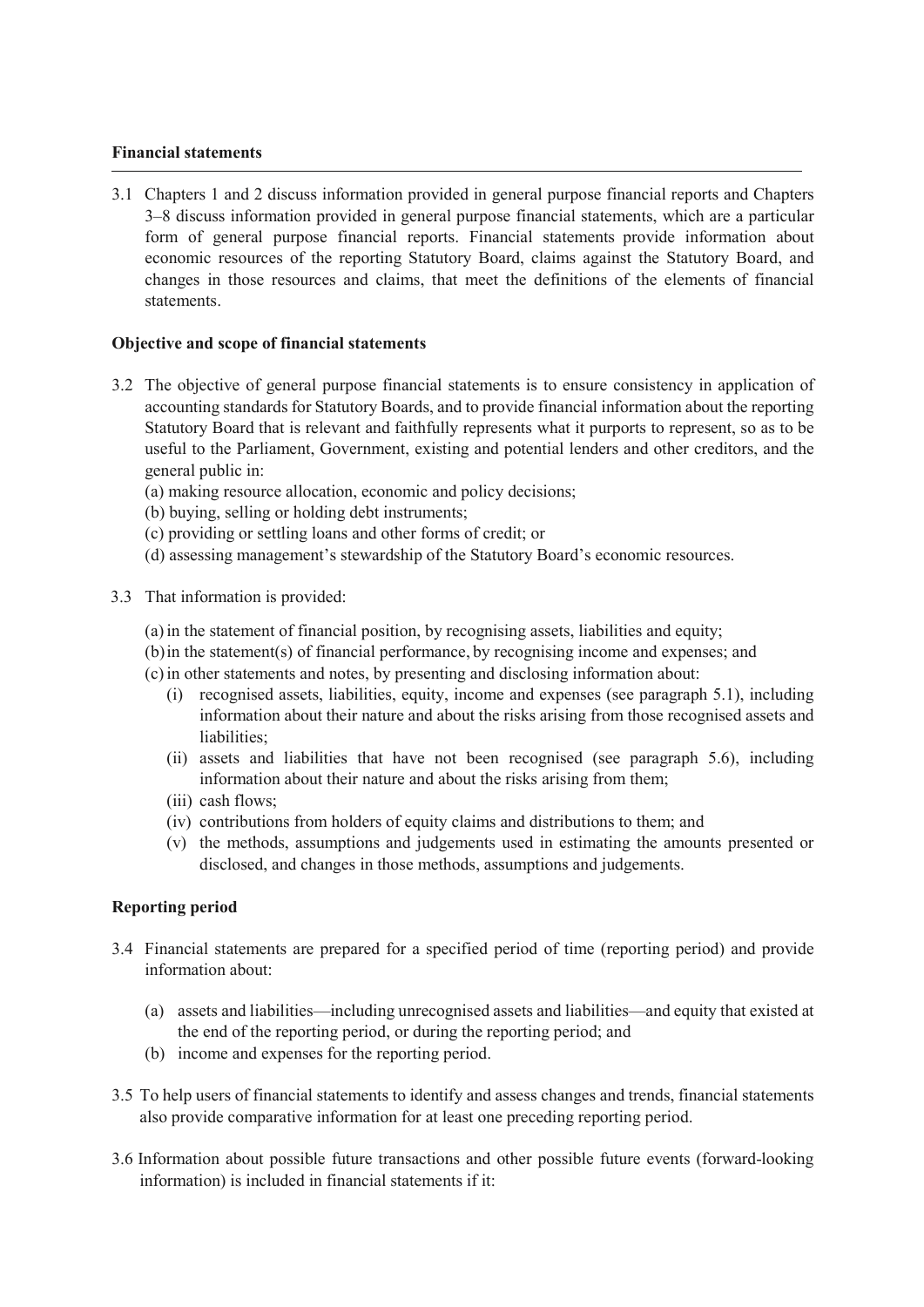**Financial statements**

3.1 Chapters 1 and 2 discuss information provided in general purpose financial reports and Chapters 3–8 discuss information provided in general purpose financial statements, which are a particular form of general purpose financial reports. Financial statements provide information about economic resources of the reporting Statutory Board, claims against the Statutory Board, and changes in those resources and claims, that meet the definitions of the elements of financial statements.

**Objective and scope of financial statements**

3.2 The objective of general purpose financial statements is to ensure consistency in application of accounting standards for Statutory Boards, and to provide financial information about the reporting Statutory Board that is relevant and faithfully represents what it purports to represent, so as to be useful to the Parliament, Government, existing and potential lenders and other creditors, and the general public in:

(a) making resource allocation, economic and policy decisions;
(b) buying, selling or holding debt instruments;
(c) providing or settling loans and other forms of credit; or
(d) assessing management's stewardship of the Statutory Board's economic resources.

3.3 That information is provided:

(a) in the statement of financial position, by recognising assets, liabilities and equity;
(b) in the statement(s) of financial performance, by recognising income and expenses; and
(c) in other statements and notes, by presenting and disclosing information about:
   (i) recognised assets, liabilities, equity, income and expenses (see paragraph 5.1), including information about their nature and about the risks arising from those recognised assets and liabilities;
   (ii) assets and liabilities that have not been recognised (see paragraph 5.6), including information about their nature and about the risks arising from them;
   (iii) cash flows;
   (iv) contributions from holders of equity claims and distributions to them; and
   (v) the methods, assumptions and judgements used in estimating the amounts presented or disclosed, and changes in those methods, assumptions and judgements.

**Reporting period**

3.4 Financial statements are prepared for a specified period of time (reporting period) and provide information about:

(a) assets and liabilities—including unrecognised assets and liabilities—and equity that existed at the end of the reporting period, or during the reporting period; and
(b) income and expenses for the reporting period.

3.5 To help users of financial statements to identify and assess changes and trends, financial statements also provide comparative information for at least one preceding reporting period.

3.6 Information about possible future transactions and other possible future events (forward-looking information) is included in financial statements if it: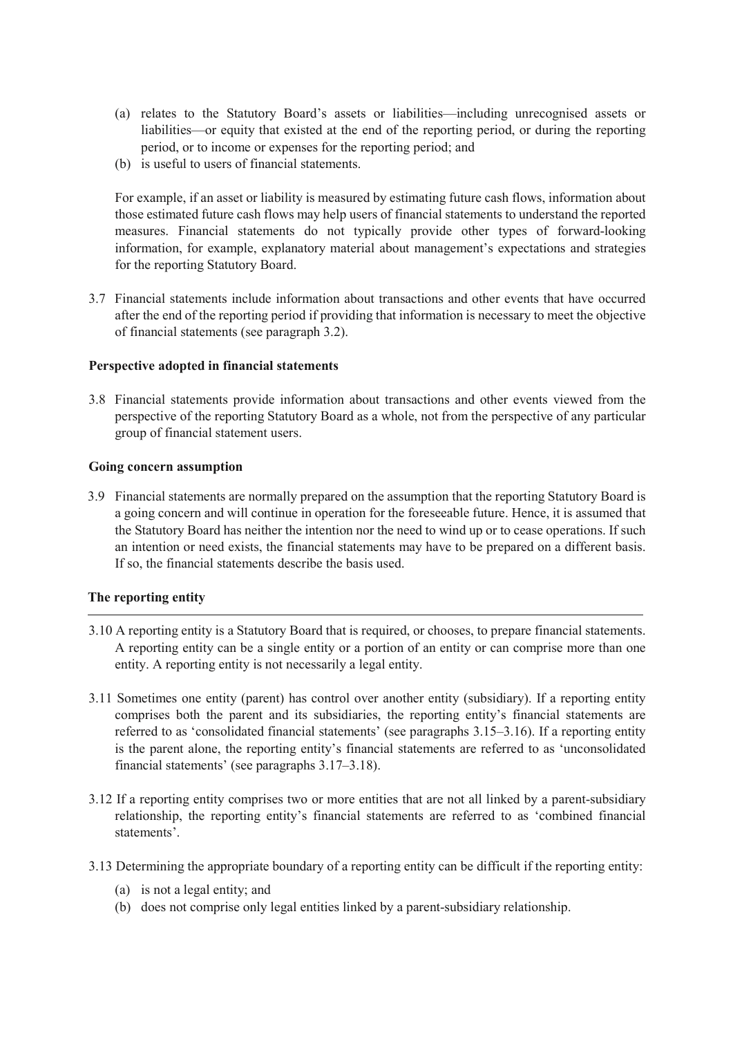(a) relates to the Statutory Board's assets or liabilities—including unrecognised assets or liabilities—or equity that existed at the end of the reporting period, or during the reporting period, or to income or expenses for the reporting period; and
(b) is useful to users of financial statements.

For example, if an asset or liability is measured by estimating future cash flows, information about those estimated future cash flows may help users of financial statements to understand the reported measures. Financial statements do not typically provide other types of forward-looking information, for example, explanatory material about management's expectations and strategies for the reporting Statutory Board.

3.7 Financial statements include information about transactions and other events that have occurred after the end of the reporting period if providing that information is necessary to meet the objective of financial statements (see paragraph 3.2).

**Perspective adopted in financial statements**

3.8 Financial statements provide information about transactions and other events viewed from the perspective of the reporting Statutory Board as a whole, not from the perspective of any particular group of financial statement users.

**Going concern assumption**

3.9 Financial statements are normally prepared on the assumption that the reporting Statutory Board is a going concern and will continue in operation for the foreseeable future. Hence, it is assumed that the Statutory Board has neither the intention nor the need to wind up or to cease operations. If such an intention or need exists, the financial statements may have to be prepared on a different basis. If so, the financial statements describe the basis used.

## The reporting entity

3.10 A reporting entity is a Statutory Board that is required, or chooses, to prepare financial statements. A reporting entity can be a single entity or a portion of an entity or can comprise more than one entity. A reporting entity is not necessarily a legal entity.

3.11 Sometimes one entity (parent) has control over another entity (subsidiary). If a reporting entity comprises both the parent and its subsidiaries, the reporting entity's financial statements are referred to as 'consolidated financial statements' (see paragraphs 3.15–3.16). If a reporting entity is the parent alone, the reporting entity's financial statements are referred to as 'unconsolidated financial statements' (see paragraphs 3.17–3.18).

3.12 If a reporting entity comprises two or more entities that are not all linked by a parent-subsidiary relationship, the reporting entity's financial statements are referred to as 'combined financial statements'.

3.13 Determining the appropriate boundary of a reporting entity can be difficult if the reporting entity:

(a) is not a legal entity; and
(b) does not comprise only legal entities linked by a parent-subsidiary relationship.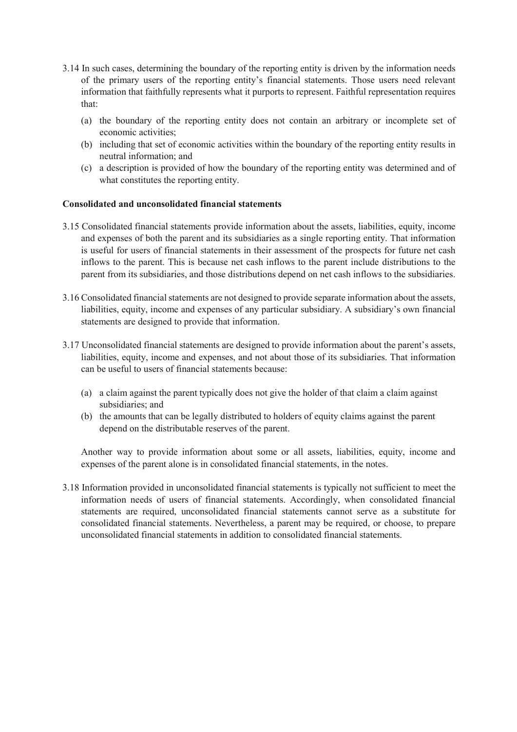3.14 In such cases, determining the boundary of the reporting entity is driven by the information needs of the primary users of the reporting entity's financial statements. Those users need relevant information that faithfully represents what it purports to represent. Faithful representation requires that:

- (a) the boundary of the reporting entity does not contain an arbitrary or incomplete set of economic activities;
- (b) including that set of economic activities within the boundary of the reporting entity results in neutral information; and
- (c) a description is provided of how the boundary of the reporting entity was determined and of what constitutes the reporting entity.

**Consolidated and unconsolidated financial statements**

3.15 Consolidated financial statements provide information about the assets, liabilities, equity, income and expenses of both the parent and its subsidiaries as a single reporting entity. That information is useful for users of financial statements in their assessment of the prospects for future net cash inflows to the parent. This is because net cash inflows to the parent include distributions to the parent from its subsidiaries, and those distributions depend on net cash inflows to the subsidiaries.

3.16 Consolidated financial statements are not designed to provide separate information about the assets, liabilities, equity, income and expenses of any particular subsidiary. A subsidiary's own financial statements are designed to provide that information.

3.17 Unconsolidated financial statements are designed to provide information about the parent's assets, liabilities, equity, income and expenses, and not about those of its subsidiaries. That information can be useful to users of financial statements because:

- (a) a claim against the parent typically does not give the holder of that claim a claim against subsidiaries; and
- (b) the amounts that can be legally distributed to holders of equity claims against the parent depend on the distributable reserves of the parent.

Another way to provide information about some or all assets, liabilities, equity, income and expenses of the parent alone is in consolidated financial statements, in the notes.

3.18 Information provided in unconsolidated financial statements is typically not sufficient to meet the information needs of users of financial statements. Accordingly, when consolidated financial statements are required, unconsolidated financial statements cannot serve as a substitute for consolidated financial statements. Nevertheless, a parent may be required, or choose, to prepare unconsolidated financial statements in addition to consolidated financial statements.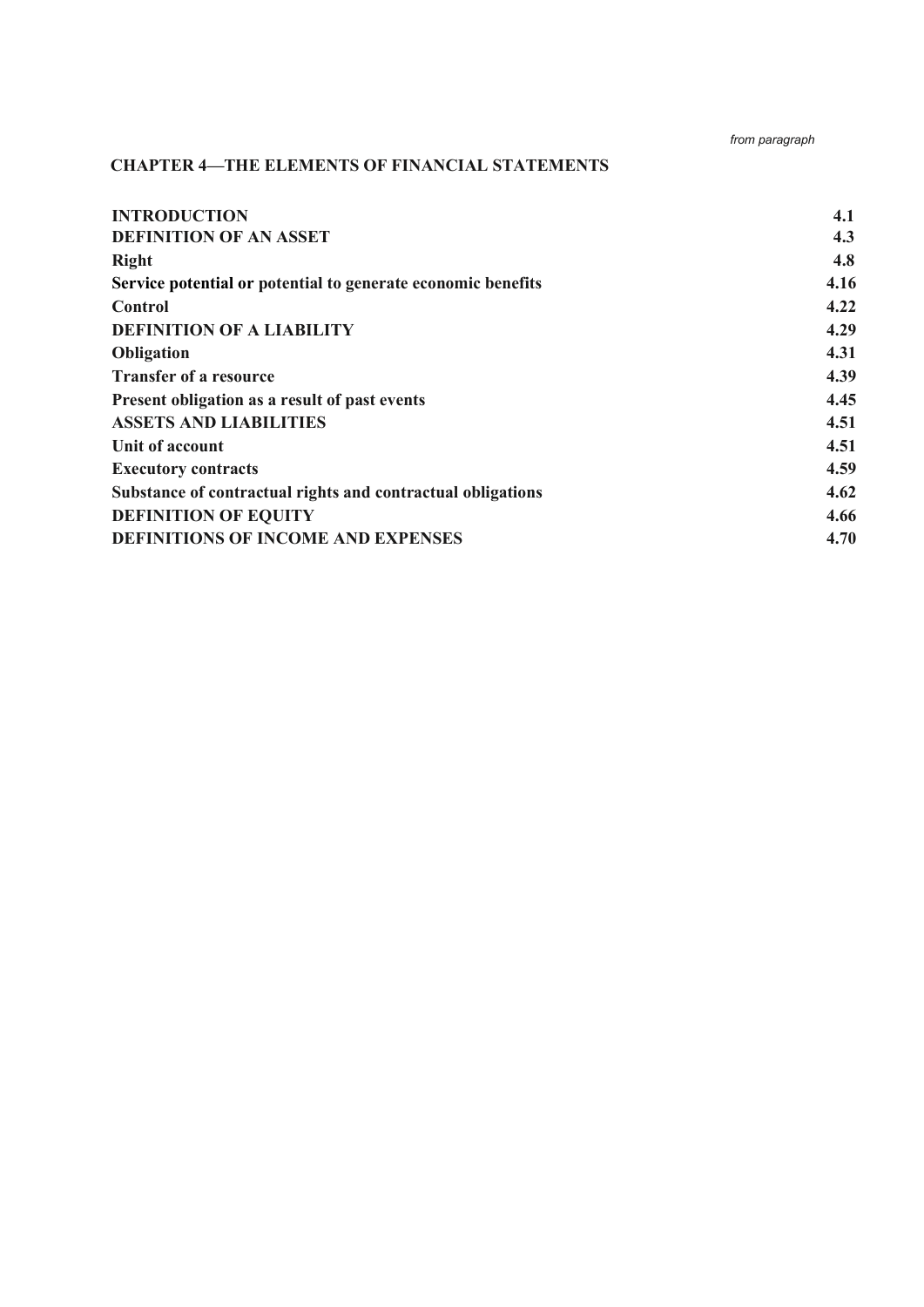## CHAPTER 4—THE ELEMENTS OF FINANCIAL STATEMENTS

| | *from paragraph* |
|---|---|
| **INTRODUCTION** | **4.1** |
| **DEFINITION OF AN ASSET** | **4.3** |
| **Right** | **4.8** |
| **Service potential or potential to generate economic benefits** | **4.16** |
| **Control** | **4.22** |
| **DEFINITION OF A LIABILITY** | **4.29** |
| **Obligation** | **4.31** |
| **Transfer of a resource** | **4.39** |
| **Present obligation as a result of past events** | **4.45** |
| **ASSETS AND LIABILITIES** | **4.51** |
| **Unit of account** | **4.51** |
| **Executory contracts** | **4.59** |
| **Substance of contractual rights and contractual obligations** | **4.62** |
| **DEFINITION OF EQUITY** | **4.66** |
| **DEFINITIONS OF INCOME AND EXPENSES** | **4.70** |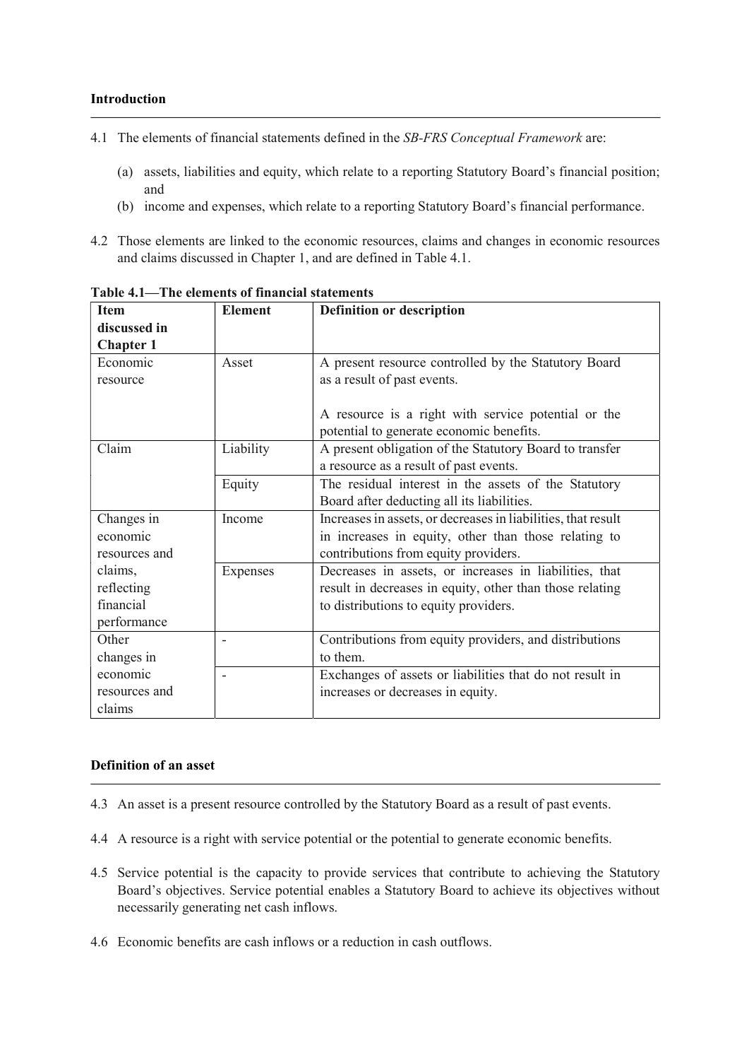## Introduction

4.1 The elements of financial statements defined in the *SB-FRS Conceptual Framework* are:

(a) assets, liabilities and equity, which relate to a reporting Statutory Board's financial position; and

(b) income and expenses, which relate to a reporting Statutory Board's financial performance.

4.2 Those elements are linked to the economic resources, claims and changes in economic resources and claims discussed in Chapter 1, and are defined in Table 4.1.

**Table 4.1—The elements of financial statements**

| Item discussed in Chapter 1 | Element | Definition or description |
|---|---|---|
| Economic resource | Asset | A present resource controlled by the Statutory Board as a result of past events.<br><br>A resource is a right with service potential or the potential to generate economic benefits. |
| Claim | Liability | A present obligation of the Statutory Board to transfer a resource as a result of past events. |
| | Equity | The residual interest in the assets of the Statutory Board after deducting all its liabilities. |
| Changes in economic resources and claims, reflecting financial performance | Income | Increases in assets, or decreases in liabilities, that result in increases in equity, other than those relating to contributions from equity providers. |
| | Expenses | Decreases in assets, or increases in liabilities, that result in decreases in equity, other than those relating to distributions to equity providers. |
| Other changes in economic resources and claims | - | Contributions from equity providers, and distributions to them. |
| | - | Exchanges of assets or liabilities that do not result in increases or decreases in equity. |

## Definition of an asset

4.3 An asset is a present resource controlled by the Statutory Board as a result of past events.

4.4 A resource is a right with service potential or the potential to generate economic benefits.

4.5 Service potential is the capacity to provide services that contribute to achieving the Statutory Board's objectives. Service potential enables a Statutory Board to achieve its objectives without necessarily generating net cash inflows.

4.6 Economic benefits are cash inflows or a reduction in cash outflows.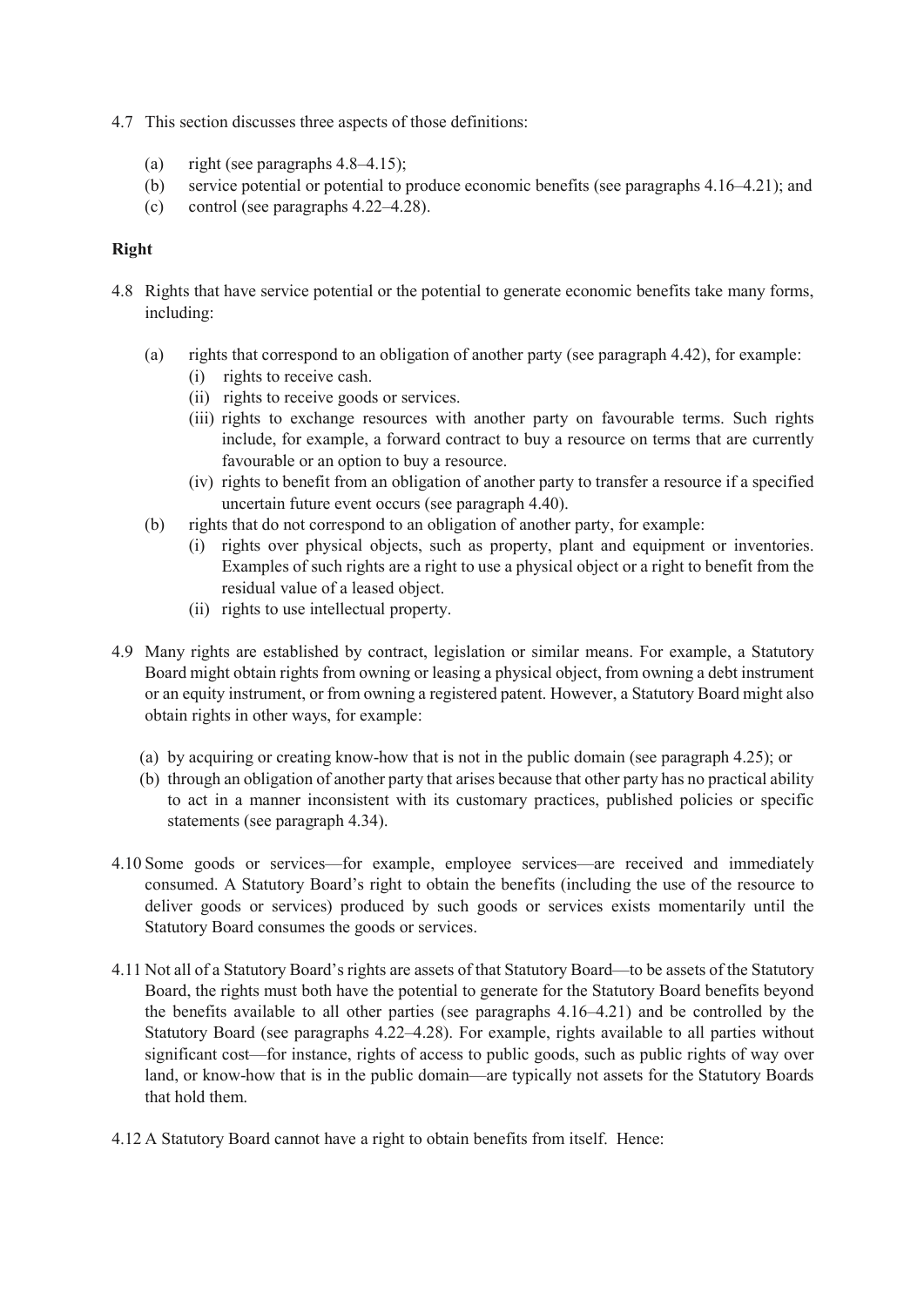4.7 This section discusses three aspects of those definitions:

(a) right (see paragraphs 4.8–4.15);
(b) service potential or potential to produce economic benefits (see paragraphs 4.16–4.21); and
(c) control (see paragraphs 4.22–4.28).

**Right**

4.8 Rights that have service potential or the potential to generate economic benefits take many forms, including:

(a) rights that correspond to an obligation of another party (see paragraph 4.42), for example:
   (i) rights to receive cash.
   (ii) rights to receive goods or services.
   (iii) rights to exchange resources with another party on favourable terms. Such rights include, for example, a forward contract to buy a resource on terms that are currently favourable or an option to buy a resource.
   (iv) rights to benefit from an obligation of another party to transfer a resource if a specified uncertain future event occurs (see paragraph 4.40).
(b) rights that do not correspond to an obligation of another party, for example:
   (i) rights over physical objects, such as property, plant and equipment or inventories. Examples of such rights are a right to use a physical object or a right to benefit from the residual value of a leased object.
   (ii) rights to use intellectual property.

4.9 Many rights are established by contract, legislation or similar means. For example, a Statutory Board might obtain rights from owning or leasing a physical object, from owning a debt instrument or an equity instrument, or from owning a registered patent. However, a Statutory Board might also obtain rights in other ways, for example:

(a) by acquiring or creating know-how that is not in the public domain (see paragraph 4.25); or
(b) through an obligation of another party that arises because that other party has no practical ability to act in a manner inconsistent with its customary practices, published policies or specific statements (see paragraph 4.34).

4.10 Some goods or services—for example, employee services—are received and immediately consumed. A Statutory Board's right to obtain the benefits (including the use of the resource to deliver goods or services) produced by such goods or services exists momentarily until the Statutory Board consumes the goods or services.

4.11 Not all of a Statutory Board's rights are assets of that Statutory Board—to be assets of the Statutory Board, the rights must both have the potential to generate for the Statutory Board benefits beyond the benefits available to all other parties (see paragraphs 4.16–4.21) and be controlled by the Statutory Board (see paragraphs 4.22–4.28). For example, rights available to all parties without significant cost—for instance, rights of access to public goods, such as public rights of way over land, or know-how that is in the public domain—are typically not assets for the Statutory Boards that hold them.

4.12 A Statutory Board cannot have a right to obtain benefits from itself. Hence: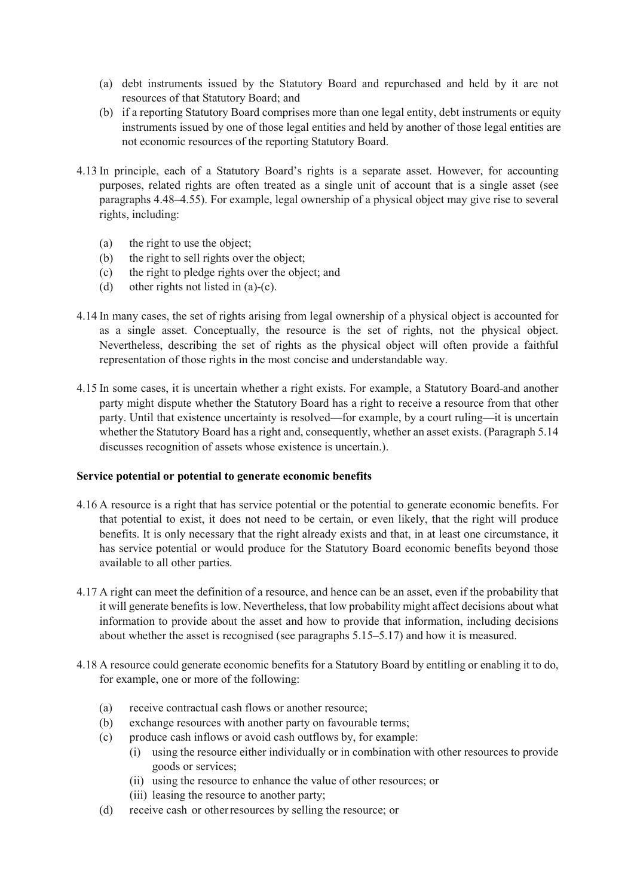(a) debt instruments issued by the Statutory Board and repurchased and held by it are not resources of that Statutory Board; and

(b) if a reporting Statutory Board comprises more than one legal entity, debt instruments or equity instruments issued by one of those legal entities and held by another of those legal entities are not economic resources of the reporting Statutory Board.

4.13 In principle, each of a Statutory Board's rights is a separate asset. However, for accounting purposes, related rights are often treated as a single unit of account that is a single asset (see paragraphs 4.48–4.55). For example, legal ownership of a physical object may give rise to several rights, including:

(a) the right to use the object;

(b) the right to sell rights over the object;

(c) the right to pledge rights over the object; and

(d) other rights not listed in (a)-(c).

4.14 In many cases, the set of rights arising from legal ownership of a physical object is accounted for as a single asset. Conceptually, the resource is the set of rights, not the physical object. Nevertheless, describing the set of rights as the physical object will often provide a faithful representation of those rights in the most concise and understandable way.

4.15 In some cases, it is uncertain whether a right exists. For example, a Statutory Board and another party might dispute whether the Statutory Board has a right to receive a resource from that other party. Until that existence uncertainty is resolved—for example, by a court ruling—it is uncertain whether the Statutory Board has a right and, consequently, whether an asset exists. (Paragraph 5.14 discusses recognition of assets whose existence is uncertain.).

**Service potential or potential to generate economic benefits**

4.16 A resource is a right that has service potential or the potential to generate economic benefits. For that potential to exist, it does not need to be certain, or even likely, that the right will produce benefits. It is only necessary that the right already exists and that, in at least one circumstance, it has service potential or would produce for the Statutory Board economic benefits beyond those available to all other parties.

4.17 A right can meet the definition of a resource, and hence can be an asset, even if the probability that it will generate benefits is low. Nevertheless, that low probability might affect decisions about what information to provide about the asset and how to provide that information, including decisions about whether the asset is recognised (see paragraphs 5.15–5.17) and how it is measured.

4.18 A resource could generate economic benefits for a Statutory Board by entitling or enabling it to do, for example, one or more of the following:

(a) receive contractual cash flows or another resource;

(b) exchange resources with another party on favourable terms;

(c) produce cash inflows or avoid cash outflows by, for example:
   (i) using the resource either individually or in combination with other resources to provide goods or services;
   (ii) using the resource to enhance the value of other resources; or
   (iii) leasing the resource to another party;

(d) receive cash or other resources by selling the resource; or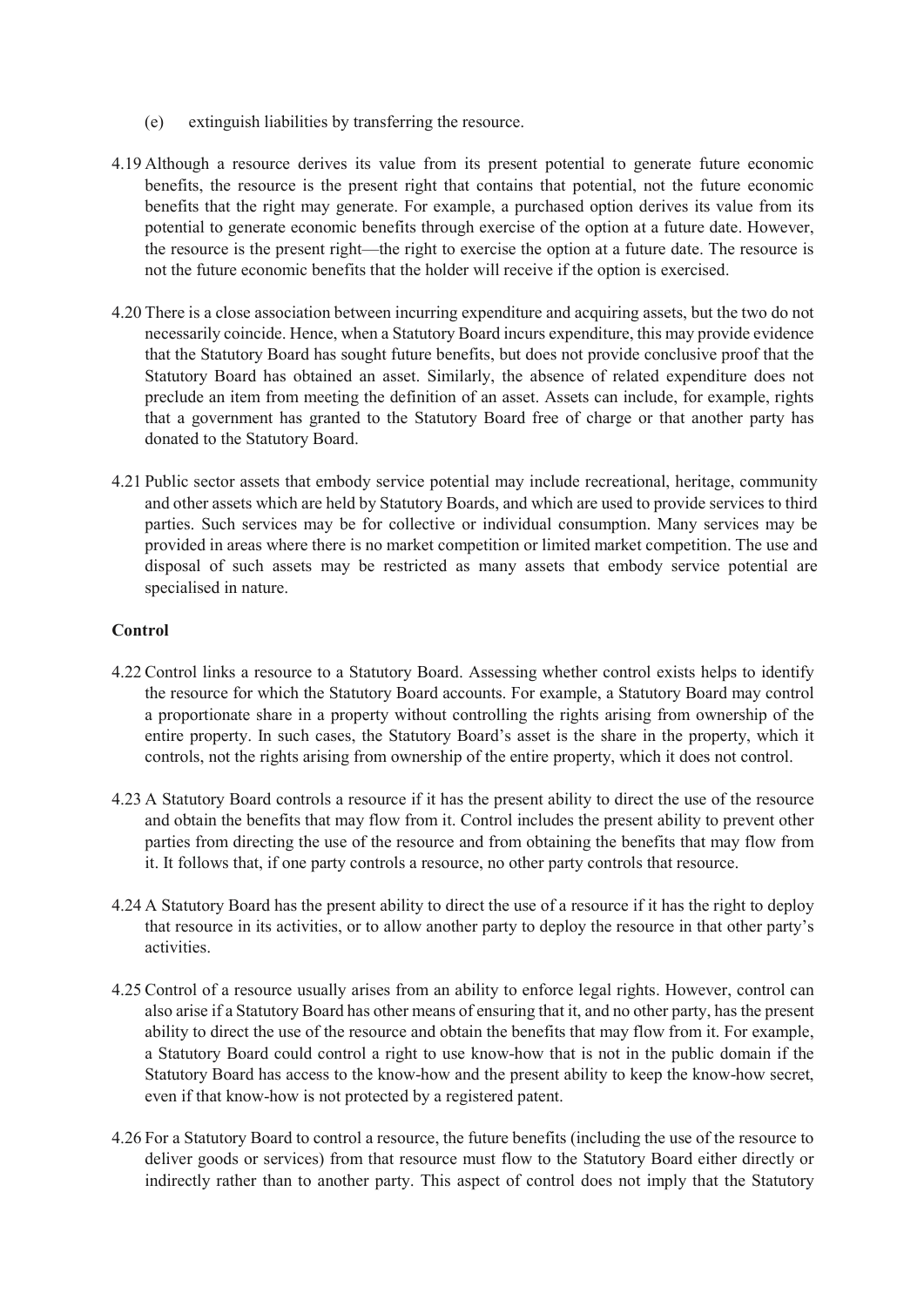(e) extinguish liabilities by transferring the resource.

4.19 Although a resource derives its value from its present potential to generate future economic benefits, the resource is the present right that contains that potential, not the future economic benefits that the right may generate. For example, a purchased option derives its value from its potential to generate economic benefits through exercise of the option at a future date. However, the resource is the present right—the right to exercise the option at a future date. The resource is not the future economic benefits that the holder will receive if the option is exercised.

4.20 There is a close association between incurring expenditure and acquiring assets, but the two do not necessarily coincide. Hence, when a Statutory Board incurs expenditure, this may provide evidence that the Statutory Board has sought future benefits, but does not provide conclusive proof that the Statutory Board has obtained an asset. Similarly, the absence of related expenditure does not preclude an item from meeting the definition of an asset. Assets can include, for example, rights that a government has granted to the Statutory Board free of charge or that another party has donated to the Statutory Board.

4.21 Public sector assets that embody service potential may include recreational, heritage, community and other assets which are held by Statutory Boards, and which are used to provide services to third parties. Such services may be for collective or individual consumption. Many services may be provided in areas where there is no market competition or limited market competition. The use and disposal of such assets may be restricted as many assets that embody service potential are specialised in nature.

**Control**

4.22 Control links a resource to a Statutory Board. Assessing whether control exists helps to identify the resource for which the Statutory Board accounts. For example, a Statutory Board may control a proportionate share in a property without controlling the rights arising from ownership of the entire property. In such cases, the Statutory Board's asset is the share in the property, which it controls, not the rights arising from ownership of the entire property, which it does not control.

4.23 A Statutory Board controls a resource if it has the present ability to direct the use of the resource and obtain the benefits that may flow from it. Control includes the present ability to prevent other parties from directing the use of the resource and from obtaining the benefits that may flow from it. It follows that, if one party controls a resource, no other party controls that resource.

4.24 A Statutory Board has the present ability to direct the use of a resource if it has the right to deploy that resource in its activities, or to allow another party to deploy the resource in that other party's activities.

4.25 Control of a resource usually arises from an ability to enforce legal rights. However, control can also arise if a Statutory Board has other means of ensuring that it, and no other party, has the present ability to direct the use of the resource and obtain the benefits that may flow from it. For example, a Statutory Board could control a right to use know-how that is not in the public domain if the Statutory Board has access to the know-how and the present ability to keep the know-how secret, even if that know-how is not protected by a registered patent.

4.26 For a Statutory Board to control a resource, the future benefits (including the use of the resource to deliver goods or services) from that resource must flow to the Statutory Board either directly or indirectly rather than to another party. This aspect of control does not imply that the Statutory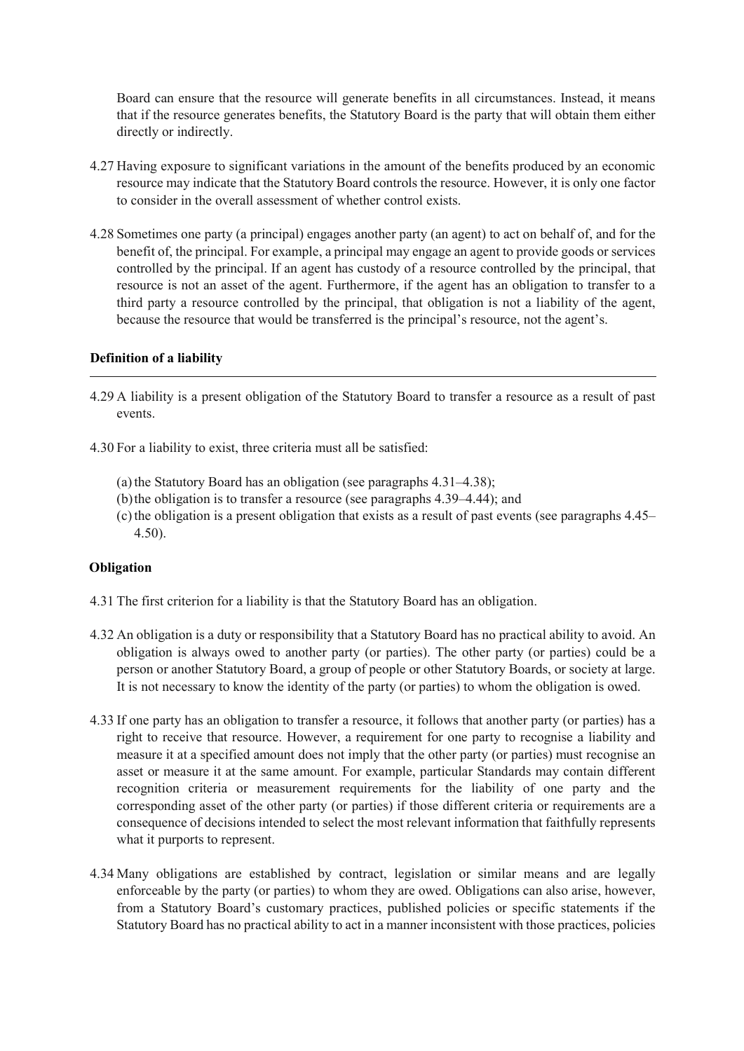Board can ensure that the resource will generate benefits in all circumstances. Instead, it means that if the resource generates benefits, the Statutory Board is the party that will obtain them either directly or indirectly.

4.27 Having exposure to significant variations in the amount of the benefits produced by an economic resource may indicate that the Statutory Board controls the resource. However, it is only one factor to consider in the overall assessment of whether control exists.

4.28 Sometimes one party (a principal) engages another party (an agent) to act on behalf of, and for the benefit of, the principal. For example, a principal may engage an agent to provide goods or services controlled by the principal. If an agent has custody of a resource controlled by the principal, that resource is not an asset of the agent. Furthermore, if the agent has an obligation to transfer to a third party a resource controlled by the principal, that obligation is not a liability of the agent, because the resource that would be transferred is the principal's resource, not the agent's.

## Definition of a liability

4.29 A liability is a present obligation of the Statutory Board to transfer a resource as a result of past events.

4.30 For a liability to exist, three criteria must all be satisfied:

(a) the Statutory Board has an obligation (see paragraphs 4.31–4.38);
(b) the obligation is to transfer a resource (see paragraphs 4.39–4.44); and
(c) the obligation is a present obligation that exists as a result of past events (see paragraphs 4.45–4.50).

### Obligation

4.31 The first criterion for a liability is that the Statutory Board has an obligation.

4.32 An obligation is a duty or responsibility that a Statutory Board has no practical ability to avoid. An obligation is always owed to another party (or parties). The other party (or parties) could be a person or another Statutory Board, a group of people or other Statutory Boards, or society at large. It is not necessary to know the identity of the party (or parties) to whom the obligation is owed.

4.33 If one party has an obligation to transfer a resource, it follows that another party (or parties) has a right to receive that resource. However, a requirement for one party to recognise a liability and measure it at a specified amount does not imply that the other party (or parties) must recognise an asset or measure it at the same amount. For example, particular Standards may contain different recognition criteria or measurement requirements for the liability of one party and the corresponding asset of the other party (or parties) if those different criteria or requirements are a consequence of decisions intended to select the most relevant information that faithfully represents what it purports to represent.

4.34 Many obligations are established by contract, legislation or similar means and are legally enforceable by the party (or parties) to whom they are owed. Obligations can also arise, however, from a Statutory Board's customary practices, published policies or specific statements if the Statutory Board has no practical ability to act in a manner inconsistent with those practices, policies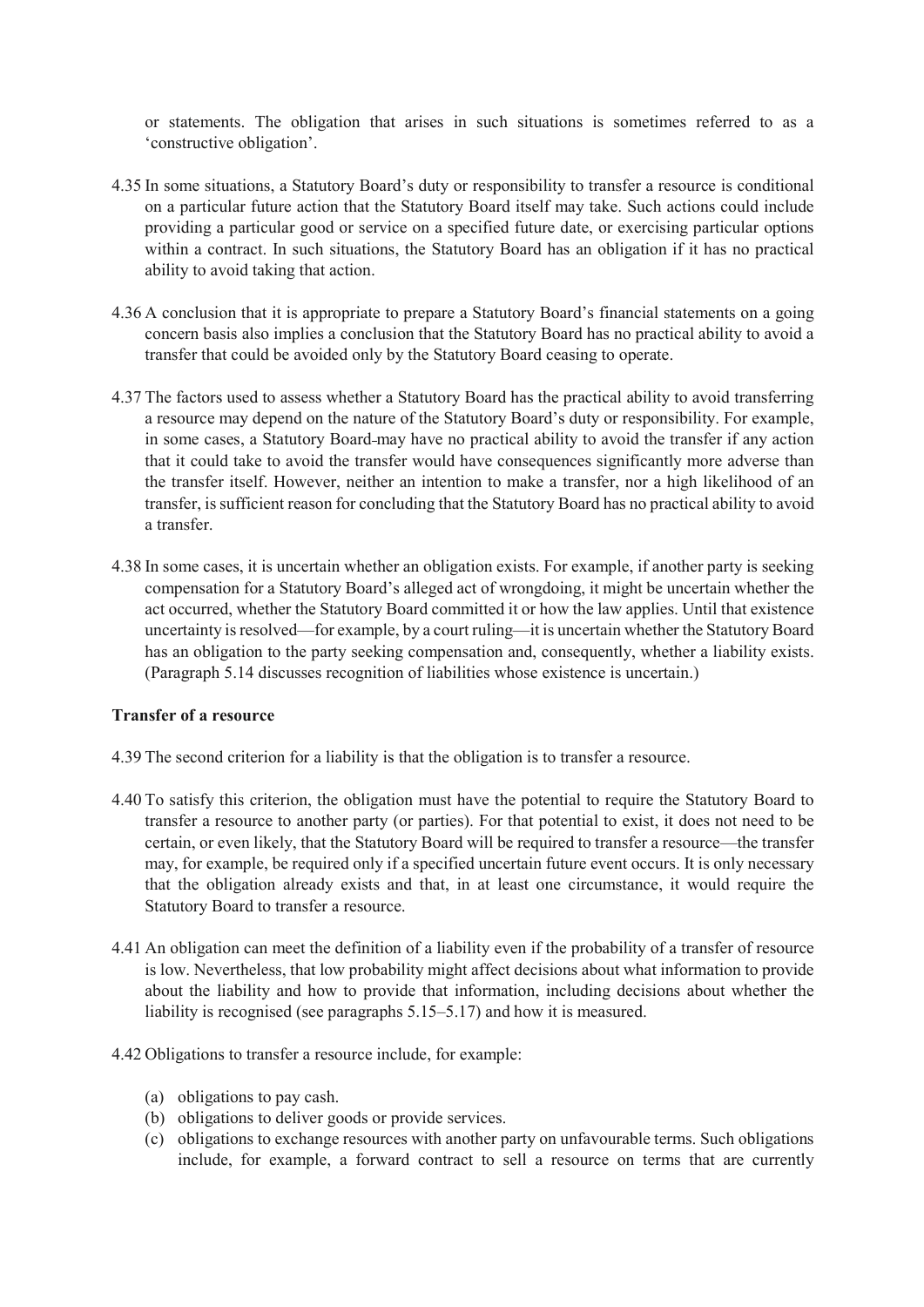or statements. The obligation that arises in such situations is sometimes referred to as a 'constructive obligation'.

4.35 In some situations, a Statutory Board's duty or responsibility to transfer a resource is conditional on a particular future action that the Statutory Board itself may take. Such actions could include providing a particular good or service on a specified future date, or exercising particular options within a contract. In such situations, the Statutory Board has an obligation if it has no practical ability to avoid taking that action.

4.36 A conclusion that it is appropriate to prepare a Statutory Board's financial statements on a going concern basis also implies a conclusion that the Statutory Board has no practical ability to avoid a transfer that could be avoided only by the Statutory Board ceasing to operate.

4.37 The factors used to assess whether a Statutory Board has the practical ability to avoid transferring a resource may depend on the nature of the Statutory Board's duty or responsibility. For example, in some cases, a Statutory Board may have no practical ability to avoid the transfer if any action that it could take to avoid the transfer would have consequences significantly more adverse than the transfer itself. However, neither an intention to make a transfer, nor a high likelihood of an transfer, is sufficient reason for concluding that the Statutory Board has no practical ability to avoid a transfer.

4.38 In some cases, it is uncertain whether an obligation exists. For example, if another party is seeking compensation for a Statutory Board's alleged act of wrongdoing, it might be uncertain whether the act occurred, whether the Statutory Board committed it or how the law applies. Until that existence uncertainty is resolved—for example, by a court ruling—it is uncertain whether the Statutory Board has an obligation to the party seeking compensation and, consequently, whether a liability exists. (Paragraph 5.14 discusses recognition of liabilities whose existence is uncertain.)

**Transfer of a resource**

4.39 The second criterion for a liability is that the obligation is to transfer a resource.

4.40 To satisfy this criterion, the obligation must have the potential to require the Statutory Board to transfer a resource to another party (or parties). For that potential to exist, it does not need to be certain, or even likely, that the Statutory Board will be required to transfer a resource—the transfer may, for example, be required only if a specified uncertain future event occurs. It is only necessary that the obligation already exists and that, in at least one circumstance, it would require the Statutory Board to transfer a resource.

4.41 An obligation can meet the definition of a liability even if the probability of a transfer of resource is low. Nevertheless, that low probability might affect decisions about what information to provide about the liability and how to provide that information, including decisions about whether the liability is recognised (see paragraphs 5.15–5.17) and how it is measured.

4.42 Obligations to transfer a resource include, for example:

(a) obligations to pay cash.
(b) obligations to deliver goods or provide services.
(c) obligations to exchange resources with another party on unfavourable terms. Such obligations include, for example, a forward contract to sell a resource on terms that are currently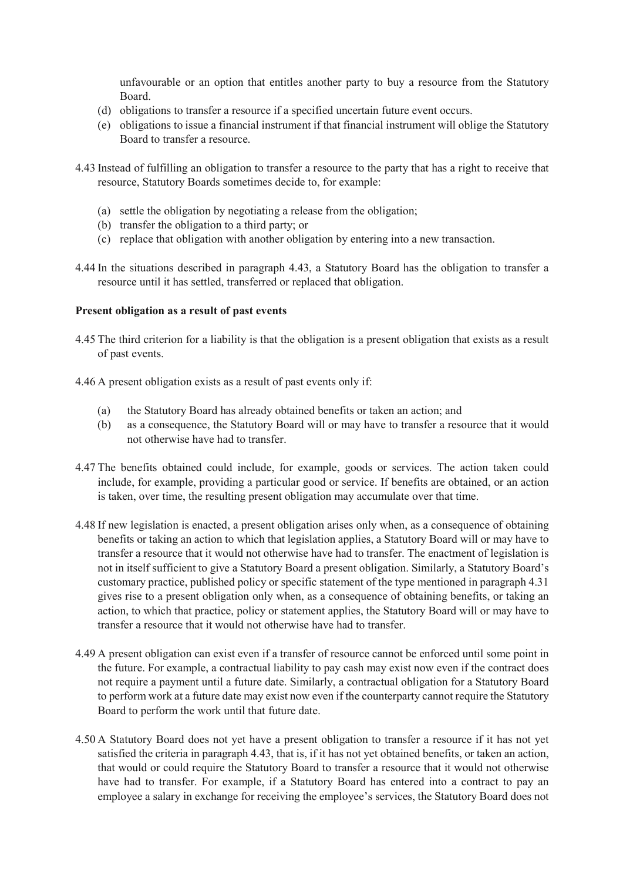unfavourable or an option that entitles another party to buy a resource from the Statutory Board.

(d) obligations to transfer a resource if a specified uncertain future event occurs.

(e) obligations to issue a financial instrument if that financial instrument will oblige the Statutory Board to transfer a resource.

4.43 Instead of fulfilling an obligation to transfer a resource to the party that has a right to receive that resource, Statutory Boards sometimes decide to, for example:

(a) settle the obligation by negotiating a release from the obligation;

(b) transfer the obligation to a third party; or

(c) replace that obligation with another obligation by entering into a new transaction.

4.44 In the situations described in paragraph 4.43, a Statutory Board has the obligation to transfer a resource until it has settled, transferred or replaced that obligation.

**Present obligation as a result of past events**

4.45 The third criterion for a liability is that the obligation is a present obligation that exists as a result of past events.

4.46 A present obligation exists as a result of past events only if:

(a) the Statutory Board has already obtained benefits or taken an action; and

(b) as a consequence, the Statutory Board will or may have to transfer a resource that it would not otherwise have had to transfer.

4.47 The benefits obtained could include, for example, goods or services. The action taken could include, for example, providing a particular good or service. If benefits are obtained, or an action is taken, over time, the resulting present obligation may accumulate over that time.

4.48 If new legislation is enacted, a present obligation arises only when, as a consequence of obtaining benefits or taking an action to which that legislation applies, a Statutory Board will or may have to transfer a resource that it would not otherwise have had to transfer. The enactment of legislation is not in itself sufficient to give a Statutory Board a present obligation. Similarly, a Statutory Board's customary practice, published policy or specific statement of the type mentioned in paragraph 4.31 gives rise to a present obligation only when, as a consequence of obtaining benefits, or taking an action, to which that practice, policy or statement applies, the Statutory Board will or may have to transfer a resource that it would not otherwise have had to transfer.

4.49 A present obligation can exist even if a transfer of resource cannot be enforced until some point in the future. For example, a contractual liability to pay cash may exist now even if the contract does not require a payment until a future date. Similarly, a contractual obligation for a Statutory Board to perform work at a future date may exist now even if the counterparty cannot require the Statutory Board to perform the work until that future date.

4.50 A Statutory Board does not yet have a present obligation to transfer a resource if it has not yet satisfied the criteria in paragraph 4.43, that is, if it has not yet obtained benefits, or taken an action, that would or could require the Statutory Board to transfer a resource that it would not otherwise have had to transfer. For example, if a Statutory Board has entered into a contract to pay an employee a salary in exchange for receiving the employee's services, the Statutory Board does not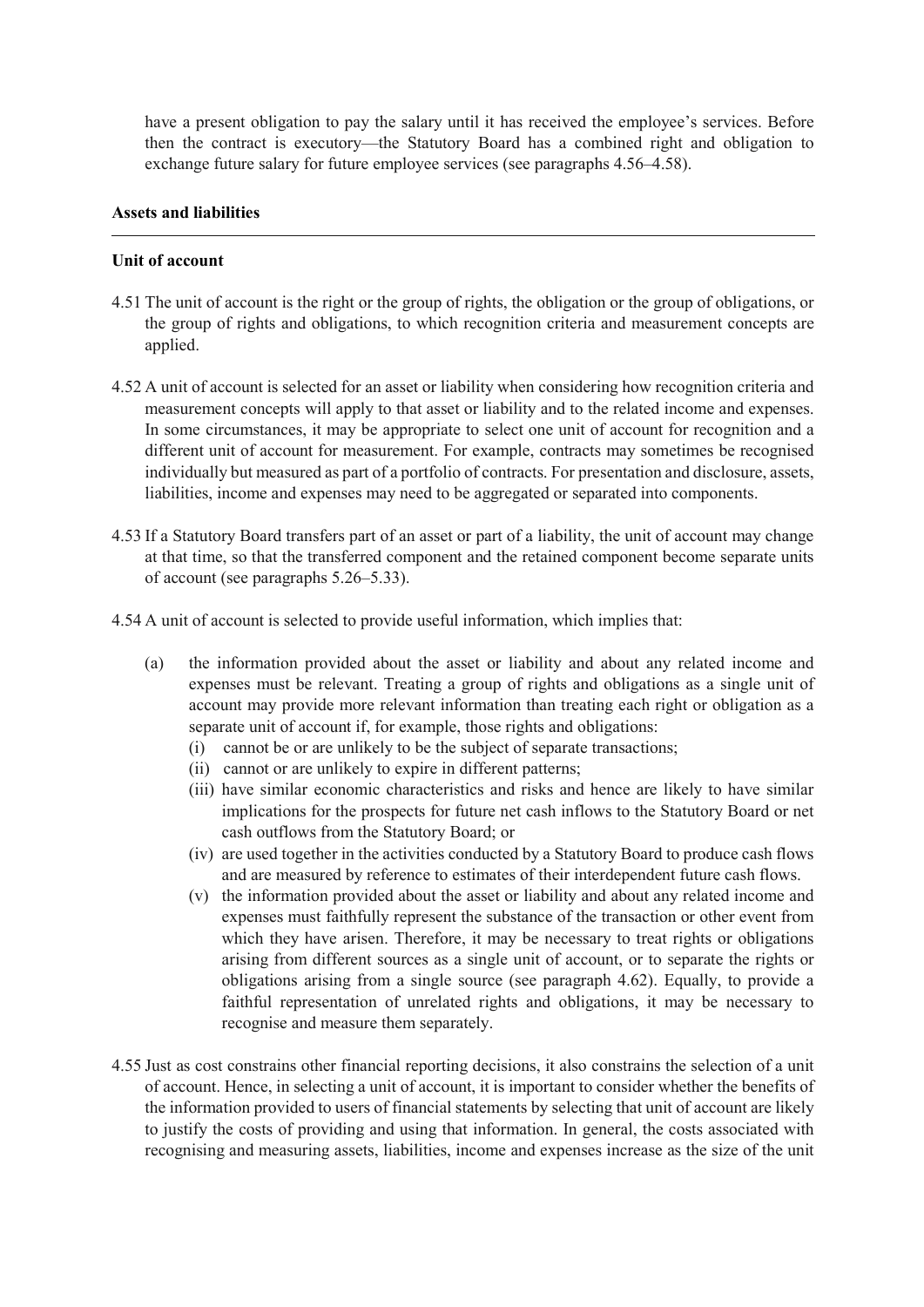have a present obligation to pay the salary until it has received the employee's services. Before then the contract is executory—the Statutory Board has a combined right and obligation to exchange future salary for future employee services (see paragraphs 4.56–4.58).

## Assets and liabilities

### Unit of account

4.51 The unit of account is the right or the group of rights, the obligation or the group of obligations, or the group of rights and obligations, to which recognition criteria and measurement concepts are applied.

4.52 A unit of account is selected for an asset or liability when considering how recognition criteria and measurement concepts will apply to that asset or liability and to the related income and expenses. In some circumstances, it may be appropriate to select one unit of account for recognition and a different unit of account for measurement. For example, contracts may sometimes be recognised individually but measured as part of a portfolio of contracts. For presentation and disclosure, assets, liabilities, income and expenses may need to be aggregated or separated into components.

4.53 If a Statutory Board transfers part of an asset or part of a liability, the unit of account may change at that time, so that the transferred component and the retained component become separate units of account (see paragraphs 5.26–5.33).

4.54 A unit of account is selected to provide useful information, which implies that:

(a) the information provided about the asset or liability and about any related income and expenses must be relevant. Treating a group of rights and obligations as a single unit of account may provide more relevant information than treating each right or obligation as a separate unit of account if, for example, those rights and obligations:
   (i) cannot be or are unlikely to be the subject of separate transactions;
   (ii) cannot or are unlikely to expire in different patterns;
   (iii) have similar economic characteristics and risks and hence are likely to have similar implications for the prospects for future net cash inflows to the Statutory Board or net cash outflows from the Statutory Board; or
   (iv) are used together in the activities conducted by a Statutory Board to produce cash flows and are measured by reference to estimates of their interdependent future cash flows.
   (v) the information provided about the asset or liability and about any related income and expenses must faithfully represent the substance of the transaction or other event from which they have arisen. Therefore, it may be necessary to treat rights or obligations arising from different sources as a single unit of account, or to separate the rights or obligations arising from a single source (see paragraph 4.62). Equally, to provide a faithful representation of unrelated rights and obligations, it may be necessary to recognise and measure them separately.

4.55 Just as cost constrains other financial reporting decisions, it also constrains the selection of a unit of account. Hence, in selecting a unit of account, it is important to consider whether the benefits of the information provided to users of financial statements by selecting that unit of account are likely to justify the costs of providing and using that information. In general, the costs associated with recognising and measuring assets, liabilities, income and expenses increase as the size of the unit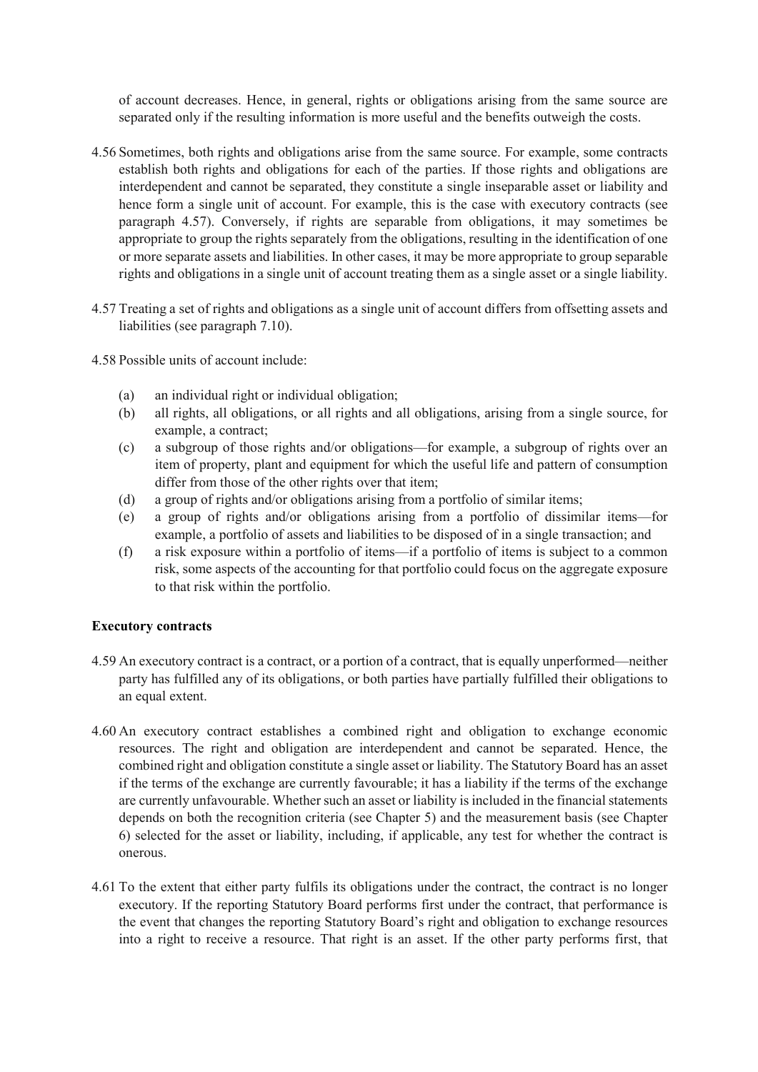of account decreases. Hence, in general, rights or obligations arising from the same source are separated only if the resulting information is more useful and the benefits outweigh the costs.

4.56 Sometimes, both rights and obligations arise from the same source. For example, some contracts establish both rights and obligations for each of the parties. If those rights and obligations are interdependent and cannot be separated, they constitute a single inseparable asset or liability and hence form a single unit of account. For example, this is the case with executory contracts (see paragraph 4.57). Conversely, if rights are separable from obligations, it may sometimes be appropriate to group the rights separately from the obligations, resulting in the identification of one or more separate assets and liabilities. In other cases, it may be more appropriate to group separable rights and obligations in a single unit of account treating them as a single asset or a single liability.

4.57 Treating a set of rights and obligations as a single unit of account differs from offsetting assets and liabilities (see paragraph 7.10).

4.58 Possible units of account include:

(a) an individual right or individual obligation;

(b) all rights, all obligations, or all rights and all obligations, arising from a single source, for example, a contract;

(c) a subgroup of those rights and/or obligations—for example, a subgroup of rights over an item of property, plant and equipment for which the useful life and pattern of consumption differ from those of the other rights over that item;

(d) a group of rights and/or obligations arising from a portfolio of similar items;

(e) a group of rights and/or obligations arising from a portfolio of dissimilar items—for example, a portfolio of assets and liabilities to be disposed of in a single transaction; and

(f) a risk exposure within a portfolio of items—if a portfolio of items is subject to a common risk, some aspects of the accounting for that portfolio could focus on the aggregate exposure to that risk within the portfolio.

**Executory contracts**

4.59 An executory contract is a contract, or a portion of a contract, that is equally unperformed—neither party has fulfilled any of its obligations, or both parties have partially fulfilled their obligations to an equal extent.

4.60 An executory contract establishes a combined right and obligation to exchange economic resources. The right and obligation are interdependent and cannot be separated. Hence, the combined right and obligation constitute a single asset or liability. The Statutory Board has an asset if the terms of the exchange are currently favourable; it has a liability if the terms of the exchange are currently unfavourable. Whether such an asset or liability is included in the financial statements depends on both the recognition criteria (see Chapter 5) and the measurement basis (see Chapter 6) selected for the asset or liability, including, if applicable, any test for whether the contract is onerous.

4.61 To the extent that either party fulfils its obligations under the contract, the contract is no longer executory. If the reporting Statutory Board performs first under the contract, that performance is the event that changes the reporting Statutory Board's right and obligation to exchange resources into a right to receive a resource. That right is an asset. If the other party performs first, that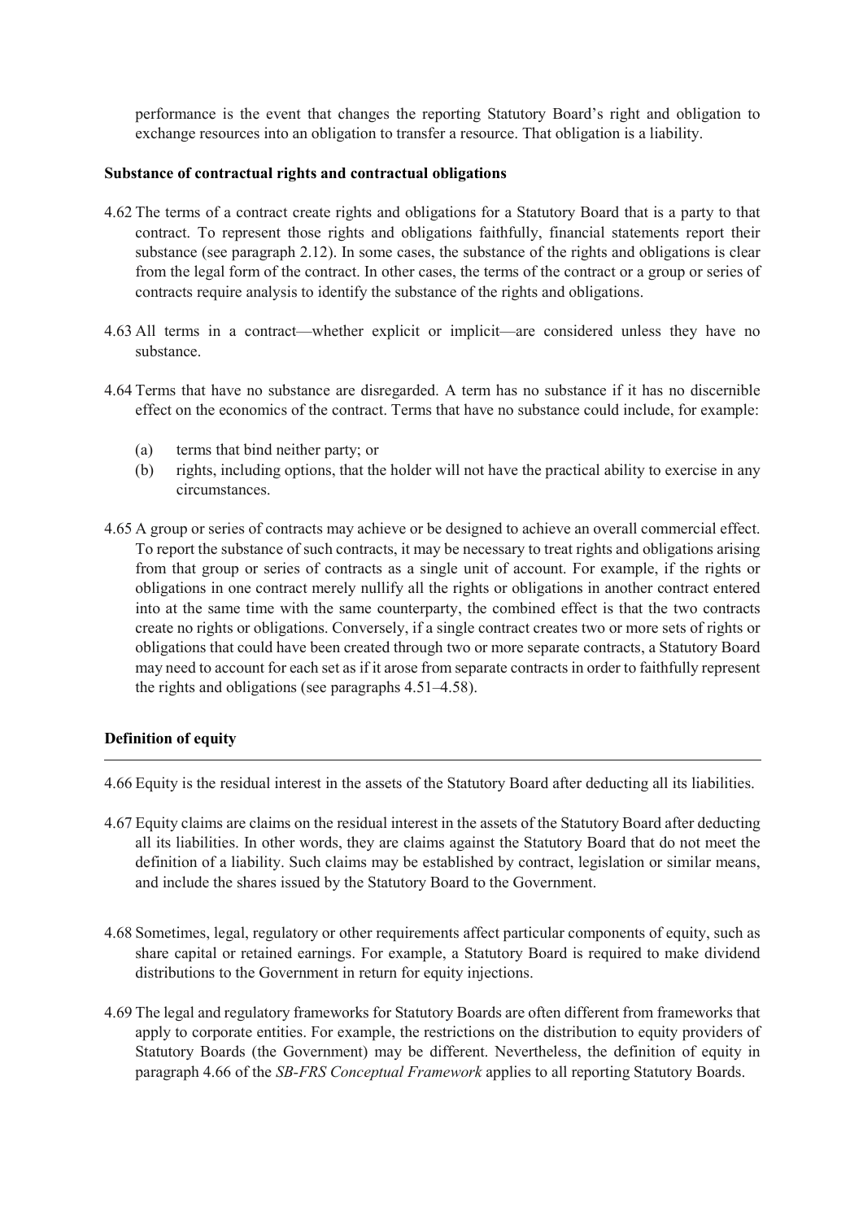performance is the event that changes the reporting Statutory Board's right and obligation to exchange resources into an obligation to transfer a resource. That obligation is a liability.

**Substance of contractual rights and contractual obligations**

4.62 The terms of a contract create rights and obligations for a Statutory Board that is a party to that contract. To represent those rights and obligations faithfully, financial statements report their substance (see paragraph 2.12). In some cases, the substance of the rights and obligations is clear from the legal form of the contract. In other cases, the terms of the contract or a group or series of contracts require analysis to identify the substance of the rights and obligations.

4.63 All terms in a contract—whether explicit or implicit—are considered unless they have no substance.

4.64 Terms that have no substance are disregarded. A term has no substance if it has no discernible effect on the economics of the contract. Terms that have no substance could include, for example:

(a) terms that bind neither party; or
(b) rights, including options, that the holder will not have the practical ability to exercise in any circumstances.

4.65 A group or series of contracts may achieve or be designed to achieve an overall commercial effect. To report the substance of such contracts, it may be necessary to treat rights and obligations arising from that group or series of contracts as a single unit of account. For example, if the rights or obligations in one contract merely nullify all the rights or obligations in another contract entered into at the same time with the same counterparty, the combined effect is that the two contracts create no rights or obligations. Conversely, if a single contract creates two or more sets of rights or obligations that could have been created through two or more separate contracts, a Statutory Board may need to account for each set as if it arose from separate contracts in order to faithfully represent the rights and obligations (see paragraphs 4.51–4.58).

**Definition of equity**

---

4.66 Equity is the residual interest in the assets of the Statutory Board after deducting all its liabilities.

4.67 Equity claims are claims on the residual interest in the assets of the Statutory Board after deducting all its liabilities. In other words, they are claims against the Statutory Board that do not meet the definition of a liability. Such claims may be established by contract, legislation or similar means, and include the shares issued by the Statutory Board to the Government.

4.68 Sometimes, legal, regulatory or other requirements affect particular components of equity, such as share capital or retained earnings. For example, a Statutory Board is required to make dividend distributions to the Government in return for equity injections.

4.69 The legal and regulatory frameworks for Statutory Boards are often different from frameworks that apply to corporate entities. For example, the restrictions on the distribution to equity providers of Statutory Boards (the Government) may be different. Nevertheless, the definition of equity in paragraph 4.66 of the *SB-FRS Conceptual Framework* applies to all reporting Statutory Boards.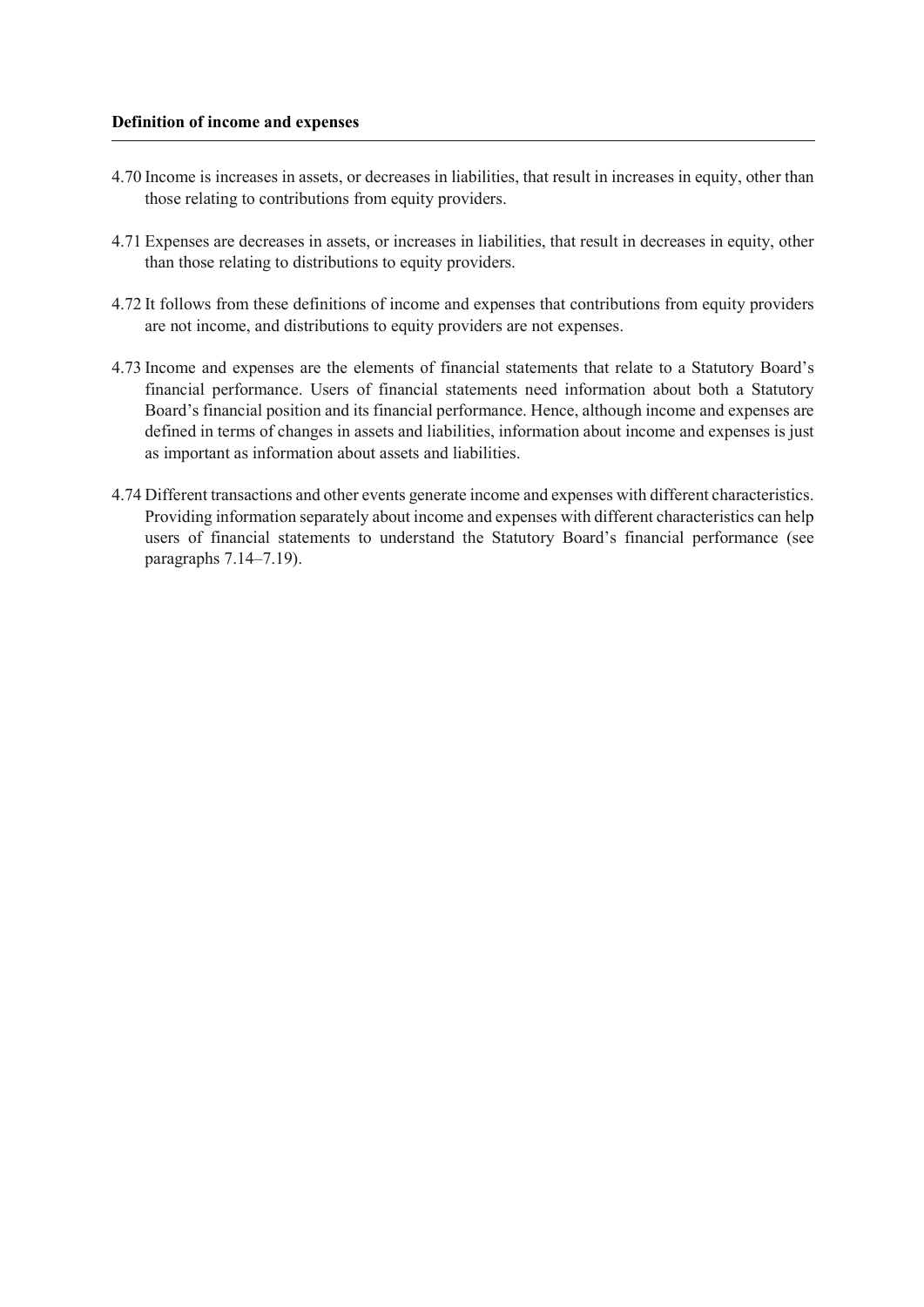**Definition of income and expenses**

4.70 Income is increases in assets, or decreases in liabilities, that result in increases in equity, other than those relating to contributions from equity providers.

4.71 Expenses are decreases in assets, or increases in liabilities, that result in decreases in equity, other than those relating to distributions to equity providers.

4.72 It follows from these definitions of income and expenses that contributions from equity providers are not income, and distributions to equity providers are not expenses.

4.73 Income and expenses are the elements of financial statements that relate to a Statutory Board's financial performance. Users of financial statements need information about both a Statutory Board's financial position and its financial performance. Hence, although income and expenses are defined in terms of changes in assets and liabilities, information about income and expenses is just as important as information about assets and liabilities.

4.74 Different transactions and other events generate income and expenses with different characteristics. Providing information separately about income and expenses with different characteristics can help users of financial statements to understand the Statutory Board's financial performance (see paragraphs 7.14–7.19).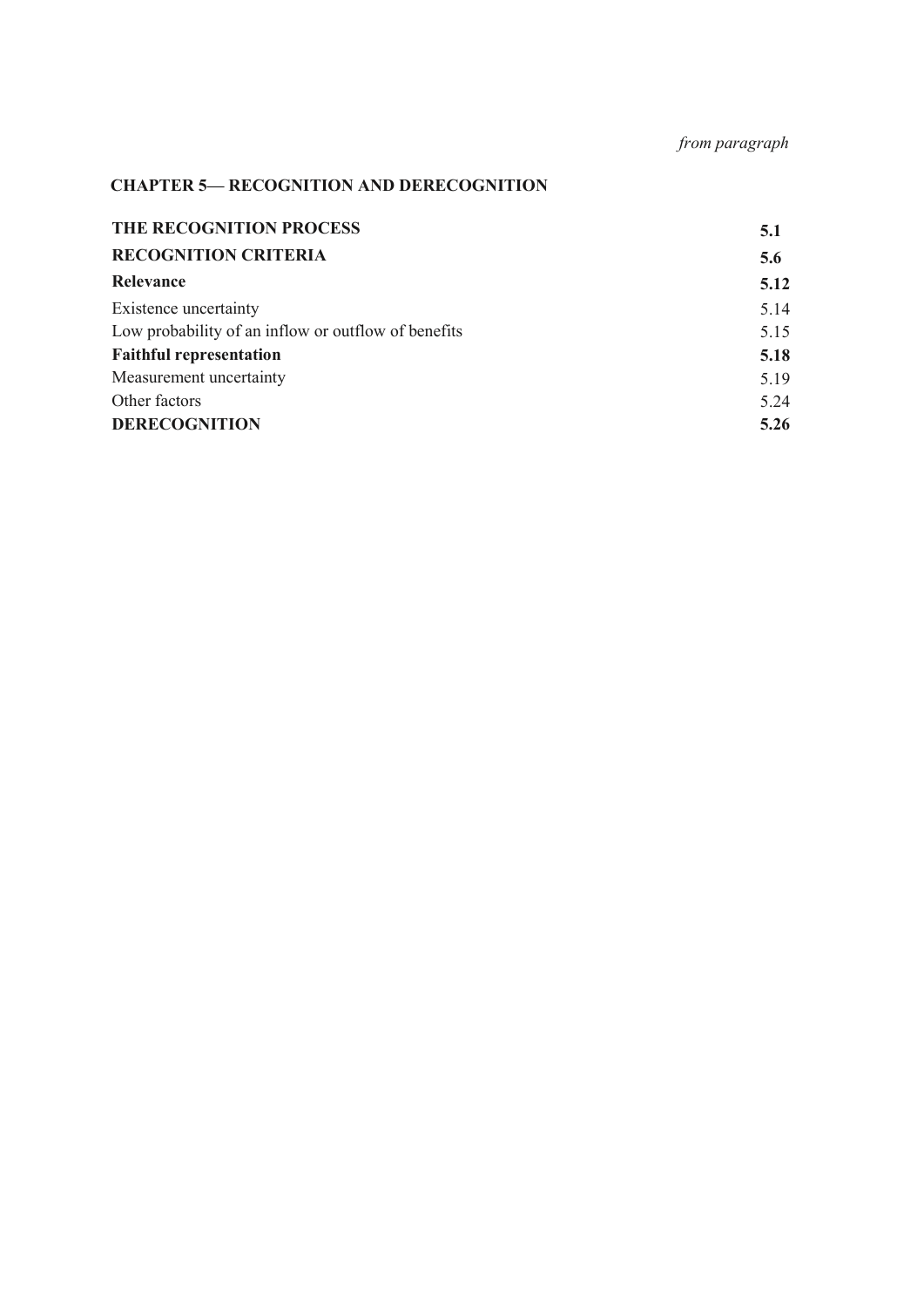*from paragraph*

## CHAPTER 5— RECOGNITION AND DERECOGNITION

| | |
|---|---|
| **THE RECOGNITION PROCESS** | **5.1** |
| **RECOGNITION CRITERIA** | **5.6** |
| **Relevance** | **5.12** |
| Existence uncertainty | 5.14 |
| Low probability of an inflow or outflow of benefits | 5.15 |
| **Faithful representation** | **5.18** |
| Measurement uncertainty | 5.19 |
| Other factors | 5.24 |
| **DERECOGNITION** | **5.26** |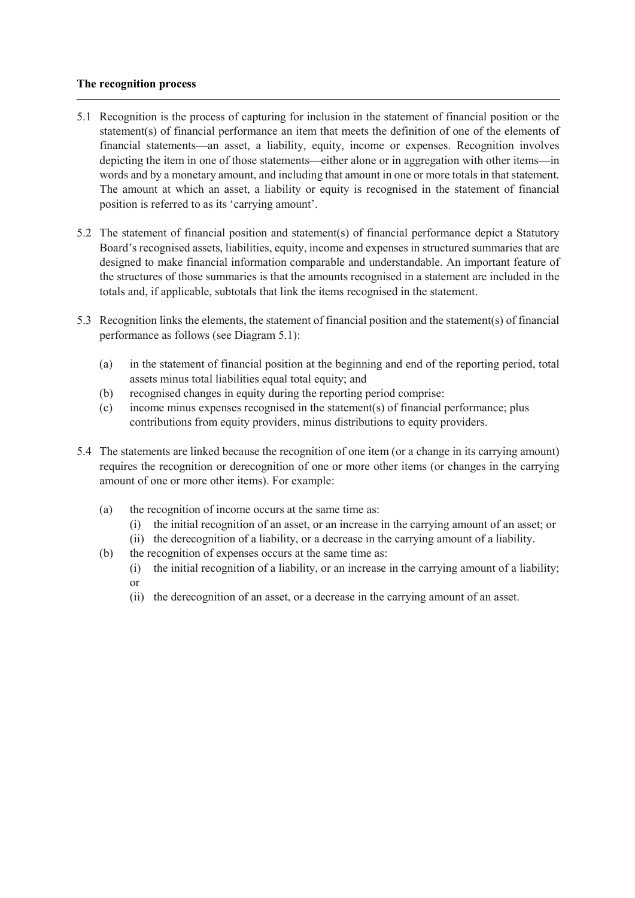**The recognition process**

5.1 Recognition is the process of capturing for inclusion in the statement of financial position or the statement(s) of financial performance an item that meets the definition of one of the elements of financial statements—an asset, a liability, equity, income or expenses. Recognition involves depicting the item in one of those statements—either alone or in aggregation with other items—in words and by a monetary amount, and including that amount in one or more totals in that statement. The amount at which an asset, a liability or equity is recognised in the statement of financial position is referred to as its 'carrying amount'.

5.2 The statement of financial position and statement(s) of financial performance depict a Statutory Board's recognised assets, liabilities, equity, income and expenses in structured summaries that are designed to make financial information comparable and understandable. An important feature of the structures of those summaries is that the amounts recognised in a statement are included in the totals and, if applicable, subtotals that link the items recognised in the statement.

5.3 Recognition links the elements, the statement of financial position and the statement(s) of financial performance as follows (see Diagram 5.1):

(a) in the statement of financial position at the beginning and end of the reporting period, total assets minus total liabilities equal total equity; and

(b) recognised changes in equity during the reporting period comprise:

(c) income minus expenses recognised in the statement(s) of financial performance; plus contributions from equity providers, minus distributions to equity providers.

5.4 The statements are linked because the recognition of one item (or a change in its carrying amount) requires the recognition or derecognition of one or more other items (or changes in the carrying amount of one or more other items). For example:

(a) the recognition of income occurs at the same time as:
   (i) the initial recognition of an asset, or an increase in the carrying amount of an asset; or
   (ii) the derecognition of a liability, or a decrease in the carrying amount of a liability.

(b) the recognition of expenses occurs at the same time as:
   (i) the initial recognition of a liability, or an increase in the carrying amount of a liability; or
   (ii) the derecognition of an asset, or a decrease in the carrying amount of an asset.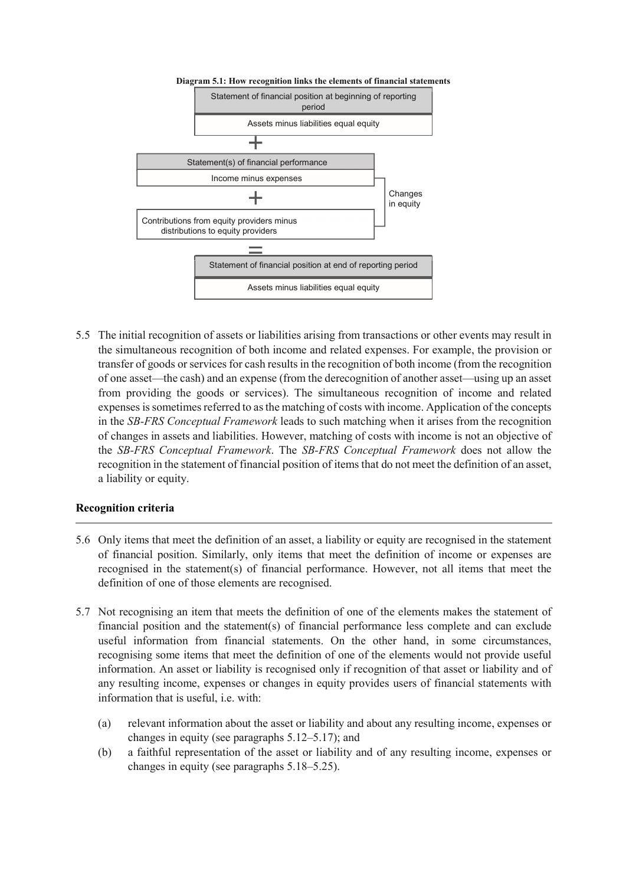**Diagram 5.1: How recognition links the elements of financial statements**

| Statement of financial position at beginning of reporting period |
|---|
| Assets minus liabilities equal equity |

+

| Statement(s) of financial performance | |
|---|---|
| Income minus expenses | Changes in equity |
| + | |
| Contributions from equity providers minus distributions to equity providers | |

=

| Statement of financial position at end of reporting period |
|---|
| Assets minus liabilities equal equity |

5.5 The initial recognition of assets or liabilities arising from transactions or other events may result in the simultaneous recognition of both income and related expenses. For example, the provision or transfer of goods or services for cash results in the recognition of both income (from the recognition of one asset—the cash) and an expense (from the derecognition of another asset—using up an asset from providing the goods or services). The simultaneous recognition of income and related expenses is sometimes referred to as the matching of costs with income. Application of the concepts in the *SB-FRS Conceptual Framework* leads to such matching when it arises from the recognition of changes in assets and liabilities. However, matching of costs with income is not an objective of the *SB-FRS Conceptual Framework*. The *SB-FRS Conceptual Framework* does not allow the recognition in the statement of financial position of items that do not meet the definition of an asset, a liability or equity.

## Recognition criteria

5.6 Only items that meet the definition of an asset, a liability or equity are recognised in the statement of financial position. Similarly, only items that meet the definition of income or expenses are recognised in the statement(s) of financial performance. However, not all items that meet the definition of one of those elements are recognised.

5.7 Not recognising an item that meets the definition of one of the elements makes the statement of financial position and the statement(s) of financial performance less complete and can exclude useful information from financial statements. On the other hand, in some circumstances, recognising some items that meet the definition of one of the elements would not provide useful information. An asset or liability is recognised only if recognition of that asset or liability and of any resulting income, expenses or changes in equity provides users of financial statements with information that is useful, i.e. with:

(a) relevant information about the asset or liability and about any resulting income, expenses or changes in equity (see paragraphs 5.12–5.17); and

(b) a faithful representation of the asset or liability and of any resulting income, expenses or changes in equity (see paragraphs 5.18–5.25).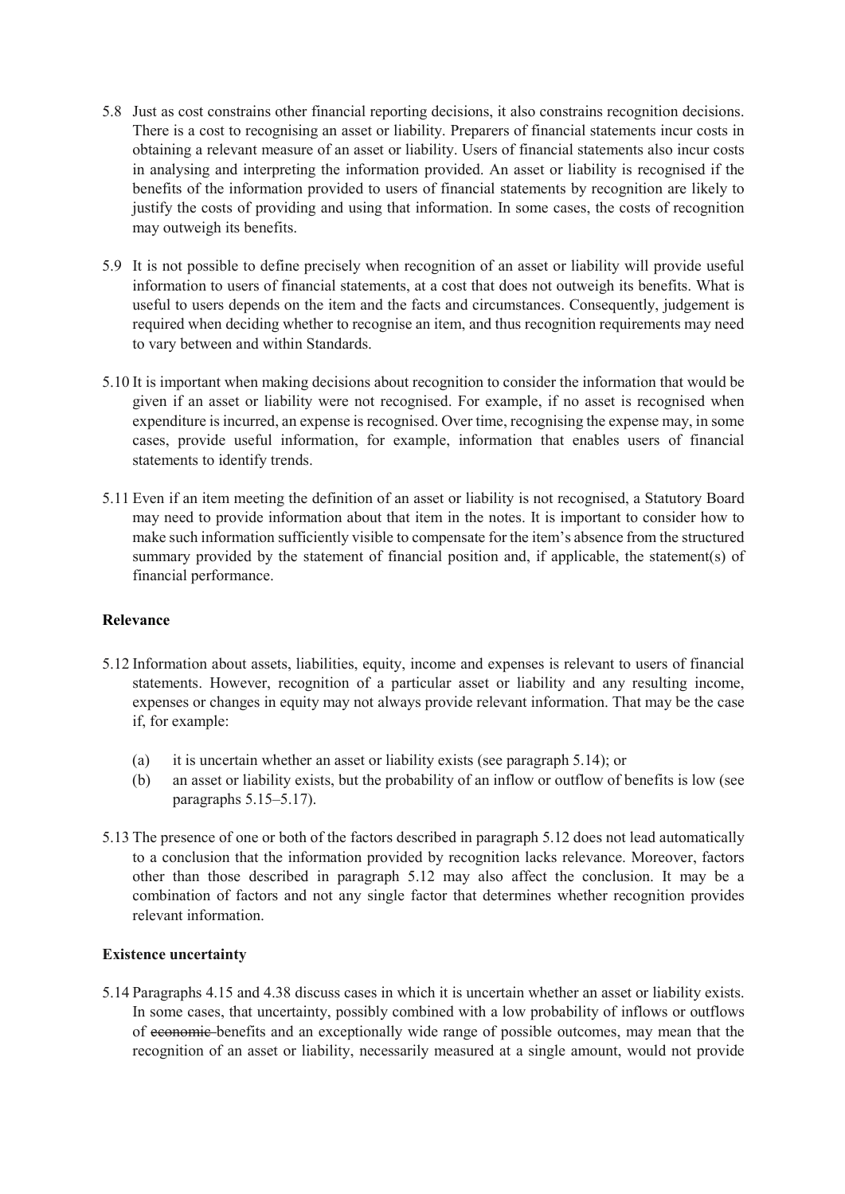5.8 Just as cost constrains other financial reporting decisions, it also constrains recognition decisions. There is a cost to recognising an asset or liability. Preparers of financial statements incur costs in obtaining a relevant measure of an asset or liability. Users of financial statements also incur costs in analysing and interpreting the information provided. An asset or liability is recognised if the benefits of the information provided to users of financial statements by recognition are likely to justify the costs of providing and using that information. In some cases, the costs of recognition may outweigh its benefits.

5.9 It is not possible to define precisely when recognition of an asset or liability will provide useful information to users of financial statements, at a cost that does not outweigh its benefits. What is useful to users depends on the item and the facts and circumstances. Consequently, judgement is required when deciding whether to recognise an item, and thus recognition requirements may need to vary between and within Standards.

5.10 It is important when making decisions about recognition to consider the information that would be given if an asset or liability were not recognised. For example, if no asset is recognised when expenditure is incurred, an expense is recognised. Over time, recognising the expense may, in some cases, provide useful information, for example, information that enables users of financial statements to identify trends.

5.11 Even if an item meeting the definition of an asset or liability is not recognised, a Statutory Board may need to provide information about that item in the notes. It is important to consider how to make such information sufficiently visible to compensate for the item's absence from the structured summary provided by the statement of financial position and, if applicable, the statement(s) of financial performance.

**Relevance**

5.12 Information about assets, liabilities, equity, income and expenses is relevant to users of financial statements. However, recognition of a particular asset or liability and any resulting income, expenses or changes in equity may not always provide relevant information. That may be the case if, for example:

(a) it is uncertain whether an asset or liability exists (see paragraph 5.14); or

(b) an asset or liability exists, but the probability of an inflow or outflow of benefits is low (see paragraphs 5.15–5.17).

5.13 The presence of one or both of the factors described in paragraph 5.12 does not lead automatically to a conclusion that the information provided by recognition lacks relevance. Moreover, factors other than those described in paragraph 5.12 may also affect the conclusion. It may be a combination of factors and not any single factor that determines whether recognition provides relevant information.

**Existence uncertainty**

5.14 Paragraphs 4.15 and 4.38 discuss cases in which it is uncertain whether an asset or liability exists. In some cases, that uncertainty, possibly combined with a low probability of inflows or outflows of ~~economic~~ benefits and an exceptionally wide range of possible outcomes, may mean that the recognition of an asset or liability, necessarily measured at a single amount, would not provide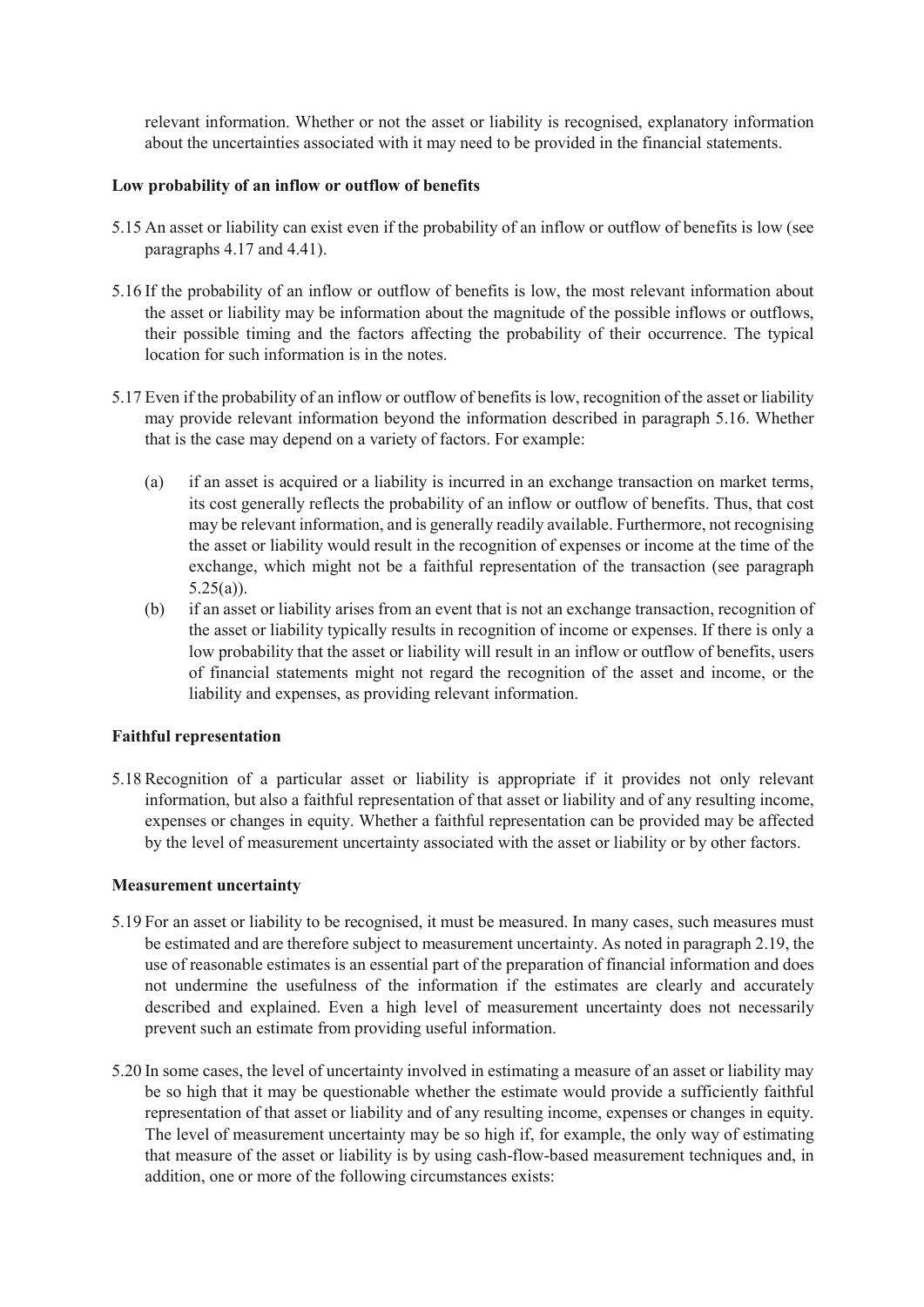relevant information. Whether or not the asset or liability is recognised, explanatory information about the uncertainties associated with it may need to be provided in the financial statements.

**Low probability of an inflow or outflow of benefits**

5.15 An asset or liability can exist even if the probability of an inflow or outflow of benefits is low (see paragraphs 4.17 and 4.41).

5.16 If the probability of an inflow or outflow of benefits is low, the most relevant information about the asset or liability may be information about the magnitude of the possible inflows or outflows, their possible timing and the factors affecting the probability of their occurrence. The typical location for such information is in the notes.

5.17 Even if the probability of an inflow or outflow of benefits is low, recognition of the asset or liability may provide relevant information beyond the information described in paragraph 5.16. Whether that is the case may depend on a variety of factors. For example:

(a) if an asset is acquired or a liability is incurred in an exchange transaction on market terms, its cost generally reflects the probability of an inflow or outflow of benefits. Thus, that cost may be relevant information, and is generally readily available. Furthermore, not recognising the asset or liability would result in the recognition of expenses or income at the time of the exchange, which might not be a faithful representation of the transaction (see paragraph 5.25(a)).

(b) if an asset or liability arises from an event that is not an exchange transaction, recognition of the asset or liability typically results in recognition of income or expenses. If there is only a low probability that the asset or liability will result in an inflow or outflow of benefits, users of financial statements might not regard the recognition of the asset and income, or the liability and expenses, as providing relevant information.

**Faithful representation**

5.18 Recognition of a particular asset or liability is appropriate if it provides not only relevant information, but also a faithful representation of that asset or liability and of any resulting income, expenses or changes in equity. Whether a faithful representation can be provided may be affected by the level of measurement uncertainty associated with the asset or liability or by other factors.

**Measurement uncertainty**

5.19 For an asset or liability to be recognised, it must be measured. In many cases, such measures must be estimated and are therefore subject to measurement uncertainty. As noted in paragraph 2.19, the use of reasonable estimates is an essential part of the preparation of financial information and does not undermine the usefulness of the information if the estimates are clearly and accurately described and explained. Even a high level of measurement uncertainty does not necessarily prevent such an estimate from providing useful information.

5.20 In some cases, the level of uncertainty involved in estimating a measure of an asset or liability may be so high that it may be questionable whether the estimate would provide a sufficiently faithful representation of that asset or liability and of any resulting income, expenses or changes in equity. The level of measurement uncertainty may be so high if, for example, the only way of estimating that measure of the asset or liability is by using cash-flow-based measurement techniques and, in addition, one or more of the following circumstances exists: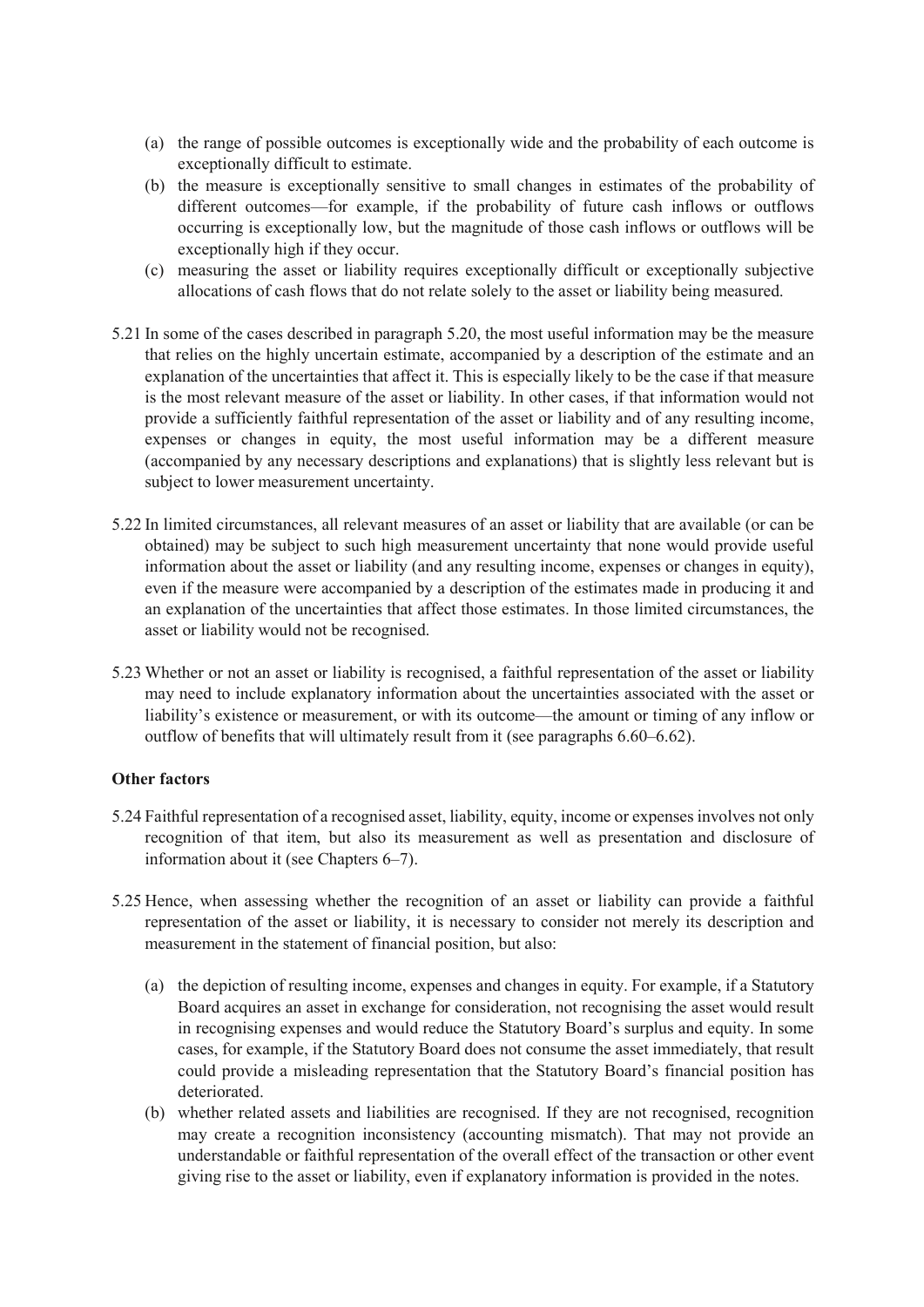(a) the range of possible outcomes is exceptionally wide and the probability of each outcome is exceptionally difficult to estimate.

(b) the measure is exceptionally sensitive to small changes in estimates of the probability of different outcomes—for example, if the probability of future cash inflows or outflows occurring is exceptionally low, but the magnitude of those cash inflows or outflows will be exceptionally high if they occur.

(c) measuring the asset or liability requires exceptionally difficult or exceptionally subjective allocations of cash flows that do not relate solely to the asset or liability being measured.

5.21 In some of the cases described in paragraph 5.20, the most useful information may be the measure that relies on the highly uncertain estimate, accompanied by a description of the estimate and an explanation of the uncertainties that affect it. This is especially likely to be the case if that measure is the most relevant measure of the asset or liability. In other cases, if that information would not provide a sufficiently faithful representation of the asset or liability and of any resulting income, expenses or changes in equity, the most useful information may be a different measure (accompanied by any necessary descriptions and explanations) that is slightly less relevant but is subject to lower measurement uncertainty.

5.22 In limited circumstances, all relevant measures of an asset or liability that are available (or can be obtained) may be subject to such high measurement uncertainty that none would provide useful information about the asset or liability (and any resulting income, expenses or changes in equity), even if the measure were accompanied by a description of the estimates made in producing it and an explanation of the uncertainties that affect those estimates. In those limited circumstances, the asset or liability would not be recognised.

5.23 Whether or not an asset or liability is recognised, a faithful representation of the asset or liability may need to include explanatory information about the uncertainties associated with the asset or liability's existence or measurement, or with its outcome—the amount or timing of any inflow or outflow of benefits that will ultimately result from it (see paragraphs 6.60–6.62).

**Other factors**

5.24 Faithful representation of a recognised asset, liability, equity, income or expenses involves not only recognition of that item, but also its measurement as well as presentation and disclosure of information about it (see Chapters 6–7).

5.25 Hence, when assessing whether the recognition of an asset or liability can provide a faithful representation of the asset or liability, it is necessary to consider not merely its description and measurement in the statement of financial position, but also:

(a) the depiction of resulting income, expenses and changes in equity. For example, if a Statutory Board acquires an asset in exchange for consideration, not recognising the asset would result in recognising expenses and would reduce the Statutory Board's surplus and equity. In some cases, for example, if the Statutory Board does not consume the asset immediately, that result could provide a misleading representation that the Statutory Board's financial position has deteriorated.

(b) whether related assets and liabilities are recognised. If they are not recognised, recognition may create a recognition inconsistency (accounting mismatch). That may not provide an understandable or faithful representation of the overall effect of the transaction or other event giving rise to the asset or liability, even if explanatory information is provided in the notes.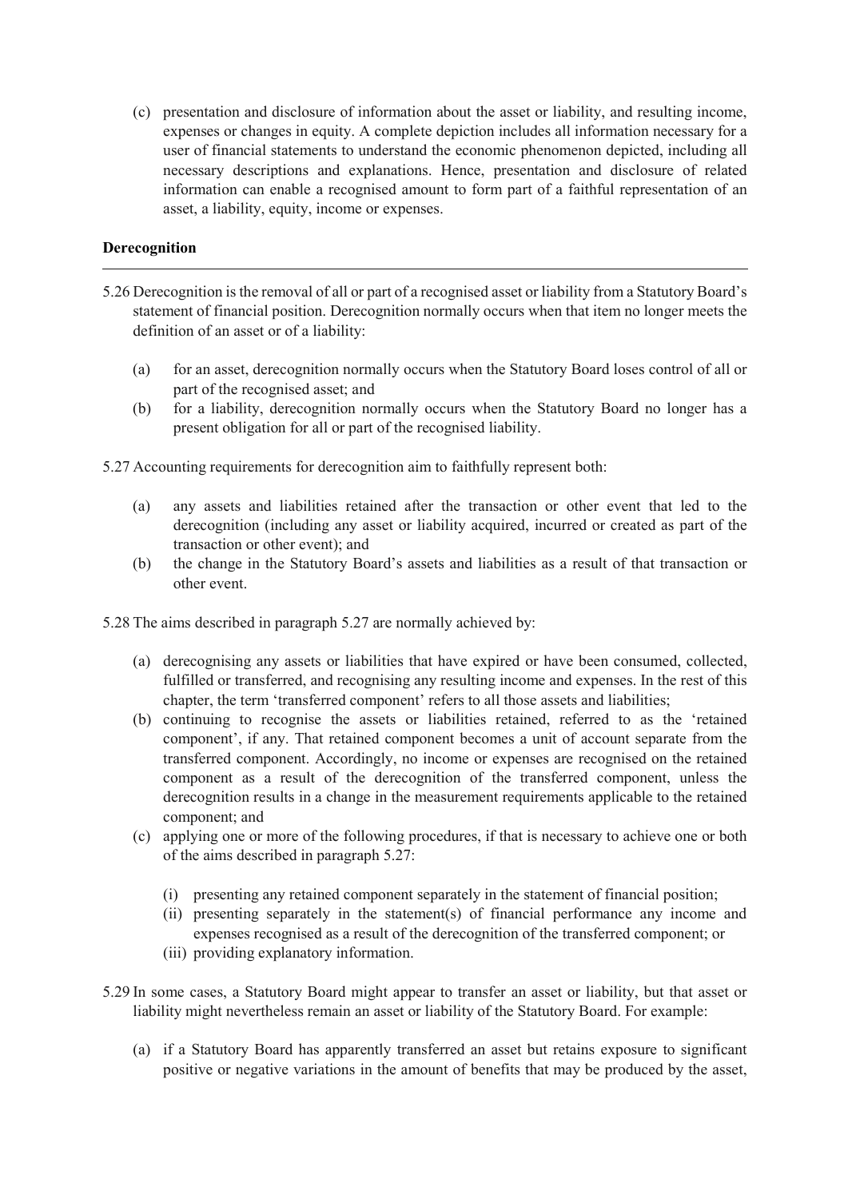(c) presentation and disclosure of information about the asset or liability, and resulting income, expenses or changes in equity. A complete depiction includes all information necessary for a user of financial statements to understand the economic phenomenon depicted, including all necessary descriptions and explanations. Hence, presentation and disclosure of related information can enable a recognised amount to form part of a faithful representation of an asset, a liability, equity, income or expenses.

### Derecognition

5.26 Derecognition is the removal of all or part of a recognised asset or liability from a Statutory Board's statement of financial position. Derecognition normally occurs when that item no longer meets the definition of an asset or of a liability:

(a) for an asset, derecognition normally occurs when the Statutory Board loses control of all or part of the recognised asset; and

(b) for a liability, derecognition normally occurs when the Statutory Board no longer has a present obligation for all or part of the recognised liability.

5.27 Accounting requirements for derecognition aim to faithfully represent both:

(a) any assets and liabilities retained after the transaction or other event that led to the derecognition (including any asset or liability acquired, incurred or created as part of the transaction or other event); and

(b) the change in the Statutory Board's assets and liabilities as a result of that transaction or other event.

5.28 The aims described in paragraph 5.27 are normally achieved by:

(a) derecognising any assets or liabilities that have expired or have been consumed, collected, fulfilled or transferred, and recognising any resulting income and expenses. In the rest of this chapter, the term 'transferred component' refers to all those assets and liabilities;

(b) continuing to recognise the assets or liabilities retained, referred to as the 'retained component', if any. That retained component becomes a unit of account separate from the transferred component. Accordingly, no income or expenses are recognised on the retained component as a result of the derecognition of the transferred component, unless the derecognition results in a change in the measurement requirements applicable to the retained component; and

(c) applying one or more of the following procedures, if that is necessary to achieve one or both of the aims described in paragraph 5.27:

   (i) presenting any retained component separately in the statement of financial position;

   (ii) presenting separately in the statement(s) of financial performance any income and expenses recognised as a result of the derecognition of the transferred component; or

   (iii) providing explanatory information.

5.29 In some cases, a Statutory Board might appear to transfer an asset or liability, but that asset or liability might nevertheless remain an asset or liability of the Statutory Board. For example:

(a) if a Statutory Board has apparently transferred an asset but retains exposure to significant positive or negative variations in the amount of benefits that may be produced by the asset,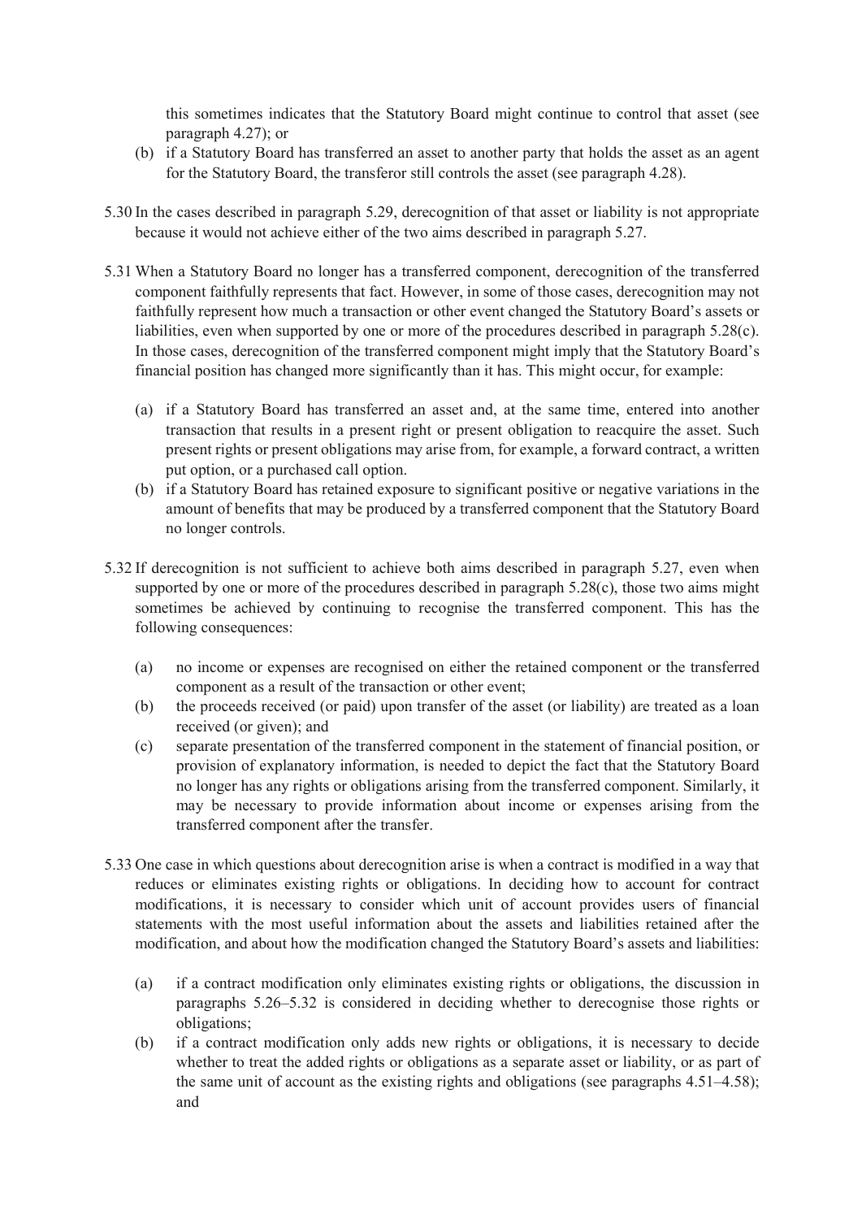this sometimes indicates that the Statutory Board might continue to control that asset (see paragraph 4.27); or

(b) if a Statutory Board has transferred an asset to another party that holds the asset as an agent for the Statutory Board, the transferor still controls the asset (see paragraph 4.28).

5.30 In the cases described in paragraph 5.29, derecognition of that asset or liability is not appropriate because it would not achieve either of the two aims described in paragraph 5.27.

5.31 When a Statutory Board no longer has a transferred component, derecognition of the transferred component faithfully represents that fact. However, in some of those cases, derecognition may not faithfully represent how much a transaction or other event changed the Statutory Board's assets or liabilities, even when supported by one or more of the procedures described in paragraph 5.28(c). In those cases, derecognition of the transferred component might imply that the Statutory Board's financial position has changed more significantly than it has. This might occur, for example:

(a) if a Statutory Board has transferred an asset and, at the same time, entered into another transaction that results in a present right or present obligation to reacquire the asset. Such present rights or present obligations may arise from, for example, a forward contract, a written put option, or a purchased call option.

(b) if a Statutory Board has retained exposure to significant positive or negative variations in the amount of benefits that may be produced by a transferred component that the Statutory Board no longer controls.

5.32 If derecognition is not sufficient to achieve both aims described in paragraph 5.27, even when supported by one or more of the procedures described in paragraph 5.28(c), those two aims might sometimes be achieved by continuing to recognise the transferred component. This has the following consequences:

(a) no income or expenses are recognised on either the retained component or the transferred component as a result of the transaction or other event;

(b) the proceeds received (or paid) upon transfer of the asset (or liability) are treated as a loan received (or given); and

(c) separate presentation of the transferred component in the statement of financial position, or provision of explanatory information, is needed to depict the fact that the Statutory Board no longer has any rights or obligations arising from the transferred component. Similarly, it may be necessary to provide information about income or expenses arising from the transferred component after the transfer.

5.33 One case in which questions about derecognition arise is when a contract is modified in a way that reduces or eliminates existing rights or obligations. In deciding how to account for contract modifications, it is necessary to consider which unit of account provides users of financial statements with the most useful information about the assets and liabilities retained after the modification, and about how the modification changed the Statutory Board's assets and liabilities:

(a) if a contract modification only eliminates existing rights or obligations, the discussion in paragraphs 5.26–5.32 is considered in deciding whether to derecognise those rights or obligations;

(b) if a contract modification only adds new rights or obligations, it is necessary to decide whether to treat the added rights or obligations as a separate asset or liability, or as part of the same unit of account as the existing rights and obligations (see paragraphs 4.51–4.58); and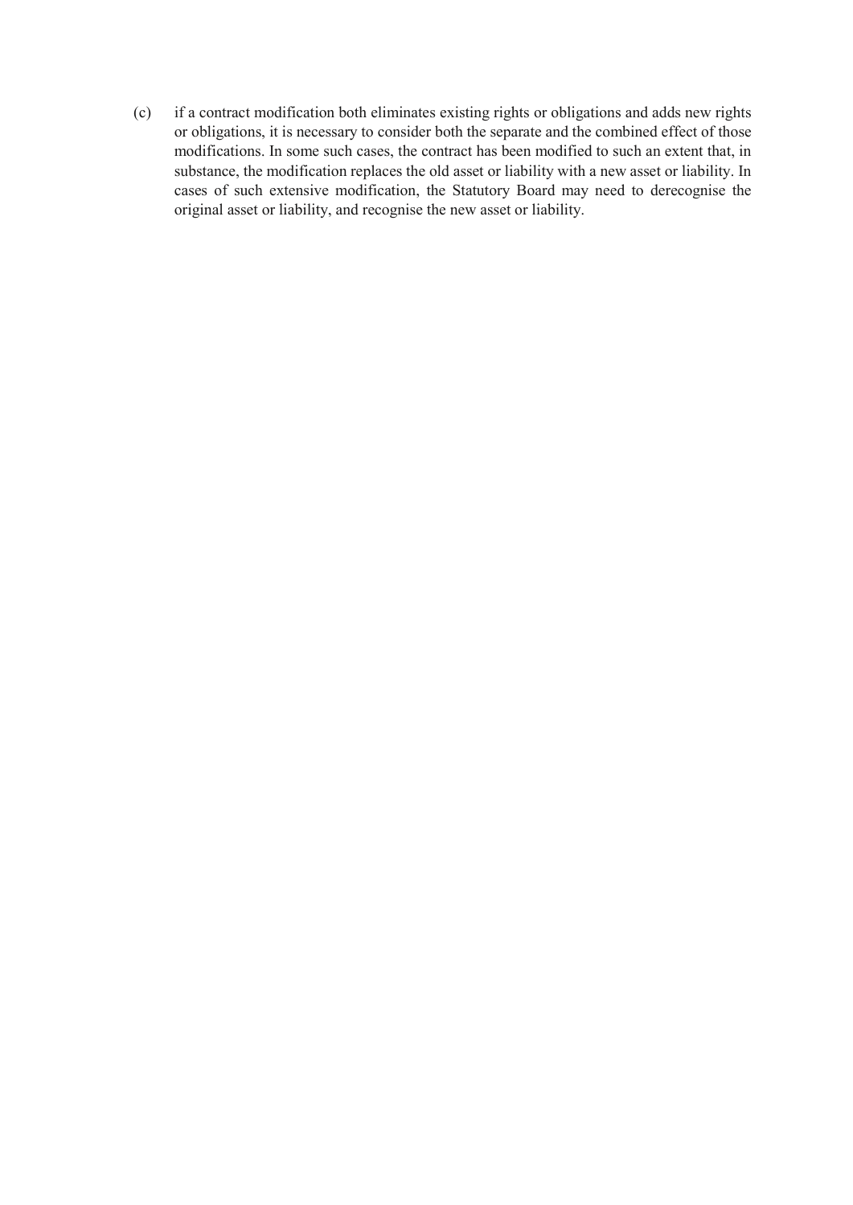(c) if a contract modification both eliminates existing rights or obligations and adds new rights or obligations, it is necessary to consider both the separate and the combined effect of those modifications. In some such cases, the contract has been modified to such an extent that, in substance, the modification replaces the old asset or liability with a new asset or liability. In cases of such extensive modification, the Statutory Board may need to derecognise the original asset or liability, and recognise the new asset or liability.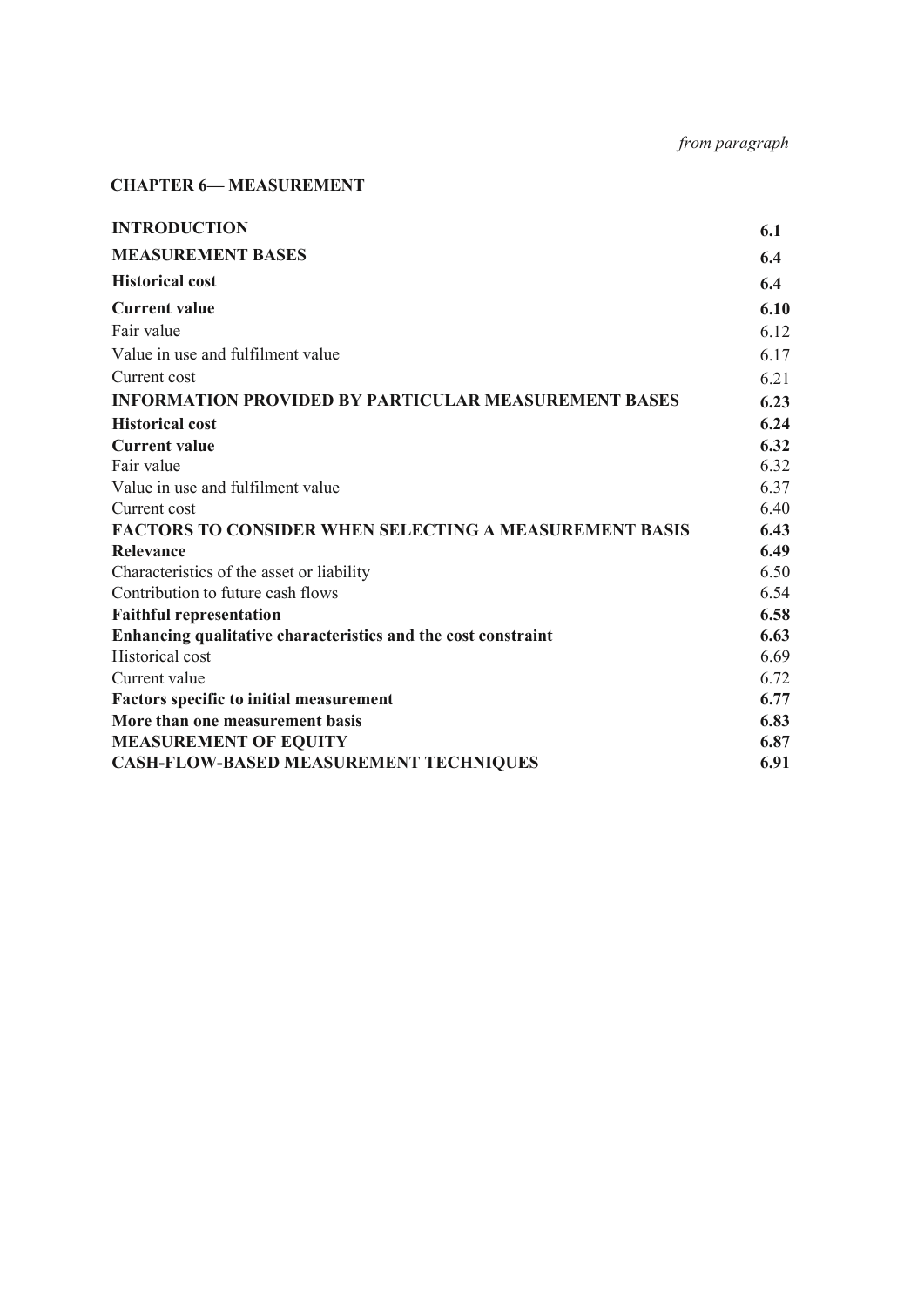*from paragraph*

**CHAPTER 6— MEASUREMENT**

| | |
|---|---|
| **INTRODUCTION** | **6.1** |
| **MEASUREMENT BASES** | **6.4** |
| **Historical cost** | **6.4** |
| **Current value** | **6.10** |
| Fair value | 6.12 |
| Value in use and fulfilment value | 6.17 |
| Current cost | 6.21 |
| **INFORMATION PROVIDED BY PARTICULAR MEASUREMENT BASES** | **6.23** |
| **Historical cost** | **6.24** |
| **Current value** | **6.32** |
| Fair value | 6.32 |
| Value in use and fulfilment value | 6.37 |
| Current cost | 6.40 |
| **FACTORS TO CONSIDER WHEN SELECTING A MEASUREMENT BASIS** | **6.43** |
| **Relevance** | **6.49** |
| Characteristics of the asset or liability | 6.50 |
| Contribution to future cash flows | 6.54 |
| **Faithful representation** | **6.58** |
| **Enhancing qualitative characteristics and the cost constraint** | **6.63** |
| Historical cost | 6.69 |
| Current value | 6.72 |
| **Factors specific to initial measurement** | **6.77** |
| **More than one measurement basis** | **6.83** |
| **MEASUREMENT OF EQUITY** | **6.87** |
| **CASH-FLOW-BASED MEASUREMENT TECHNIQUES** | **6.91** |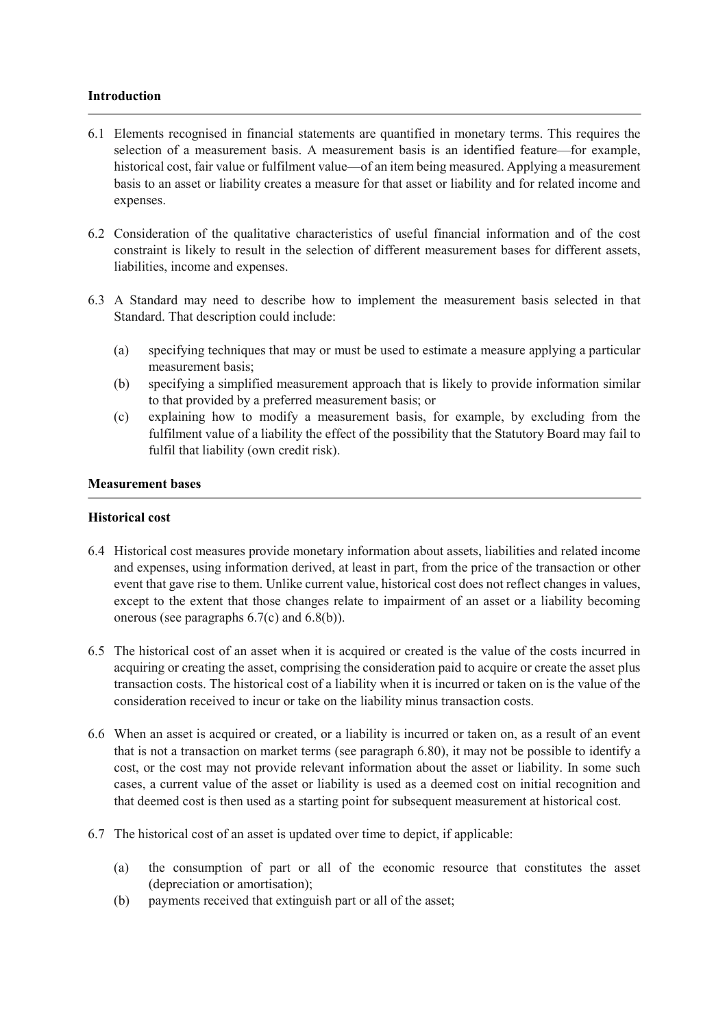## Introduction

6.1 Elements recognised in financial statements are quantified in monetary terms. This requires the selection of a measurement basis. A measurement basis is an identified feature—for example, historical cost, fair value or fulfilment value—of an item being measured. Applying a measurement basis to an asset or liability creates a measure for that asset or liability and for related income and expenses.

6.2 Consideration of the qualitative characteristics of useful financial information and of the cost constraint is likely to result in the selection of different measurement bases for different assets, liabilities, income and expenses.

6.3 A Standard may need to describe how to implement the measurement basis selected in that Standard. That description could include:

(a) specifying techniques that may or must be used to estimate a measure applying a particular measurement basis;
(b) specifying a simplified measurement approach that is likely to provide information similar to that provided by a preferred measurement basis; or
(c) explaining how to modify a measurement basis, for example, by excluding from the fulfilment value of a liability the effect of the possibility that the Statutory Board may fail to fulfil that liability (own credit risk).

## Measurement bases

### Historical cost

6.4 Historical cost measures provide monetary information about assets, liabilities and related income and expenses, using information derived, at least in part, from the price of the transaction or other event that gave rise to them. Unlike current value, historical cost does not reflect changes in values, except to the extent that those changes relate to impairment of an asset or a liability becoming onerous (see paragraphs 6.7(c) and 6.8(b)).

6.5 The historical cost of an asset when it is acquired or created is the value of the costs incurred in acquiring or creating the asset, comprising the consideration paid to acquire or create the asset plus transaction costs. The historical cost of a liability when it is incurred or taken on is the value of the consideration received to incur or take on the liability minus transaction costs.

6.6 When an asset is acquired or created, or a liability is incurred or taken on, as a result of an event that is not a transaction on market terms (see paragraph 6.80), it may not be possible to identify a cost, or the cost may not provide relevant information about the asset or liability. In some such cases, a current value of the asset or liability is used as a deemed cost on initial recognition and that deemed cost is then used as a starting point for subsequent measurement at historical cost.

6.7 The historical cost of an asset is updated over time to depict, if applicable:

(a) the consumption of part or all of the economic resource that constitutes the asset (depreciation or amortisation);
(b) payments received that extinguish part or all of the asset;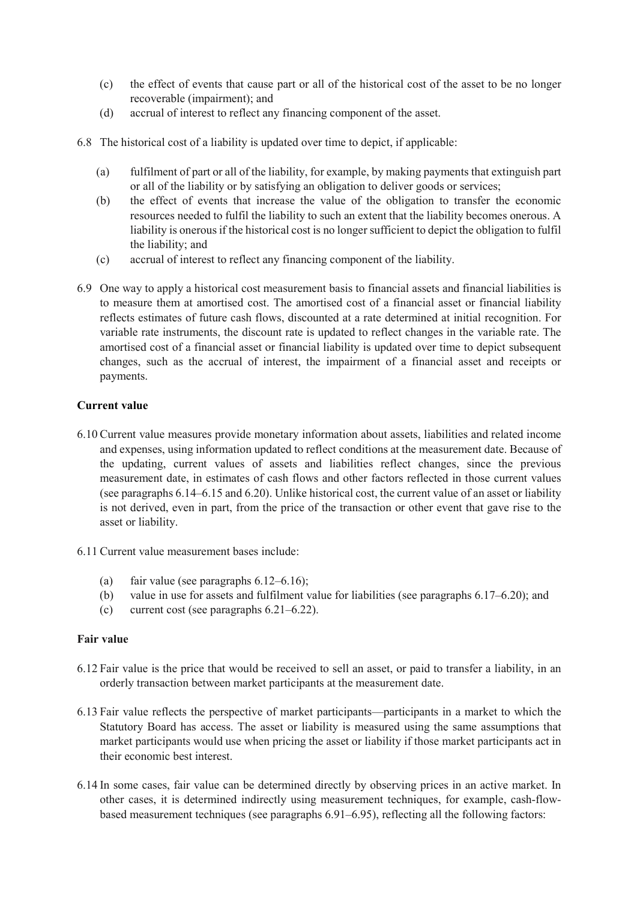(c) the effect of events that cause part or all of the historical cost of the asset to be no longer recoverable (impairment); and

(d) accrual of interest to reflect any financing component of the asset.

6.8 The historical cost of a liability is updated over time to depict, if applicable:

(a) fulfilment of part or all of the liability, for example, by making payments that extinguish part or all of the liability or by satisfying an obligation to deliver goods or services;

(b) the effect of events that increase the value of the obligation to transfer the economic resources needed to fulfil the liability to such an extent that the liability becomes onerous. A liability is onerous if the historical cost is no longer sufficient to depict the obligation to fulfil the liability; and

(c) accrual of interest to reflect any financing component of the liability.

6.9 One way to apply a historical cost measurement basis to financial assets and financial liabilities is to measure them at amortised cost. The amortised cost of a financial asset or financial liability reflects estimates of future cash flows, discounted at a rate determined at initial recognition. For variable rate instruments, the discount rate is updated to reflect changes in the variable rate. The amortised cost of a financial asset or financial liability is updated over time to depict subsequent changes, such as the accrual of interest, the impairment of a financial asset and receipts or payments.

**Current value**

6.10 Current value measures provide monetary information about assets, liabilities and related income and expenses, using information updated to reflect conditions at the measurement date. Because of the updating, current values of assets and liabilities reflect changes, since the previous measurement date, in estimates of cash flows and other factors reflected in those current values (see paragraphs 6.14–6.15 and 6.20). Unlike historical cost, the current value of an asset or liability is not derived, even in part, from the price of the transaction or other event that gave rise to the asset or liability.

6.11 Current value measurement bases include:

(a) fair value (see paragraphs 6.12–6.16);

(b) value in use for assets and fulfilment value for liabilities (see paragraphs 6.17–6.20); and

(c) current cost (see paragraphs 6.21–6.22).

**Fair value**

6.12 Fair value is the price that would be received to sell an asset, or paid to transfer a liability, in an orderly transaction between market participants at the measurement date.

6.13 Fair value reflects the perspective of market participants—participants in a market to which the Statutory Board has access. The asset or liability is measured using the same assumptions that market participants would use when pricing the asset or liability if those market participants act in their economic best interest.

6.14 In some cases, fair value can be determined directly by observing prices in an active market. In other cases, it is determined indirectly using measurement techniques, for example, cash-flow-based measurement techniques (see paragraphs 6.91–6.95), reflecting all the following factors: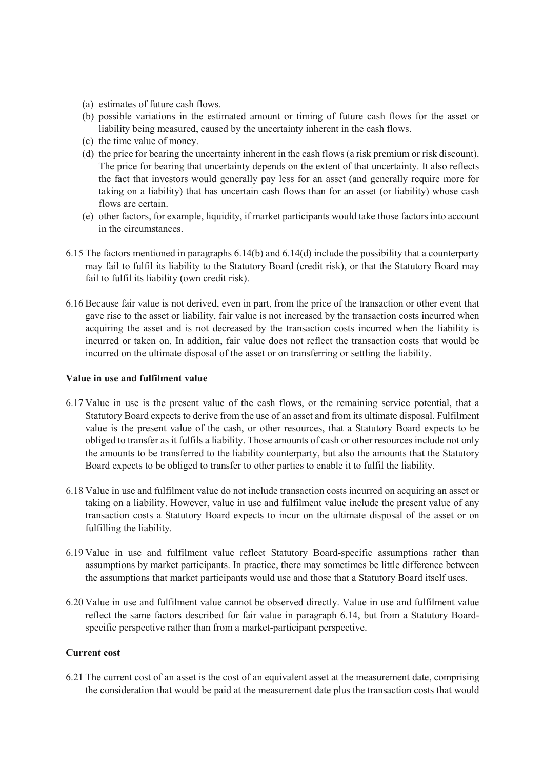(a) estimates of future cash flows.

(b) possible variations in the estimated amount or timing of future cash flows for the asset or liability being measured, caused by the uncertainty inherent in the cash flows.

(c) the time value of money.

(d) the price for bearing the uncertainty inherent in the cash flows (a risk premium or risk discount). The price for bearing that uncertainty depends on the extent of that uncertainty. It also reflects the fact that investors would generally pay less for an asset (and generally require more for taking on a liability) that has uncertain cash flows than for an asset (or liability) whose cash flows are certain.

(e) other factors, for example, liquidity, if market participants would take those factors into account in the circumstances.

6.15 The factors mentioned in paragraphs 6.14(b) and 6.14(d) include the possibility that a counterparty may fail to fulfil its liability to the Statutory Board (credit risk), or that the Statutory Board may fail to fulfil its liability (own credit risk).

6.16 Because fair value is not derived, even in part, from the price of the transaction or other event that gave rise to the asset or liability, fair value is not increased by the transaction costs incurred when acquiring the asset and is not decreased by the transaction costs incurred when the liability is incurred or taken on. In addition, fair value does not reflect the transaction costs that would be incurred on the ultimate disposal of the asset or on transferring or settling the liability.

**Value in use and fulfilment value**

6.17 Value in use is the present value of the cash flows, or the remaining service potential, that a Statutory Board expects to derive from the use of an asset and from its ultimate disposal. Fulfilment value is the present value of the cash, or other resources, that a Statutory Board expects to be obliged to transfer as it fulfils a liability. Those amounts of cash or other resources include not only the amounts to be transferred to the liability counterparty, but also the amounts that the Statutory Board expects to be obliged to transfer to other parties to enable it to fulfil the liability.

6.18 Value in use and fulfilment value do not include transaction costs incurred on acquiring an asset or taking on a liability. However, value in use and fulfilment value include the present value of any transaction costs a Statutory Board expects to incur on the ultimate disposal of the asset or on fulfilling the liability.

6.19 Value in use and fulfilment value reflect Statutory Board-specific assumptions rather than assumptions by market participants. In practice, there may sometimes be little difference between the assumptions that market participants would use and those that a Statutory Board itself uses.

6.20 Value in use and fulfilment value cannot be observed directly. Value in use and fulfilment value reflect the same factors described for fair value in paragraph 6.14, but from a Statutory Board-specific perspective rather than from a market-participant perspective.

**Current cost**

6.21 The current cost of an asset is the cost of an equivalent asset at the measurement date, comprising the consideration that would be paid at the measurement date plus the transaction costs that would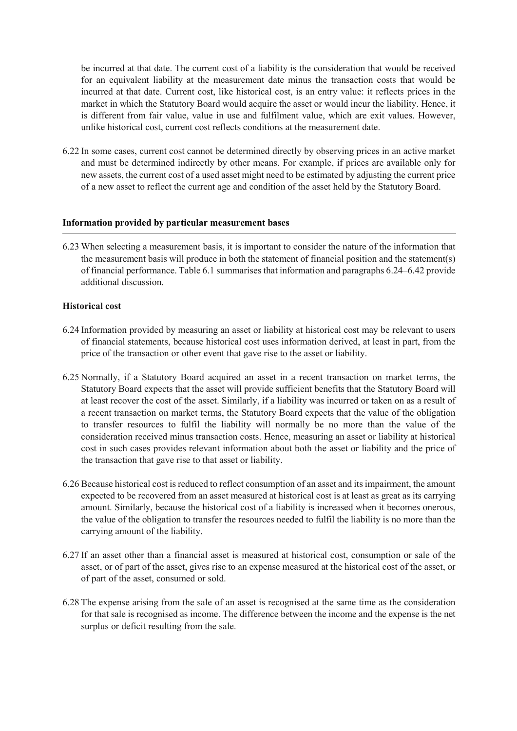be incurred at that date. The current cost of a liability is the consideration that would be received for an equivalent liability at the measurement date minus the transaction costs that would be incurred at that date. Current cost, like historical cost, is an entry value: it reflects prices in the market in which the Statutory Board would acquire the asset or would incur the liability. Hence, it is different from fair value, value in use and fulfilment value, which are exit values. However, unlike historical cost, current cost reflects conditions at the measurement date.

6.22 In some cases, current cost cannot be determined directly by observing prices in an active market and must be determined indirectly by other means. For example, if prices are available only for new assets, the current cost of a used asset might need to be estimated by adjusting the current price of a new asset to reflect the current age and condition of the asset held by the Statutory Board.

## Information provided by particular measurement bases

6.23 When selecting a measurement basis, it is important to consider the nature of the information that the measurement basis will produce in both the statement of financial position and the statement(s) of financial performance. Table 6.1 summarises that information and paragraphs 6.24–6.42 provide additional discussion.

### Historical cost

6.24 Information provided by measuring an asset or liability at historical cost may be relevant to users of financial statements, because historical cost uses information derived, at least in part, from the price of the transaction or other event that gave rise to the asset or liability.

6.25 Normally, if a Statutory Board acquired an asset in a recent transaction on market terms, the Statutory Board expects that the asset will provide sufficient benefits that the Statutory Board will at least recover the cost of the asset. Similarly, if a liability was incurred or taken on as a result of a recent transaction on market terms, the Statutory Board expects that the value of the obligation to transfer resources to fulfil the liability will normally be no more than the value of the consideration received minus transaction costs. Hence, measuring an asset or liability at historical cost in such cases provides relevant information about both the asset or liability and the price of the transaction that gave rise to that asset or liability.

6.26 Because historical cost is reduced to reflect consumption of an asset and its impairment, the amount expected to be recovered from an asset measured at historical cost is at least as great as its carrying amount. Similarly, because the historical cost of a liability is increased when it becomes onerous, the value of the obligation to transfer the resources needed to fulfil the liability is no more than the carrying amount of the liability.

6.27 If an asset other than a financial asset is measured at historical cost, consumption or sale of the asset, or of part of the asset, gives rise to an expense measured at the historical cost of the asset, or of part of the asset, consumed or sold.

6.28 The expense arising from the sale of an asset is recognised at the same time as the consideration for that sale is recognised as income. The difference between the income and the expense is the net surplus or deficit resulting from the sale.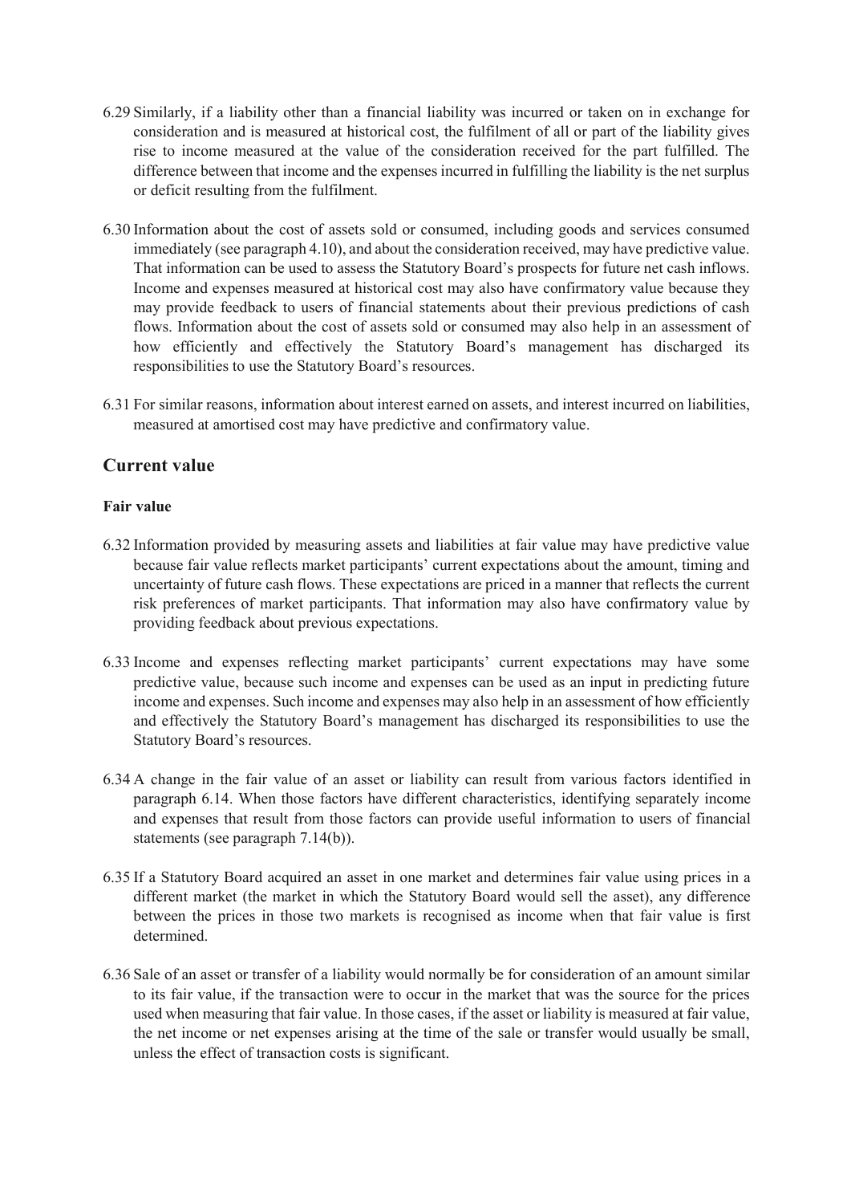6.29 Similarly, if a liability other than a financial liability was incurred or taken on in exchange for consideration and is measured at historical cost, the fulfilment of all or part of the liability gives rise to income measured at the value of the consideration received for the part fulfilled. The difference between that income and the expenses incurred in fulfilling the liability is the net surplus or deficit resulting from the fulfilment.

6.30 Information about the cost of assets sold or consumed, including goods and services consumed immediately (see paragraph 4.10), and about the consideration received, may have predictive value. That information can be used to assess the Statutory Board's prospects for future net cash inflows. Income and expenses measured at historical cost may also have confirmatory value because they may provide feedback to users of financial statements about their previous predictions of cash flows. Information about the cost of assets sold or consumed may also help in an assessment of how efficiently and effectively the Statutory Board's management has discharged its responsibilities to use the Statutory Board's resources.

6.31 For similar reasons, information about interest earned on assets, and interest incurred on liabilities, measured at amortised cost may have predictive and confirmatory value.

## Current value

### Fair value

6.32 Information provided by measuring assets and liabilities at fair value may have predictive value because fair value reflects market participants' current expectations about the amount, timing and uncertainty of future cash flows. These expectations are priced in a manner that reflects the current risk preferences of market participants. That information may also have confirmatory value by providing feedback about previous expectations.

6.33 Income and expenses reflecting market participants' current expectations may have some predictive value, because such income and expenses can be used as an input in predicting future income and expenses. Such income and expenses may also help in an assessment of how efficiently and effectively the Statutory Board's management has discharged its responsibilities to use the Statutory Board's resources.

6.34 A change in the fair value of an asset or liability can result from various factors identified in paragraph 6.14. When those factors have different characteristics, identifying separately income and expenses that result from those factors can provide useful information to users of financial statements (see paragraph 7.14(b)).

6.35 If a Statutory Board acquired an asset in one market and determines fair value using prices in a different market (the market in which the Statutory Board would sell the asset), any difference between the prices in those two markets is recognised as income when that fair value is first determined.

6.36 Sale of an asset or transfer of a liability would normally be for consideration of an amount similar to its fair value, if the transaction were to occur in the market that was the source for the prices used when measuring that fair value. In those cases, if the asset or liability is measured at fair value, the net income or net expenses arising at the time of the sale or transfer would usually be small, unless the effect of transaction costs is significant.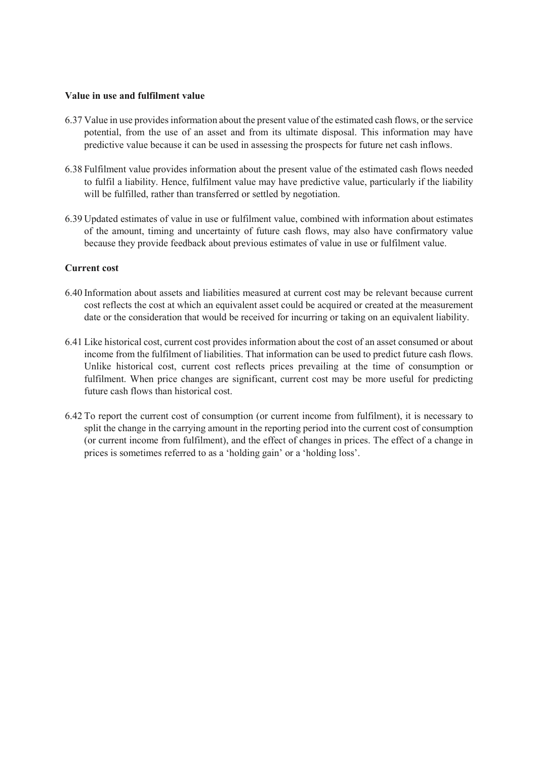**Value in use and fulfilment value**

6.37 Value in use provides information about the present value of the estimated cash flows, or the service potential, from the use of an asset and from its ultimate disposal. This information may have predictive value because it can be used in assessing the prospects for future net cash inflows.

6.38 Fulfilment value provides information about the present value of the estimated cash flows needed to fulfil a liability. Hence, fulfilment value may have predictive value, particularly if the liability will be fulfilled, rather than transferred or settled by negotiation.

6.39 Updated estimates of value in use or fulfilment value, combined with information about estimates of the amount, timing and uncertainty of future cash flows, may also have confirmatory value because they provide feedback about previous estimates of value in use or fulfilment value.

**Current cost**

6.40 Information about assets and liabilities measured at current cost may be relevant because current cost reflects the cost at which an equivalent asset could be acquired or created at the measurement date or the consideration that would be received for incurring or taking on an equivalent liability.

6.41 Like historical cost, current cost provides information about the cost of an asset consumed or about income from the fulfilment of liabilities. That information can be used to predict future cash flows. Unlike historical cost, current cost reflects prices prevailing at the time of consumption or fulfilment. When price changes are significant, current cost may be more useful for predicting future cash flows than historical cost.

6.42 To report the current cost of consumption (or current income from fulfilment), it is necessary to split the change in the carrying amount in the reporting period into the current cost of consumption (or current income from fulfilment), and the effect of changes in prices. The effect of a change in prices is sometimes referred to as a 'holding gain' or a 'holding loss'.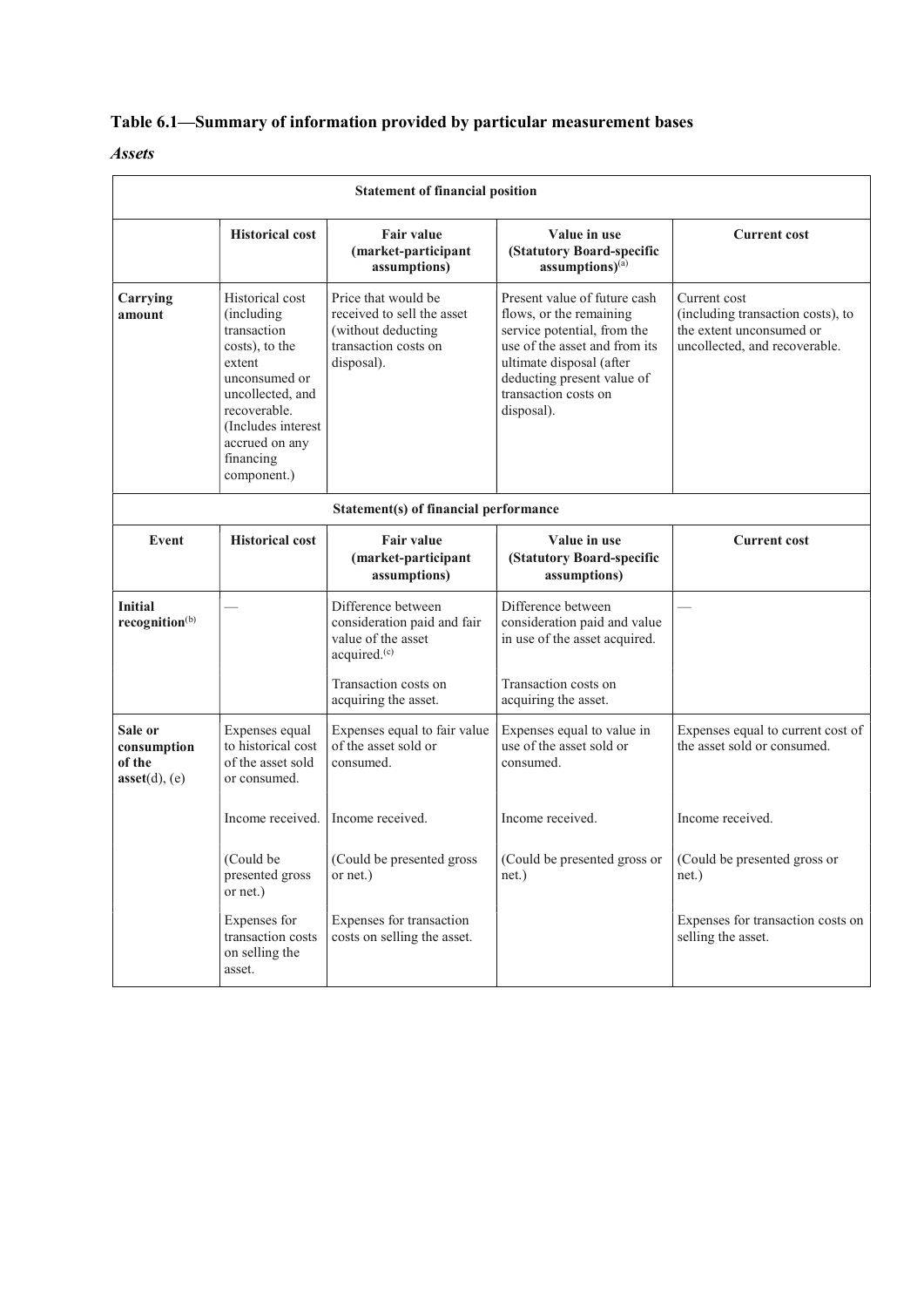## Table 6.1—Summary of information provided by particular measurement bases

### *Assets*

| Statement of financial position | | | | |
|---|---|---|---|---|
| | **Historical cost** | **Fair value (market-participant assumptions)** | **Value in use (Statutory Board-specific assumptions)**[(a)] | **Current cost** |
| **Carrying amount** | Historical cost (including transaction costs), to the extent unconsumed or uncollected, and recoverable. (Includes interest accrued on any financing component.) | Price that would be received to sell the asset (without deducting transaction costs on disposal). | Present value of future cash flows, or the remaining service potential, from the use of the asset and from its ultimate disposal (after deducting present value of transaction costs on disposal). | Current cost (including transaction costs), to the extent unconsumed or uncollected, and recoverable. |
| **Statement(s) of financial performance** | | | | |
| **Event** | **Historical cost** | **Fair value (market-participant assumptions)** | **Value in use (Statutory Board-specific assumptions)** | **Current cost** |
| **Initial recognition**[(b)] | — | Difference between consideration paid and fair value of the asset acquired.[(c)] | Difference between consideration paid and value in use of the asset acquired. | — |
| | | Transaction costs on acquiring the asset. | Transaction costs on acquiring the asset. | |
| **Sale or consumption of the asset**(d), (e) | Expenses equal to historical cost of the asset sold or consumed. | Expenses equal to fair value of the asset sold or consumed. | Expenses equal to value in use of the asset sold or consumed. | Expenses equal to current cost of the asset sold or consumed. |
| | Income received. | Income received. | Income received. | Income received. |
| | (Could be presented gross or net.) | (Could be presented gross or net.) | (Could be presented gross or net.) | (Could be presented gross or net.) |
| | Expenses for transaction costs on selling the asset. | Expenses for transaction costs on selling the asset. | | Expenses for transaction costs on selling the asset. |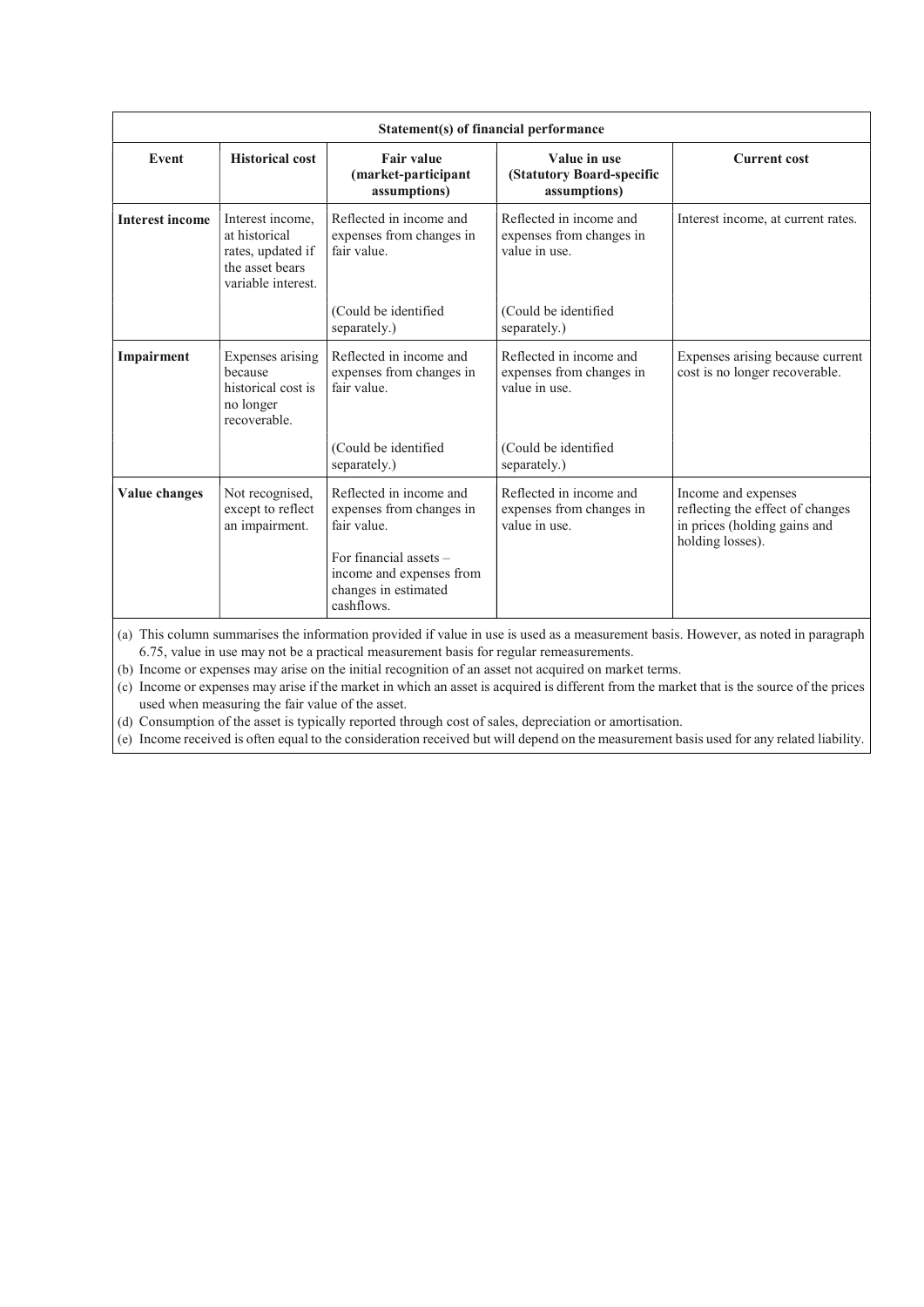| Statement(s) of financial performance | | | | |
|---|---|---|---|---|
| **Event** | **Historical cost** | **Fair value (market-participant assumptions)** | **Value in use (Statutory Board-specific assumptions)** | **Current cost** |
| **Interest income** | Interest income, at historical rates, updated if the asset bears variable interest. | Reflected in income and expenses from changes in fair value.<br><br>(Could be identified separately.) | Reflected in income and expenses from changes in value in use.<br><br>(Could be identified separately.) | Interest income, at current rates. |
| **Impairment** | Expenses arising because historical cost is no longer recoverable. | Reflected in income and expenses from changes in fair value.<br><br>(Could be identified separately.) | Reflected in income and expenses from changes in value in use.<br><br>(Could be identified separately.) | Expenses arising because current cost is no longer recoverable. |
| **Value changes** | Not recognised, except to reflect an impairment. | Reflected in income and expenses from changes in fair value.<br><br>For financial assets – income and expenses from changes in estimated cashflows. | Reflected in income and expenses from changes in value in use. | Income and expenses reflecting the effect of changes in prices (holding gains and holding losses). |

(a) This column summarises the information provided if value in use is used as a measurement basis. However, as noted in paragraph 6.75, value in use may not be a practical measurement basis for regular remeasurements.

(b) Income or expenses may arise on the initial recognition of an asset not acquired on market terms.

(c) Income or expenses may arise if the market in which an asset is acquired is different from the market that is the source of the prices used when measuring the fair value of the asset.

(d) Consumption of the asset is typically reported through cost of sales, depreciation or amortisation.

(e) Income received is often equal to the consideration received but will depend on the measurement basis used for any related liability.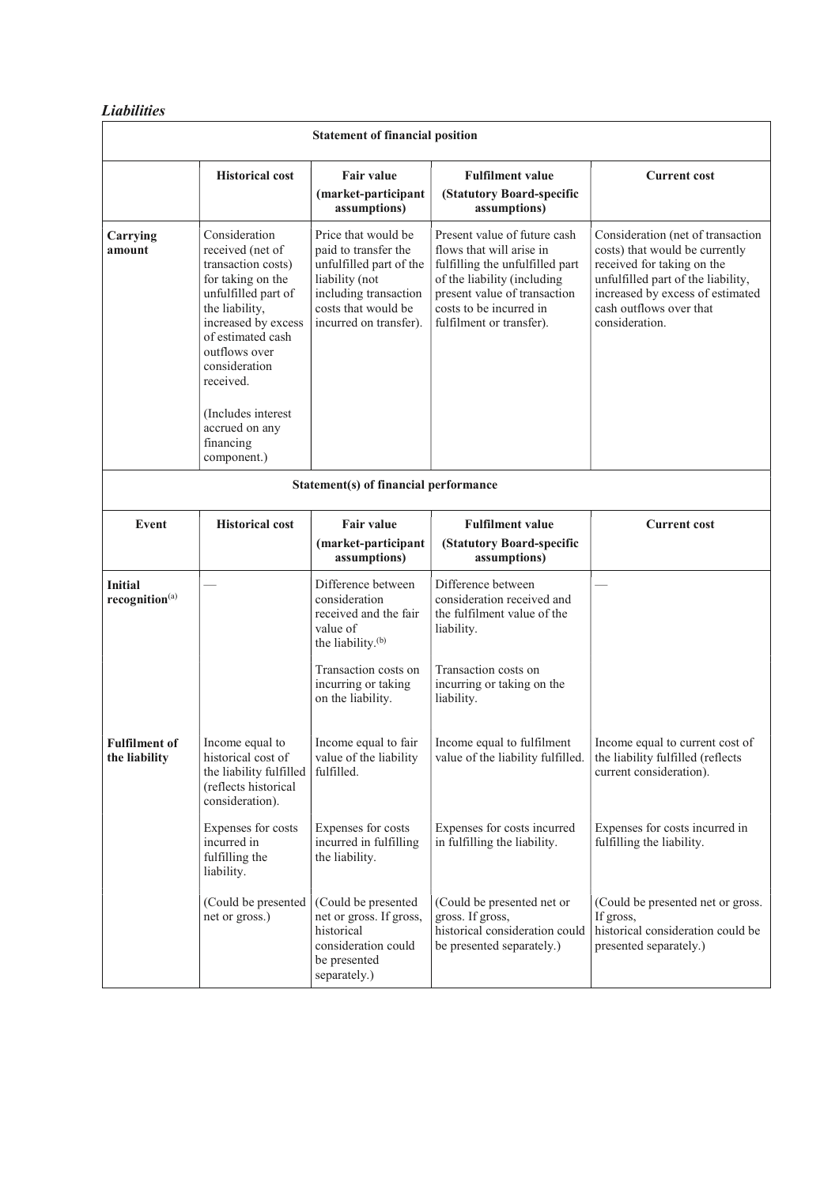*Liabilities*

| Statement of financial position | | | | |
|---|---|---|---|---|
| | **Historical cost** | **Fair value (market-participant assumptions)** | **Fulfilment value (Statutory Board-specific assumptions)** | **Current cost** |
| **Carrying amount** | Consideration received (net of transaction costs) for taking on the unfulfilled part of the liability, increased by excess of estimated cash outflows over consideration received. (Includes interest accrued on any financing component.) | Price that would be paid to transfer the unfulfilled part of the liability (not including transaction costs that would be incurred on transfer). | Present value of future cash flows that will arise in fulfilling the unfulfilled part of the liability (including present value of transaction costs to be incurred in fulfilment or transfer). | Consideration (net of transaction costs) that would be currently received for taking on the unfulfilled part of the liability, increased by excess of estimated cash outflows over that consideration. |

| Statement(s) of financial performance | | | | |
|---|---|---|---|---|
| **Event** | **Historical cost** | **Fair value (market-participant assumptions)** | **Fulfilment value (Statutory Board-specific assumptions)** | **Current cost** |
| **Initial recognition**[(a)] | — | Difference between consideration received and the fair value of the liability.[(b)] Transaction costs on incurring or taking on the liability. | Difference between consideration received and the fulfilment value of the liability. Transaction costs on incurring or taking on the liability. | — |
| **Fulfilment of the liability** | Income equal to historical cost of the liability fulfilled (reflects historical consideration). | Income equal to fair value of the liability fulfilled. | Income equal to fulfilment value of the liability fulfilled. | Income equal to current cost of the liability fulfilled (reflects current consideration). |
| | Expenses for costs incurred in fulfilling the liability. | Expenses for costs incurred in fulfilling the liability. | Expenses for costs incurred in fulfilling the liability. | Expenses for costs incurred in fulfilling the liability. |
| | (Could be presented net or gross.) | (Could be presented net or gross. If gross, historical consideration could be presented separately.) | (Could be presented net or gross. If gross, historical consideration could be presented separately.) | (Could be presented net or gross. If gross, historical consideration could be presented separately.) |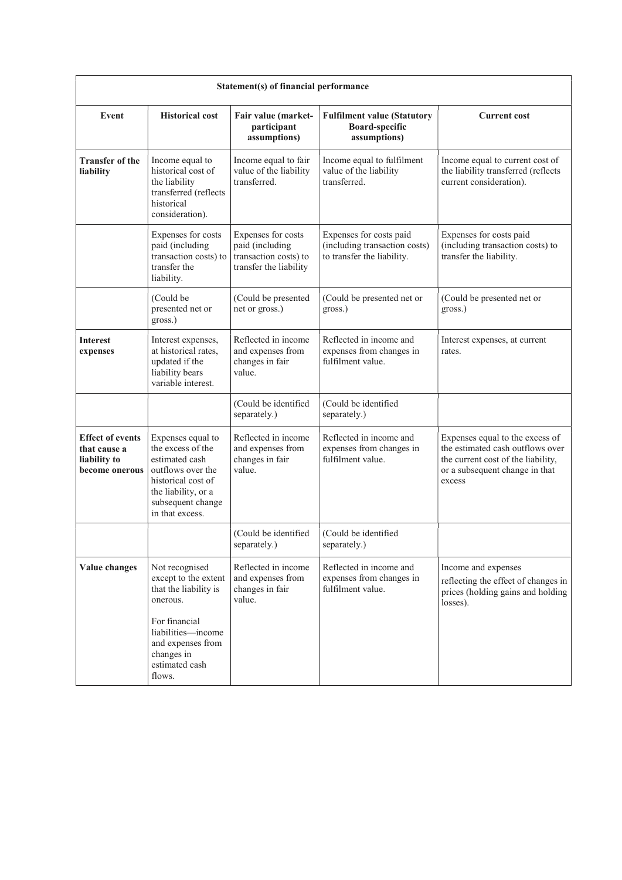| Statement(s) of financial performance | | | | |
|---|---|---|---|---|
| **Event** | **Historical cost** | **Fair value (market-participant assumptions)** | **Fulfilment value (Statutory Board-specific assumptions)** | **Current cost** |
| **Transfer of the liability** | Income equal to historical cost of the liability transferred (reflects historical consideration). | Income equal to fair value of the liability transferred. | Income equal to fulfilment value of the liability transferred. | Income equal to current cost of the liability transferred (reflects current consideration). |
| | Expenses for costs paid (including transaction costs) to transfer the liability. | Expenses for costs paid (including transaction costs) to transfer the liability | Expenses for costs paid (including transaction costs) to transfer the liability. | Expenses for costs paid (including transaction costs) to transfer the liability. |
| | (Could be presented net or gross.) | (Could be presented net or gross.) | (Could be presented net or gross.) | (Could be presented net or gross.) |
| **Interest expenses** | Interest expenses, at historical rates, updated if the liability bears variable interest. | Reflected in income and expenses from changes in fair value. | Reflected in income and expenses from changes in fulfilment value. | Interest expenses, at current rates. |
| | | (Could be identified separately.) | (Could be identified separately.) | |
| **Effect of events that cause a liability to become onerous** | Expenses equal to the excess of the estimated cash outflows over the historical cost of the liability, or a subsequent change in that excess. | Reflected in income and expenses from changes in fair value. | Reflected in income and expenses from changes in fulfilment value. | Expenses equal to the excess of the estimated cash outflows over the current cost of the liability, or a subsequent change in that excess |
| | | (Could be identified separately.) | (Could be identified separately.) | |
| **Value changes** | Not recognised except to the extent that the liability is onerous.<br><br>For financial liabilities—income and expenses from changes in estimated cash flows. | Reflected in income and expenses from changes in fair value. | Reflected in income and expenses from changes in fulfilment value. | Income and expenses reflecting the effect of changes in prices (holding gains and holding losses). |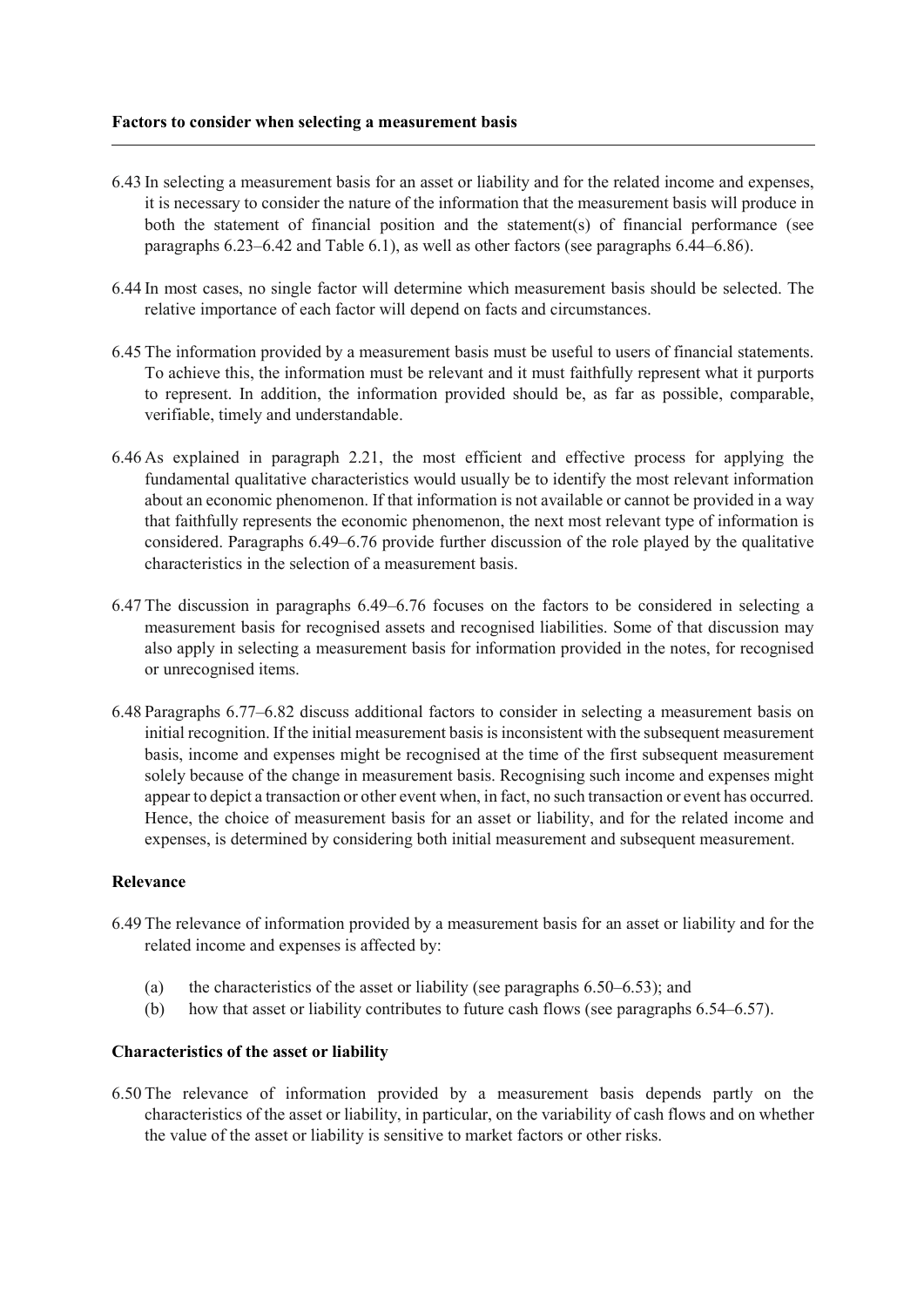### Factors to consider when selecting a measurement basis

6.43 In selecting a measurement basis for an asset or liability and for the related income and expenses, it is necessary to consider the nature of the information that the measurement basis will produce in both the statement of financial position and the statement(s) of financial performance (see paragraphs 6.23–6.42 and Table 6.1), as well as other factors (see paragraphs 6.44–6.86).

6.44 In most cases, no single factor will determine which measurement basis should be selected. The relative importance of each factor will depend on facts and circumstances.

6.45 The information provided by a measurement basis must be useful to users of financial statements. To achieve this, the information must be relevant and it must faithfully represent what it purports to represent. In addition, the information provided should be, as far as possible, comparable, verifiable, timely and understandable.

6.46 As explained in paragraph 2.21, the most efficient and effective process for applying the fundamental qualitative characteristics would usually be to identify the most relevant information about an economic phenomenon. If that information is not available or cannot be provided in a way that faithfully represents the economic phenomenon, the next most relevant type of information is considered. Paragraphs 6.49–6.76 provide further discussion of the role played by the qualitative characteristics in the selection of a measurement basis.

6.47 The discussion in paragraphs 6.49–6.76 focuses on the factors to be considered in selecting a measurement basis for recognised assets and recognised liabilities. Some of that discussion may also apply in selecting a measurement basis for information provided in the notes, for recognised or unrecognised items.

6.48 Paragraphs 6.77–6.82 discuss additional factors to consider in selecting a measurement basis on initial recognition. If the initial measurement basis is inconsistent with the subsequent measurement basis, income and expenses might be recognised at the time of the first subsequent measurement solely because of the change in measurement basis. Recognising such income and expenses might appear to depict a transaction or other event when, in fact, no such transaction or event has occurred. Hence, the choice of measurement basis for an asset or liability, and for the related income and expenses, is determined by considering both initial measurement and subsequent measurement.

#### Relevance

6.49 The relevance of information provided by a measurement basis for an asset or liability and for the related income and expenses is affected by:

(a) the characteristics of the asset or liability (see paragraphs 6.50–6.53); and

(b) how that asset or liability contributes to future cash flows (see paragraphs 6.54–6.57).

#### Characteristics of the asset or liability

6.50 The relevance of information provided by a measurement basis depends partly on the characteristics of the asset or liability, in particular, on the variability of cash flows and on whether the value of the asset or liability is sensitive to market factors or other risks.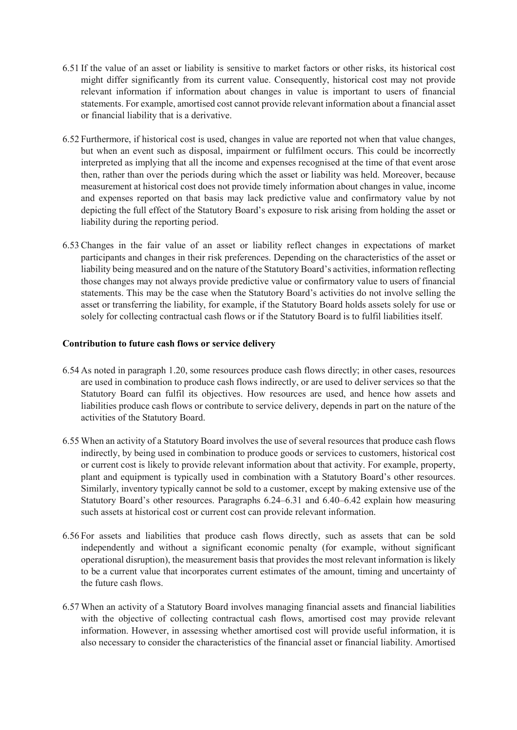6.51 If the value of an asset or liability is sensitive to market factors or other risks, its historical cost might differ significantly from its current value. Consequently, historical cost may not provide relevant information if information about changes in value is important to users of financial statements. For example, amortised cost cannot provide relevant information about a financial asset or financial liability that is a derivative.

6.52 Furthermore, if historical cost is used, changes in value are reported not when that value changes, but when an event such as disposal, impairment or fulfilment occurs. This could be incorrectly interpreted as implying that all the income and expenses recognised at the time of that event arose then, rather than over the periods during which the asset or liability was held. Moreover, because measurement at historical cost does not provide timely information about changes in value, income and expenses reported on that basis may lack predictive value and confirmatory value by not depicting the full effect of the Statutory Board's exposure to risk arising from holding the asset or liability during the reporting period.

6.53 Changes in the fair value of an asset or liability reflect changes in expectations of market participants and changes in their risk preferences. Depending on the characteristics of the asset or liability being measured and on the nature of the Statutory Board's activities, information reflecting those changes may not always provide predictive value or confirmatory value to users of financial statements. This may be the case when the Statutory Board's activities do not involve selling the asset or transferring the liability, for example, if the Statutory Board holds assets solely for use or solely for collecting contractual cash flows or if the Statutory Board is to fulfil liabilities itself.

**Contribution to future cash flows or service delivery**

6.54 As noted in paragraph 1.20, some resources produce cash flows directly; in other cases, resources are used in combination to produce cash flows indirectly, or are used to deliver services so that the Statutory Board can fulfil its objectives. How resources are used, and hence how assets and liabilities produce cash flows or contribute to service delivery, depends in part on the nature of the activities of the Statutory Board.

6.55 When an activity of a Statutory Board involves the use of several resources that produce cash flows indirectly, by being used in combination to produce goods or services to customers, historical cost or current cost is likely to provide relevant information about that activity. For example, property, plant and equipment is typically used in combination with a Statutory Board's other resources. Similarly, inventory typically cannot be sold to a customer, except by making extensive use of the Statutory Board's other resources. Paragraphs 6.24–6.31 and 6.40–6.42 explain how measuring such assets at historical cost or current cost can provide relevant information.

6.56 For assets and liabilities that produce cash flows directly, such as assets that can be sold independently and without a significant economic penalty (for example, without significant operational disruption), the measurement basis that provides the most relevant information is likely to be a current value that incorporates current estimates of the amount, timing and uncertainty of the future cash flows.

6.57 When an activity of a Statutory Board involves managing financial assets and financial liabilities with the objective of collecting contractual cash flows, amortised cost may provide relevant information. However, in assessing whether amortised cost will provide useful information, it is also necessary to consider the characteristics of the financial asset or financial liability. Amortised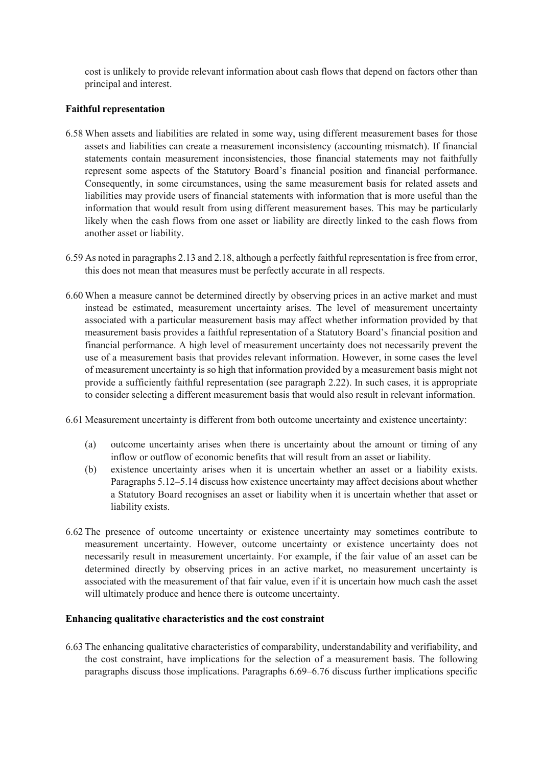cost is unlikely to provide relevant information about cash flows that depend on factors other than principal and interest.

**Faithful representation**

6.58 When assets and liabilities are related in some way, using different measurement bases for those assets and liabilities can create a measurement inconsistency (accounting mismatch). If financial statements contain measurement inconsistencies, those financial statements may not faithfully represent some aspects of the Statutory Board's financial position and financial performance. Consequently, in some circumstances, using the same measurement basis for related assets and liabilities may provide users of financial statements with information that is more useful than the information that would result from using different measurement bases. This may be particularly likely when the cash flows from one asset or liability are directly linked to the cash flows from another asset or liability.

6.59 As noted in paragraphs 2.13 and 2.18, although a perfectly faithful representation is free from error, this does not mean that measures must be perfectly accurate in all respects.

6.60 When a measure cannot be determined directly by observing prices in an active market and must instead be estimated, measurement uncertainty arises. The level of measurement uncertainty associated with a particular measurement basis may affect whether information provided by that measurement basis provides a faithful representation of a Statutory Board's financial position and financial performance. A high level of measurement uncertainty does not necessarily prevent the use of a measurement basis that provides relevant information. However, in some cases the level of measurement uncertainty is so high that information provided by a measurement basis might not provide a sufficiently faithful representation (see paragraph 2.22). In such cases, it is appropriate to consider selecting a different measurement basis that would also result in relevant information.

6.61 Measurement uncertainty is different from both outcome uncertainty and existence uncertainty:

(a) outcome uncertainty arises when there is uncertainty about the amount or timing of any inflow or outflow of economic benefits that will result from an asset or liability.

(b) existence uncertainty arises when it is uncertain whether an asset or a liability exists. Paragraphs 5.12–5.14 discuss how existence uncertainty may affect decisions about whether a Statutory Board recognises an asset or liability when it is uncertain whether that asset or liability exists.

6.62 The presence of outcome uncertainty or existence uncertainty may sometimes contribute to measurement uncertainty. However, outcome uncertainty or existence uncertainty does not necessarily result in measurement uncertainty. For example, if the fair value of an asset can be determined directly by observing prices in an active market, no measurement uncertainty is associated with the measurement of that fair value, even if it is uncertain how much cash the asset will ultimately produce and hence there is outcome uncertainty.

**Enhancing qualitative characteristics and the cost constraint**

6.63 The enhancing qualitative characteristics of comparability, understandability and verifiability, and the cost constraint, have implications for the selection of a measurement basis. The following paragraphs discuss those implications. Paragraphs 6.69–6.76 discuss further implications specific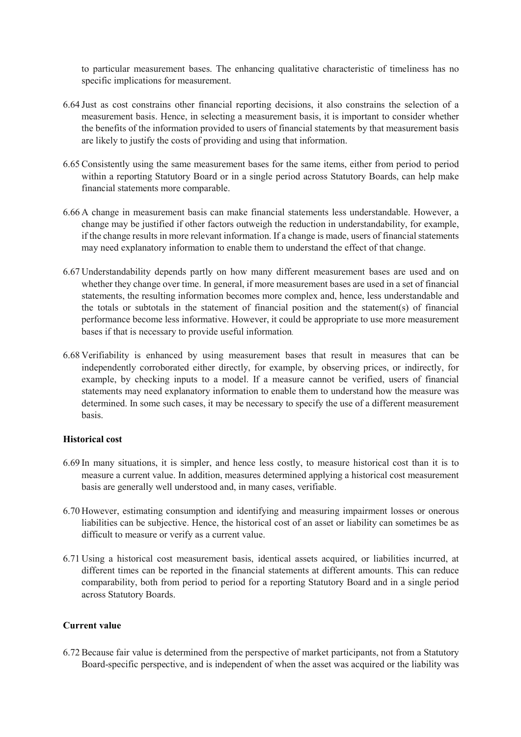to particular measurement bases. The enhancing qualitative characteristic of timeliness has no specific implications for measurement.

6.64 Just as cost constrains other financial reporting decisions, it also constrains the selection of a measurement basis. Hence, in selecting a measurement basis, it is important to consider whether the benefits of the information provided to users of financial statements by that measurement basis are likely to justify the costs of providing and using that information.

6.65 Consistently using the same measurement bases for the same items, either from period to period within a reporting Statutory Board or in a single period across Statutory Boards, can help make financial statements more comparable.

6.66 A change in measurement basis can make financial statements less understandable. However, a change may be justified if other factors outweigh the reduction in understandability, for example, if the change results in more relevant information. If a change is made, users of financial statements may need explanatory information to enable them to understand the effect of that change.

6.67 Understandability depends partly on how many different measurement bases are used and on whether they change over time. In general, if more measurement bases are used in a set of financial statements, the resulting information becomes more complex and, hence, less understandable and the totals or subtotals in the statement of financial position and the statement(s) of financial performance become less informative. However, it could be appropriate to use more measurement bases if that is necessary to provide useful information.

6.68 Verifiability is enhanced by using measurement bases that result in measures that can be independently corroborated either directly, for example, by observing prices, or indirectly, for example, by checking inputs to a model. If a measure cannot be verified, users of financial statements may need explanatory information to enable them to understand how the measure was determined. In some such cases, it may be necessary to specify the use of a different measurement basis.

**Historical cost**

6.69 In many situations, it is simpler, and hence less costly, to measure historical cost than it is to measure a current value. In addition, measures determined applying a historical cost measurement basis are generally well understood and, in many cases, verifiable.

6.70 However, estimating consumption and identifying and measuring impairment losses or onerous liabilities can be subjective. Hence, the historical cost of an asset or liability can sometimes be as difficult to measure or verify as a current value.

6.71 Using a historical cost measurement basis, identical assets acquired, or liabilities incurred, at different times can be reported in the financial statements at different amounts. This can reduce comparability, both from period to period for a reporting Statutory Board and in a single period across Statutory Boards.

**Current value**

6.72 Because fair value is determined from the perspective of market participants, not from a Statutory Board-specific perspective, and is independent of when the asset was acquired or the liability was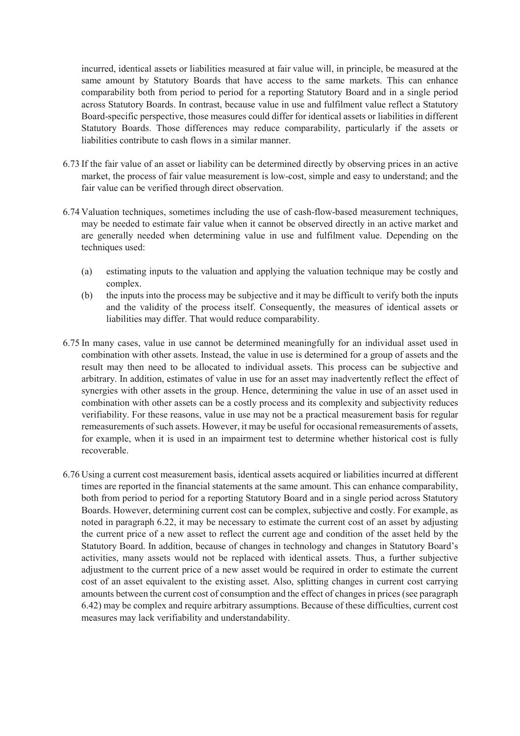incurred, identical assets or liabilities measured at fair value will, in principle, be measured at the same amount by Statutory Boards that have access to the same markets. This can enhance comparability both from period to period for a reporting Statutory Board and in a single period across Statutory Boards. In contrast, because value in use and fulfilment value reflect a Statutory Board-specific perspective, those measures could differ for identical assets or liabilities in different Statutory Boards. Those differences may reduce comparability, particularly if the assets or liabilities contribute to cash flows in a similar manner.

6.73 If the fair value of an asset or liability can be determined directly by observing prices in an active market, the process of fair value measurement is low-cost, simple and easy to understand; and the fair value can be verified through direct observation.

6.74 Valuation techniques, sometimes including the use of cash-flow-based measurement techniques, may be needed to estimate fair value when it cannot be observed directly in an active market and are generally needed when determining value in use and fulfilment value. Depending on the techniques used:

(a) estimating inputs to the valuation and applying the valuation technique may be costly and complex.

(b) the inputs into the process may be subjective and it may be difficult to verify both the inputs and the validity of the process itself. Consequently, the measures of identical assets or liabilities may differ. That would reduce comparability.

6.75 In many cases, value in use cannot be determined meaningfully for an individual asset used in combination with other assets. Instead, the value in use is determined for a group of assets and the result may then need to be allocated to individual assets. This process can be subjective and arbitrary. In addition, estimates of value in use for an asset may inadvertently reflect the effect of synergies with other assets in the group. Hence, determining the value in use of an asset used in combination with other assets can be a costly process and its complexity and subjectivity reduces verifiability. For these reasons, value in use may not be a practical measurement basis for regular remeasurements of such assets. However, it may be useful for occasional remeasurements of assets, for example, when it is used in an impairment test to determine whether historical cost is fully recoverable.

6.76 Using a current cost measurement basis, identical assets acquired or liabilities incurred at different times are reported in the financial statements at the same amount. This can enhance comparability, both from period to period for a reporting Statutory Board and in a single period across Statutory Boards. However, determining current cost can be complex, subjective and costly. For example, as noted in paragraph 6.22, it may be necessary to estimate the current cost of an asset by adjusting the current price of a new asset to reflect the current age and condition of the asset held by the Statutory Board. In addition, because of changes in technology and changes in Statutory Board's activities, many assets would not be replaced with identical assets. Thus, a further subjective adjustment to the current price of a new asset would be required in order to estimate the current cost of an asset equivalent to the existing asset. Also, splitting changes in current cost carrying amounts between the current cost of consumption and the effect of changes in prices (see paragraph 6.42) may be complex and require arbitrary assumptions. Because of these difficulties, current cost measures may lack verifiability and understandability.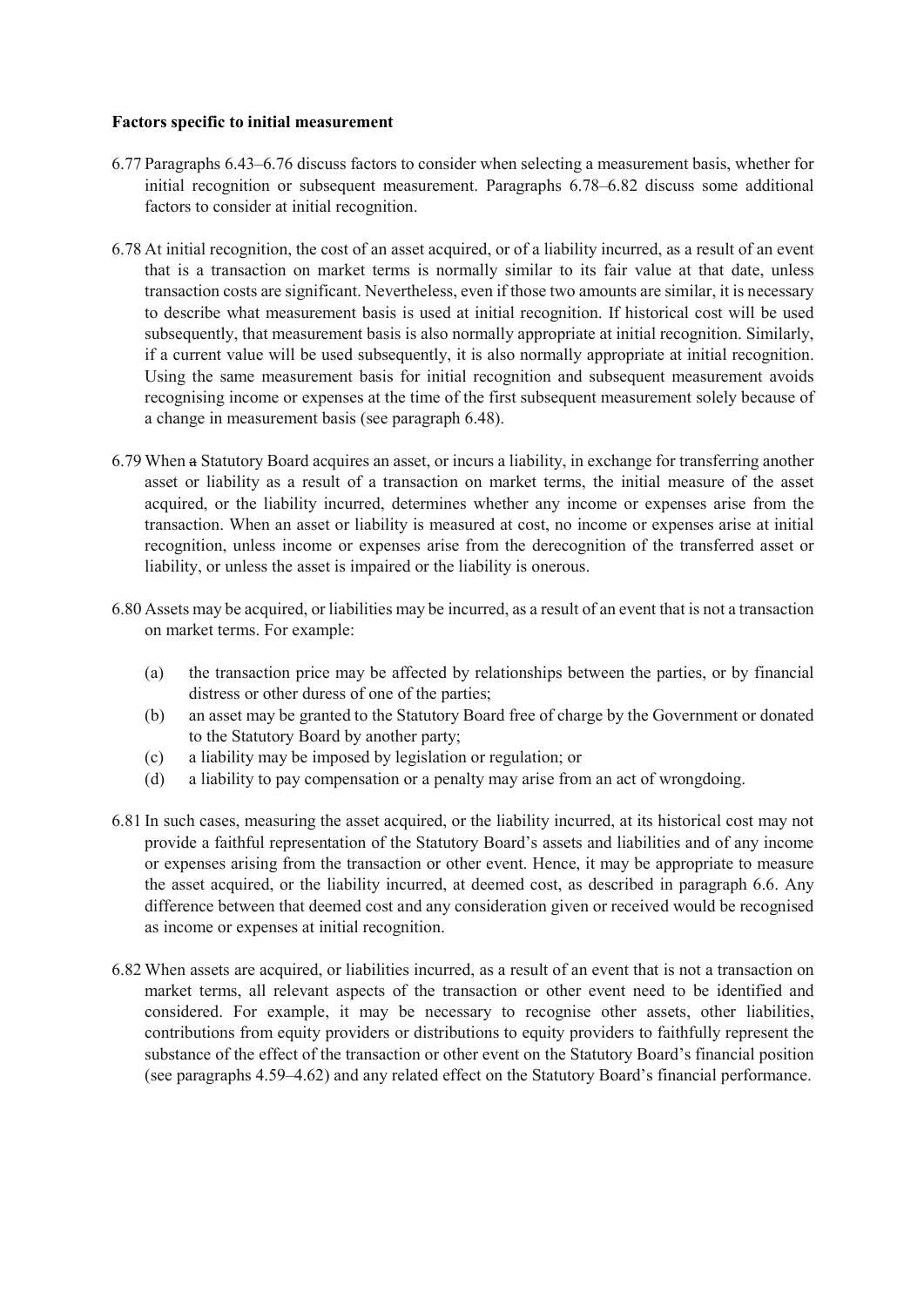**Factors specific to initial measurement**

6.77 Paragraphs 6.43–6.76 discuss factors to consider when selecting a measurement basis, whether for initial recognition or subsequent measurement. Paragraphs 6.78–6.82 discuss some additional factors to consider at initial recognition.

6.78 At initial recognition, the cost of an asset acquired, or of a liability incurred, as a result of an event that is a transaction on market terms is normally similar to its fair value at that date, unless transaction costs are significant. Nevertheless, even if those two amounts are similar, it is necessary to describe what measurement basis is used at initial recognition. If historical cost will be used subsequently, that measurement basis is also normally appropriate at initial recognition. Similarly, if a current value will be used subsequently, it is also normally appropriate at initial recognition. Using the same measurement basis for initial recognition and subsequent measurement avoids recognising income or expenses at the time of the first subsequent measurement solely because of a change in measurement basis (see paragraph 6.48).

6.79 When ~~a~~ Statutory Board acquires an asset, or incurs a liability, in exchange for transferring another asset or liability as a result of a transaction on market terms, the initial measure of the asset acquired, or the liability incurred, determines whether any income or expenses arise from the transaction. When an asset or liability is measured at cost, no income or expenses arise at initial recognition, unless income or expenses arise from the derecognition of the transferred asset or liability, or unless the asset is impaired or the liability is onerous.

6.80 Assets may be acquired, or liabilities may be incurred, as a result of an event that is not a transaction on market terms. For example:

(a) the transaction price may be affected by relationships between the parties, or by financial distress or other duress of one of the parties;

(b) an asset may be granted to the Statutory Board free of charge by the Government or donated to the Statutory Board by another party;

(c) a liability may be imposed by legislation or regulation; or

(d) a liability to pay compensation or a penalty may arise from an act of wrongdoing.

6.81 In such cases, measuring the asset acquired, or the liability incurred, at its historical cost may not provide a faithful representation of the Statutory Board's assets and liabilities and of any income or expenses arising from the transaction or other event. Hence, it may be appropriate to measure the asset acquired, or the liability incurred, at deemed cost, as described in paragraph 6.6. Any difference between that deemed cost and any consideration given or received would be recognised as income or expenses at initial recognition.

6.82 When assets are acquired, or liabilities incurred, as a result of an event that is not a transaction on market terms, all relevant aspects of the transaction or other event need to be identified and considered. For example, it may be necessary to recognise other assets, other liabilities, contributions from equity providers or distributions to equity providers to faithfully represent the substance of the effect of the transaction or other event on the Statutory Board's financial position (see paragraphs 4.59–4.62) and any related effect on the Statutory Board's financial performance.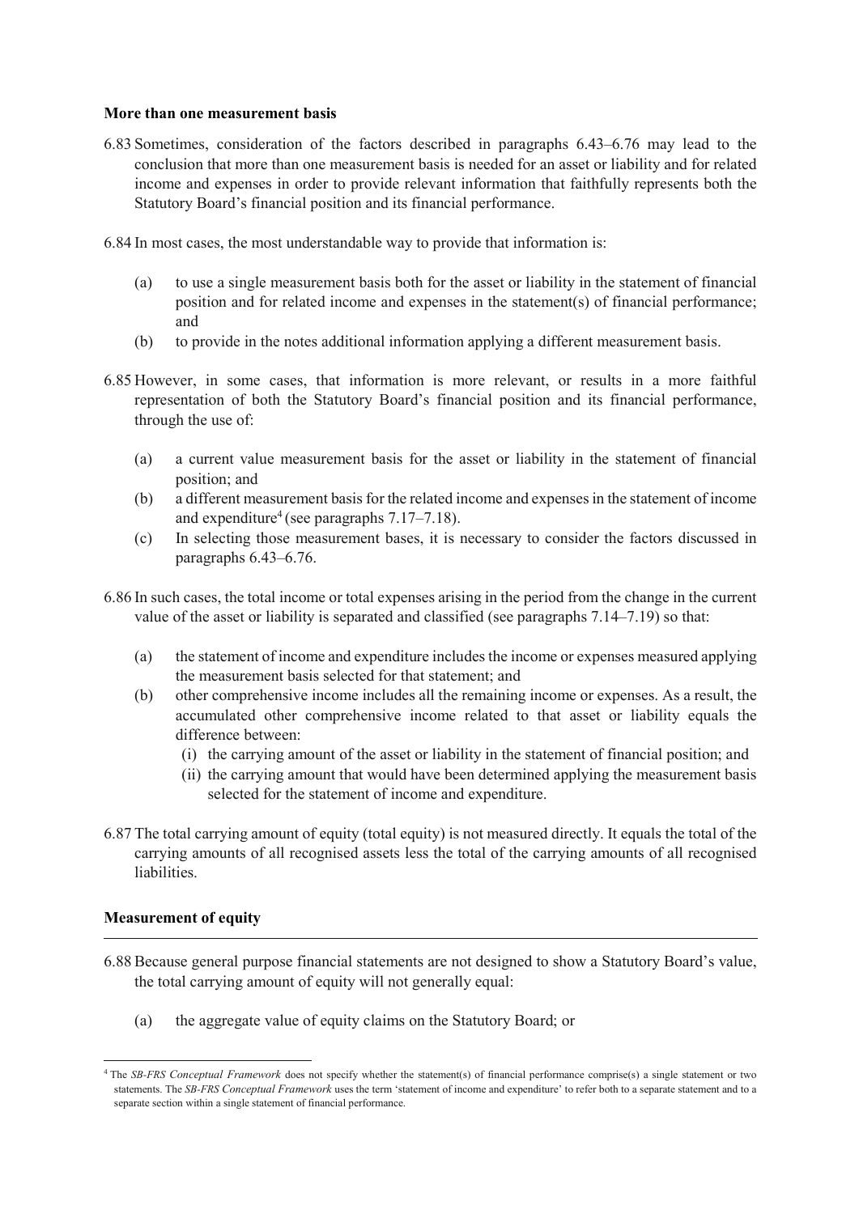### More than one measurement basis

6.83 Sometimes, consideration of the factors described in paragraphs 6.43–6.76 may lead to the conclusion that more than one measurement basis is needed for an asset or liability and for related income and expenses in order to provide relevant information that faithfully represents both the Statutory Board's financial position and its financial performance.

6.84 In most cases, the most understandable way to provide that information is:

- (a) to use a single measurement basis both for the asset or liability in the statement of financial position and for related income and expenses in the statement(s) of financial performance; and
- (b) to provide in the notes additional information applying a different measurement basis.

6.85 However, in some cases, that information is more relevant, or results in a more faithful representation of both the Statutory Board's financial position and its financial performance, through the use of:

- (a) a current value measurement basis for the asset or liability in the statement of financial position; and
- (b) a different measurement basis for the related income and expenses in the statement of income and expenditure[4] (see paragraphs 7.17–7.18).
- (c) In selecting those measurement bases, it is necessary to consider the factors discussed in paragraphs 6.43–6.76.

6.86 In such cases, the total income or total expenses arising in the period from the change in the current value of the asset or liability is separated and classified (see paragraphs 7.14–7.19) so that:

- (a) the statement of income and expenditure includes the income or expenses measured applying the measurement basis selected for that statement; and
- (b) other comprehensive income includes all the remaining income or expenses. As a result, the accumulated other comprehensive income related to that asset or liability equals the difference between:
  - (i) the carrying amount of the asset or liability in the statement of financial position; and
  - (ii) the carrying amount that would have been determined applying the measurement basis selected for the statement of income and expenditure.

6.87 The total carrying amount of equity (total equity) is not measured directly. It equals the total of the carrying amounts of all recognised assets less the total of the carrying amounts of all recognised liabilities.

### Measurement of equity

6.88 Because general purpose financial statements are not designed to show a Statutory Board's value, the total carrying amount of equity will not generally equal:

- (a) the aggregate value of equity claims on the Statutory Board; or

---

[4] The *SB-FRS Conceptual Framework* does not specify whether the statement(s) of financial performance comprise(s) a single statement or two statements. The *SB-FRS Conceptual Framework* uses the term 'statement of income and expenditure' to refer both to a separate statement and to a separate section within a single statement of financial performance.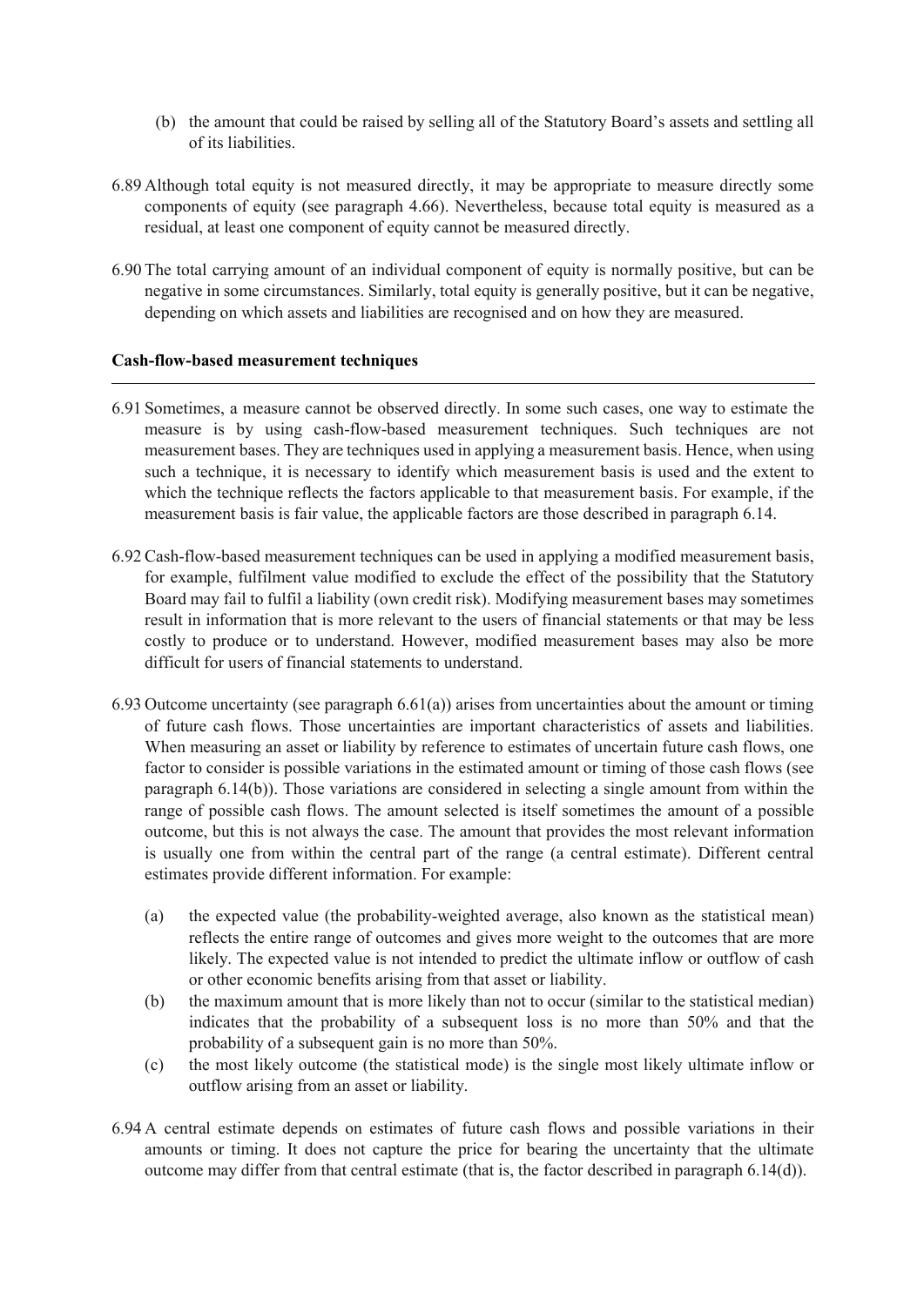(b) the amount that could be raised by selling all of the Statutory Board's assets and settling all of its liabilities.

6.89 Although total equity is not measured directly, it may be appropriate to measure directly some components of equity (see paragraph 4.66). Nevertheless, because total equity is measured as a residual, at least one component of equity cannot be measured directly.

6.90 The total carrying amount of an individual component of equity is normally positive, but can be negative in some circumstances. Similarly, total equity is generally positive, but it can be negative, depending on which assets and liabilities are recognised and on how they are measured.

**Cash-flow-based measurement techniques**

---

6.91 Sometimes, a measure cannot be observed directly. In some such cases, one way to estimate the measure is by using cash-flow-based measurement techniques. Such techniques are not measurement bases. They are techniques used in applying a measurement basis. Hence, when using such a technique, it is necessary to identify which measurement basis is used and the extent to which the technique reflects the factors applicable to that measurement basis. For example, if the measurement basis is fair value, the applicable factors are those described in paragraph 6.14.

6.92 Cash-flow-based measurement techniques can be used in applying a modified measurement basis, for example, fulfilment value modified to exclude the effect of the possibility that the Statutory Board may fail to fulfil a liability (own credit risk). Modifying measurement bases may sometimes result in information that is more relevant to the users of financial statements or that may be less costly to produce or to understand. However, modified measurement bases may also be more difficult for users of financial statements to understand.

6.93 Outcome uncertainty (see paragraph 6.61(a)) arises from uncertainties about the amount or timing of future cash flows. Those uncertainties are important characteristics of assets and liabilities. When measuring an asset or liability by reference to estimates of uncertain future cash flows, one factor to consider is possible variations in the estimated amount or timing of those cash flows (see paragraph 6.14(b)). Those variations are considered in selecting a single amount from within the range of possible cash flows. The amount selected is itself sometimes the amount of a possible outcome, but this is not always the case. The amount that provides the most relevant information is usually one from within the central part of the range (a central estimate). Different central estimates provide different information. For example:

(a) the expected value (the probability-weighted average, also known as the statistical mean) reflects the entire range of outcomes and gives more weight to the outcomes that are more likely. The expected value is not intended to predict the ultimate inflow or outflow of cash or other economic benefits arising from that asset or liability.

(b) the maximum amount that is more likely than not to occur (similar to the statistical median) indicates that the probability of a subsequent loss is no more than 50% and that the probability of a subsequent gain is no more than 50%.

(c) the most likely outcome (the statistical mode) is the single most likely ultimate inflow or outflow arising from an asset or liability.

6.94 A central estimate depends on estimates of future cash flows and possible variations in their amounts or timing. It does not capture the price for bearing the uncertainty that the ultimate outcome may differ from that central estimate (that is, the factor described in paragraph 6.14(d)).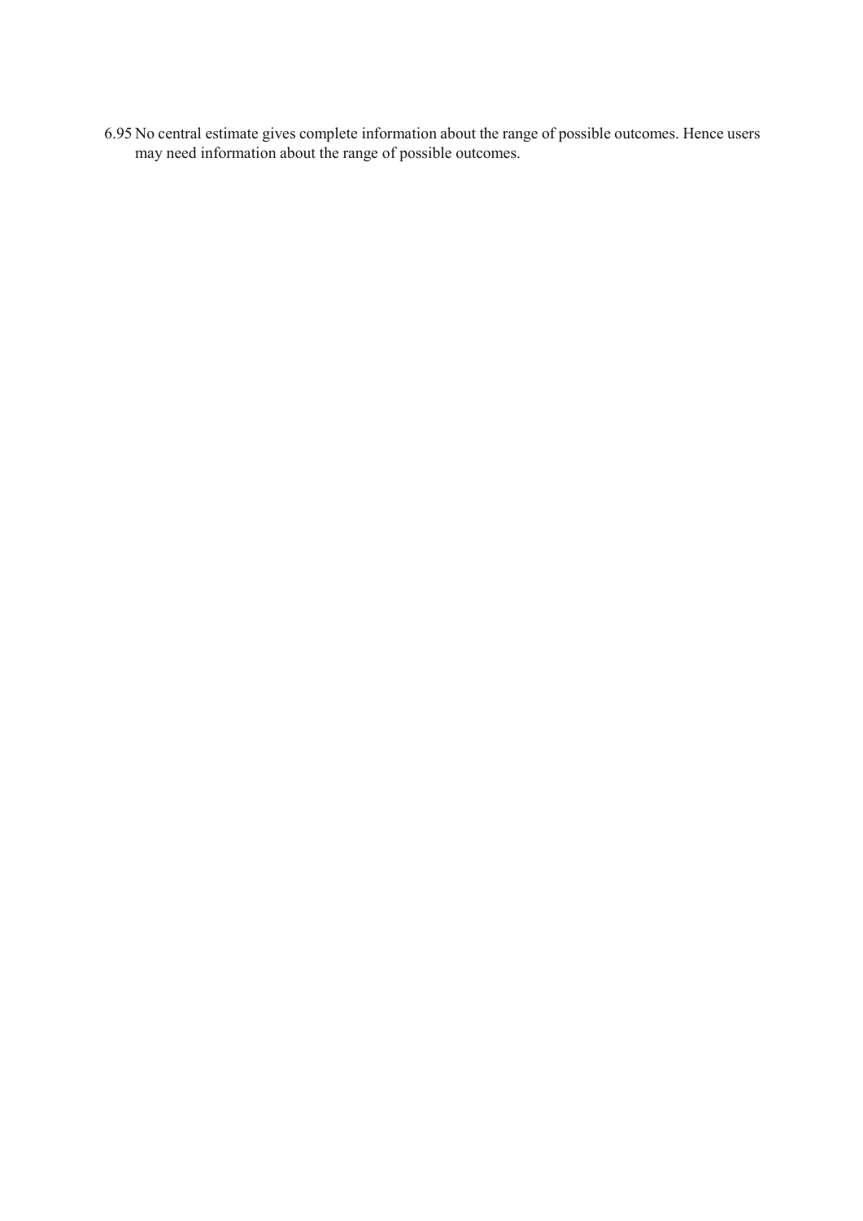6.95 No central estimate gives complete information about the range of possible outcomes. Hence users may need information about the range of possible outcomes.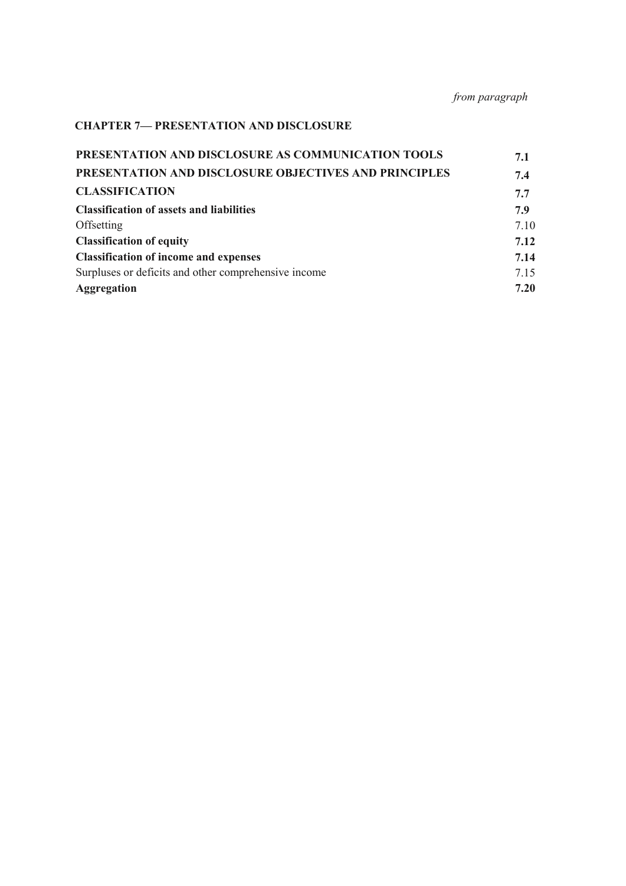*from paragraph*

**CHAPTER 7— PRESENTATION AND DISCLOSURE**

| | |
|---|---|
| **PRESENTATION AND DISCLOSURE AS COMMUNICATION TOOLS** | **7.1** |
| **PRESENTATION AND DISCLOSURE OBJECTIVES AND PRINCIPLES** | **7.4** |
| **CLASSIFICATION** | **7.7** |
| **Classification of assets and liabilities** | **7.9** |
| Offsetting | 7.10 |
| **Classification of equity** | **7.12** |
| **Classification of income and expenses** | **7.14** |
| Surpluses or deficits and other comprehensive income | 7.15 |
| **Aggregation** | **7.20** |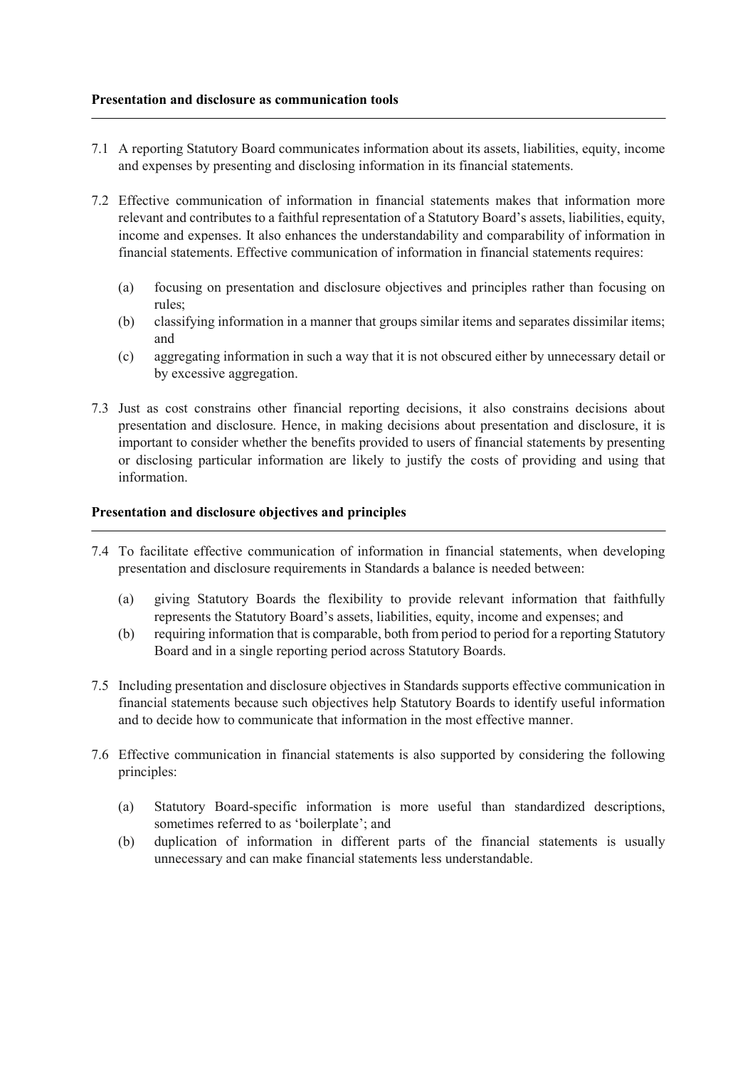### Presentation and disclosure as communication tools

7.1 A reporting Statutory Board communicates information about its assets, liabilities, equity, income and expenses by presenting and disclosing information in its financial statements.

7.2 Effective communication of information in financial statements makes that information more relevant and contributes to a faithful representation of a Statutory Board's assets, liabilities, equity, income and expenses. It also enhances the understandability and comparability of information in financial statements. Effective communication of information in financial statements requires:

(a) focusing on presentation and disclosure objectives and principles rather than focusing on rules;

(b) classifying information in a manner that groups similar items and separates dissimilar items; and

(c) aggregating information in such a way that it is not obscured either by unnecessary detail or by excessive aggregation.

7.3 Just as cost constrains other financial reporting decisions, it also constrains decisions about presentation and disclosure. Hence, in making decisions about presentation and disclosure, it is important to consider whether the benefits provided to users of financial statements by presenting or disclosing particular information are likely to justify the costs of providing and using that information.

### Presentation and disclosure objectives and principles

7.4 To facilitate effective communication of information in financial statements, when developing presentation and disclosure requirements in Standards a balance is needed between:

(a) giving Statutory Boards the flexibility to provide relevant information that faithfully represents the Statutory Board's assets, liabilities, equity, income and expenses; and

(b) requiring information that is comparable, both from period to period for a reporting Statutory Board and in a single reporting period across Statutory Boards.

7.5 Including presentation and disclosure objectives in Standards supports effective communication in financial statements because such objectives help Statutory Boards to identify useful information and to decide how to communicate that information in the most effective manner.

7.6 Effective communication in financial statements is also supported by considering the following principles:

(a) Statutory Board-specific information is more useful than standardized descriptions, sometimes referred to as 'boilerplate'; and

(b) duplication of information in different parts of the financial statements is usually unnecessary and can make financial statements less understandable.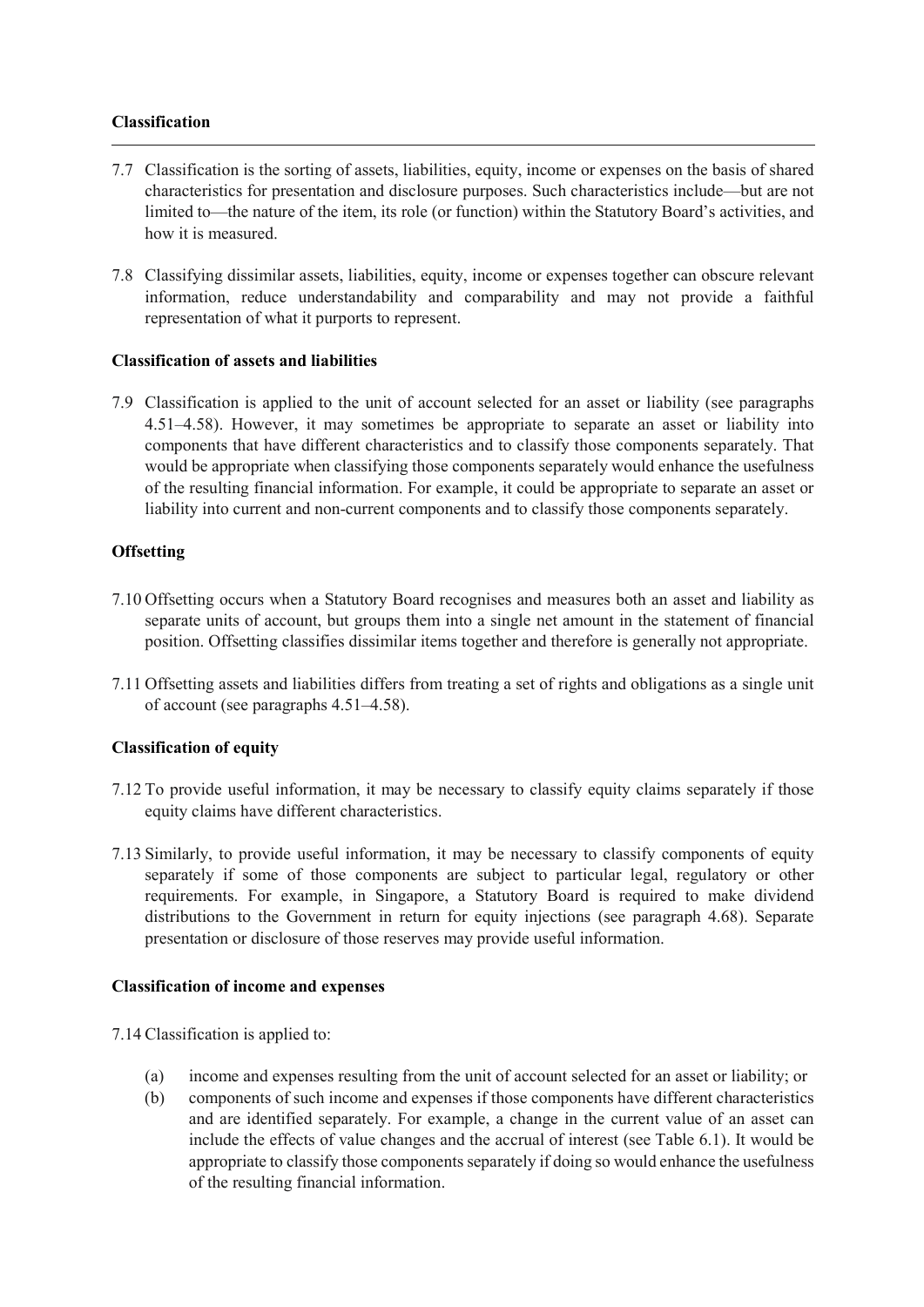## Classification

7.7 Classification is the sorting of assets, liabilities, equity, income or expenses on the basis of shared characteristics for presentation and disclosure purposes. Such characteristics include—but are not limited to—the nature of the item, its role (or function) within the Statutory Board's activities, and how it is measured.

7.8 Classifying dissimilar assets, liabilities, equity, income or expenses together can obscure relevant information, reduce understandability and comparability and may not provide a faithful representation of what it purports to represent.

### Classification of assets and liabilities

7.9 Classification is applied to the unit of account selected for an asset or liability (see paragraphs 4.51–4.58). However, it may sometimes be appropriate to separate an asset or liability into components that have different characteristics and to classify those components separately. That would be appropriate when classifying those components separately would enhance the usefulness of the resulting financial information. For example, it could be appropriate to separate an asset or liability into current and non-current components and to classify those components separately.

### Offsetting

7.10 Offsetting occurs when a Statutory Board recognises and measures both an asset and liability as separate units of account, but groups them into a single net amount in the statement of financial position. Offsetting classifies dissimilar items together and therefore is generally not appropriate.

7.11 Offsetting assets and liabilities differs from treating a set of rights and obligations as a single unit of account (see paragraphs 4.51–4.58).

### Classification of equity

7.12 To provide useful information, it may be necessary to classify equity claims separately if those equity claims have different characteristics.

7.13 Similarly, to provide useful information, it may be necessary to classify components of equity separately if some of those components are subject to particular legal, regulatory or other requirements. For example, in Singapore, a Statutory Board is required to make dividend distributions to the Government in return for equity injections (see paragraph 4.68). Separate presentation or disclosure of those reserves may provide useful information.

### Classification of income and expenses

7.14 Classification is applied to:

(a) income and expenses resulting from the unit of account selected for an asset or liability; or

(b) components of such income and expenses if those components have different characteristics and are identified separately. For example, a change in the current value of an asset can include the effects of value changes and the accrual of interest (see Table 6.1). It would be appropriate to classify those components separately if doing so would enhance the usefulness of the resulting financial information.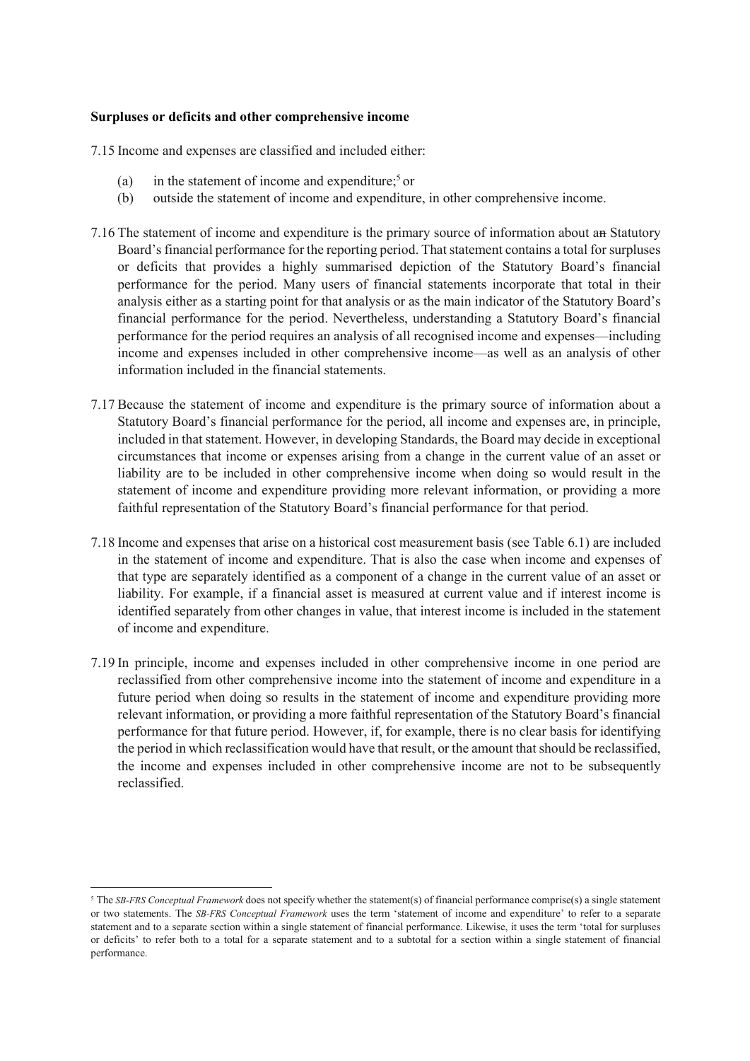**Surpluses or deficits and other comprehensive income**

7.15 Income and expenses are classified and included either:

(a) in the statement of income and expenditure;[5] or

(b) outside the statement of income and expenditure, in other comprehensive income.

7.16 The statement of income and expenditure is the primary source of information about ~~an~~ Statutory Board's financial performance for the reporting period. That statement contains a total for surpluses or deficits that provides a highly summarised depiction of the Statutory Board's financial performance for the period. Many users of financial statements incorporate that total in their analysis either as a starting point for that analysis or as the main indicator of the Statutory Board's financial performance for the period. Nevertheless, understanding a Statutory Board's financial performance for the period requires an analysis of all recognised income and expenses—including income and expenses included in other comprehensive income—as well as an analysis of other information included in the financial statements.

7.17 Because the statement of income and expenditure is the primary source of information about a Statutory Board's financial performance for the period, all income and expenses are, in principle, included in that statement. However, in developing Standards, the Board may decide in exceptional circumstances that income or expenses arising from a change in the current value of an asset or liability are to be included in other comprehensive income when doing so would result in the statement of income and expenditure providing more relevant information, or providing a more faithful representation of the Statutory Board's financial performance for that period.

7.18 Income and expenses that arise on a historical cost measurement basis (see Table 6.1) are included in the statement of income and expenditure. That is also the case when income and expenses of that type are separately identified as a component of a change in the current value of an asset or liability. For example, if a financial asset is measured at current value and if interest income is identified separately from other changes in value, that interest income is included in the statement of income and expenditure.

7.19 In principle, income and expenses included in other comprehensive income in one period are reclassified from other comprehensive income into the statement of income and expenditure in a future period when doing so results in the statement of income and expenditure providing more relevant information, or providing a more faithful representation of the Statutory Board's financial performance for that future period. However, if, for example, there is no clear basis for identifying the period in which reclassification would have that result, or the amount that should be reclassified, the income and expenses included in other comprehensive income are not to be subsequently reclassified.

---

[5] The *SB-FRS Conceptual Framework* does not specify whether the statement(s) of financial performance comprise(s) a single statement or two statements. The *SB-FRS Conceptual Framework* uses the term 'statement of income and expenditure' to refer to a separate statement and to a separate section within a single statement of financial performance. Likewise, it uses the term 'total for surpluses or deficits' to refer both to a total for a separate statement and to a subtotal for a section within a single statement of financial performance.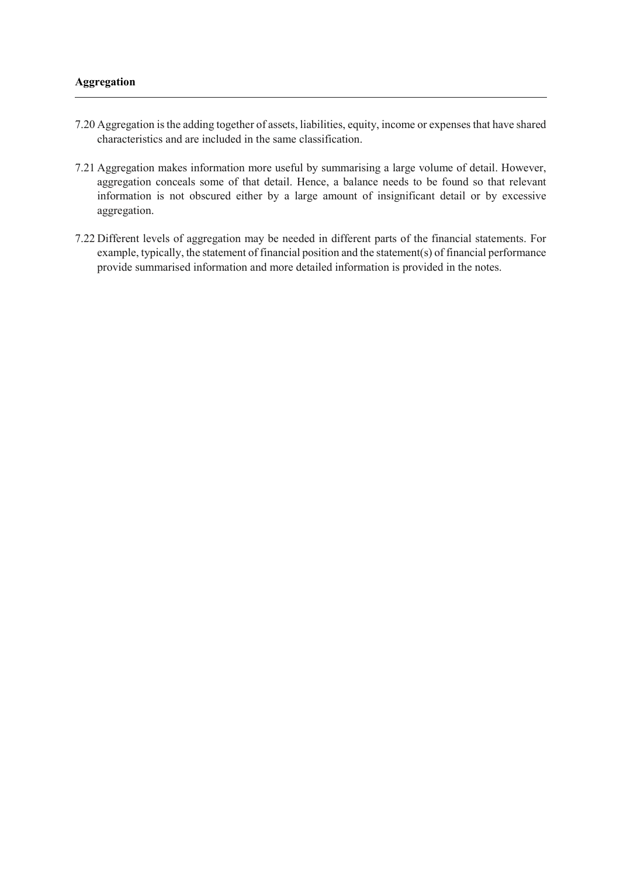### Aggregation

7.20 Aggregation is the adding together of assets, liabilities, equity, income or expenses that have shared characteristics and are included in the same classification.

7.21 Aggregation makes information more useful by summarising a large volume of detail. However, aggregation conceals some of that detail. Hence, a balance needs to be found so that relevant information is not obscured either by a large amount of insignificant detail or by excessive aggregation.

7.22 Different levels of aggregation may be needed in different parts of the financial statements. For example, typically, the statement of financial position and the statement(s) of financial performance provide summarised information and more detailed information is provided in the notes.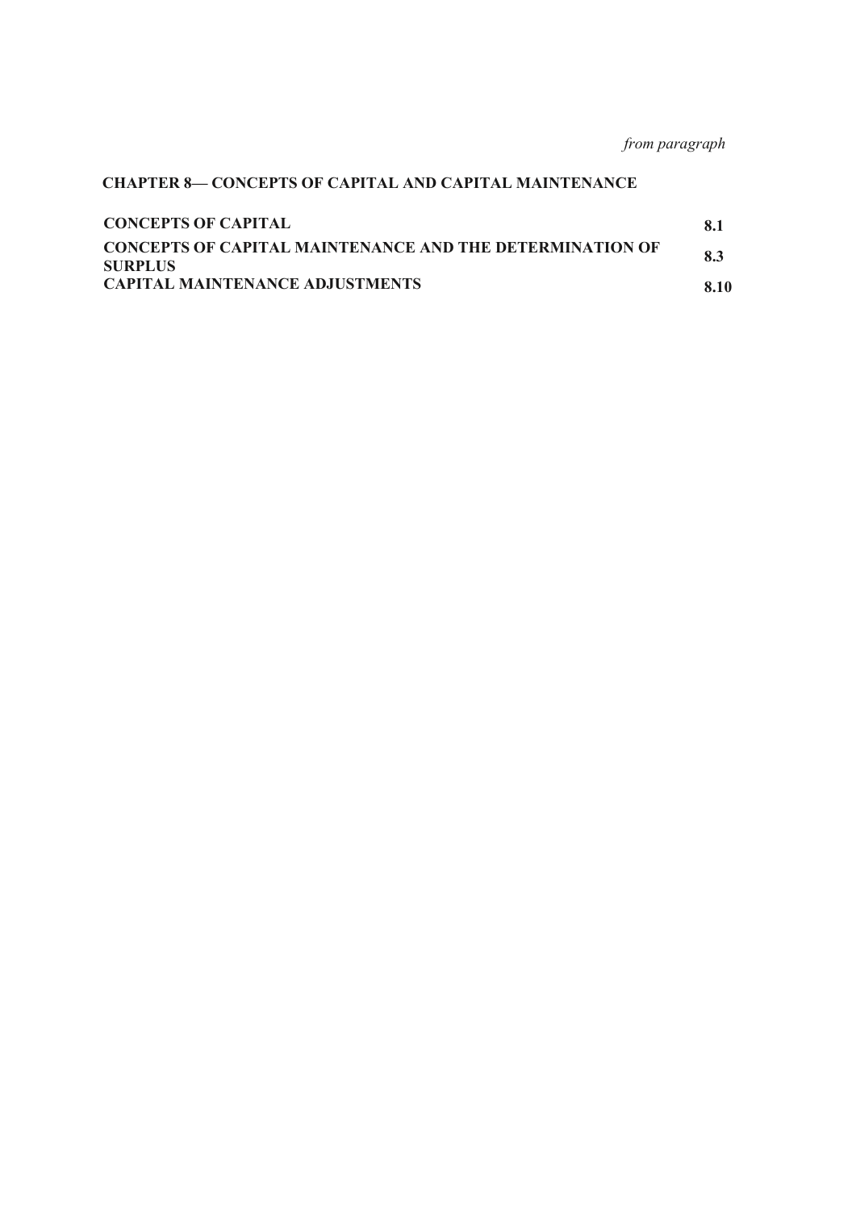*from paragraph*

## CHAPTER 8— CONCEPTS OF CAPITAL AND CAPITAL MAINTENANCE

| | |
|---|---|
| **CONCEPTS OF CAPITAL** | **8.1** |
| **CONCEPTS OF CAPITAL MAINTENANCE AND THE DETERMINATION OF SURPLUS** | **8.3** |
| **CAPITAL MAINTENANCE ADJUSTMENTS** | **8.10** |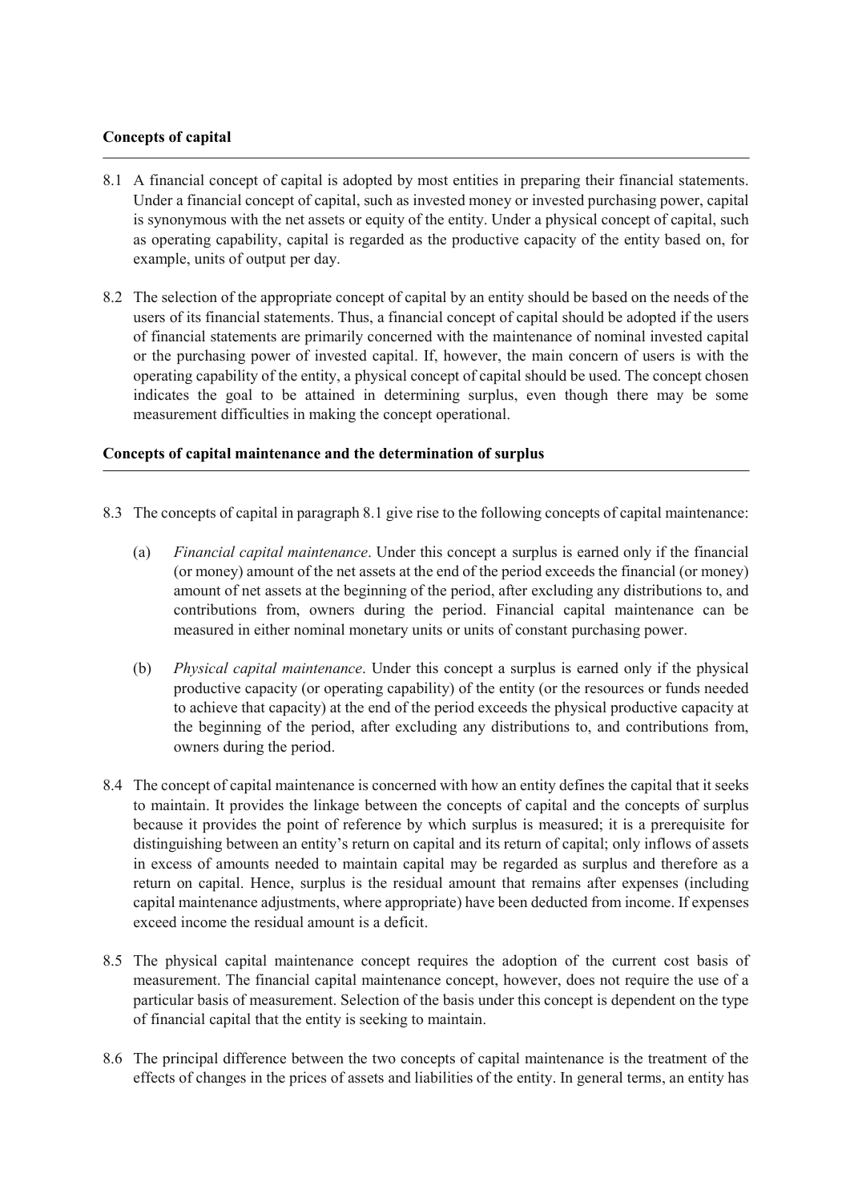### Concepts of capital

8.1 A financial concept of capital is adopted by most entities in preparing their financial statements. Under a financial concept of capital, such as invested money or invested purchasing power, capital is synonymous with the net assets or equity of the entity. Under a physical concept of capital, such as operating capability, capital is regarded as the productive capacity of the entity based on, for example, units of output per day.

8.2 The selection of the appropriate concept of capital by an entity should be based on the needs of the users of its financial statements. Thus, a financial concept of capital should be adopted if the users of financial statements are primarily concerned with the maintenance of nominal invested capital or the purchasing power of invested capital. If, however, the main concern of users is with the operating capability of the entity, a physical concept of capital should be used. The concept chosen indicates the goal to be attained in determining surplus, even though there may be some measurement difficulties in making the concept operational.

### Concepts of capital maintenance and the determination of surplus

8.3 The concepts of capital in paragraph 8.1 give rise to the following concepts of capital maintenance:

(a) *Financial capital maintenance*. Under this concept a surplus is earned only if the financial (or money) amount of the net assets at the end of the period exceeds the financial (or money) amount of net assets at the beginning of the period, after excluding any distributions to, and contributions from, owners during the period. Financial capital maintenance can be measured in either nominal monetary units or units of constant purchasing power.

(b) *Physical capital maintenance*. Under this concept a surplus is earned only if the physical productive capacity (or operating capability) of the entity (or the resources or funds needed to achieve that capacity) at the end of the period exceeds the physical productive capacity at the beginning of the period, after excluding any distributions to, and contributions from, owners during the period.

8.4 The concept of capital maintenance is concerned with how an entity defines the capital that it seeks to maintain. It provides the linkage between the concepts of capital and the concepts of surplus because it provides the point of reference by which surplus is measured; it is a prerequisite for distinguishing between an entity's return on capital and its return of capital; only inflows of assets in excess of amounts needed to maintain capital may be regarded as surplus and therefore as a return on capital. Hence, surplus is the residual amount that remains after expenses (including capital maintenance adjustments, where appropriate) have been deducted from income. If expenses exceed income the residual amount is a deficit.

8.5 The physical capital maintenance concept requires the adoption of the current cost basis of measurement. The financial capital maintenance concept, however, does not require the use of a particular basis of measurement. Selection of the basis under this concept is dependent on the type of financial capital that the entity is seeking to maintain.

8.6 The principal difference between the two concepts of capital maintenance is the treatment of the effects of changes in the prices of assets and liabilities of the entity. In general terms, an entity has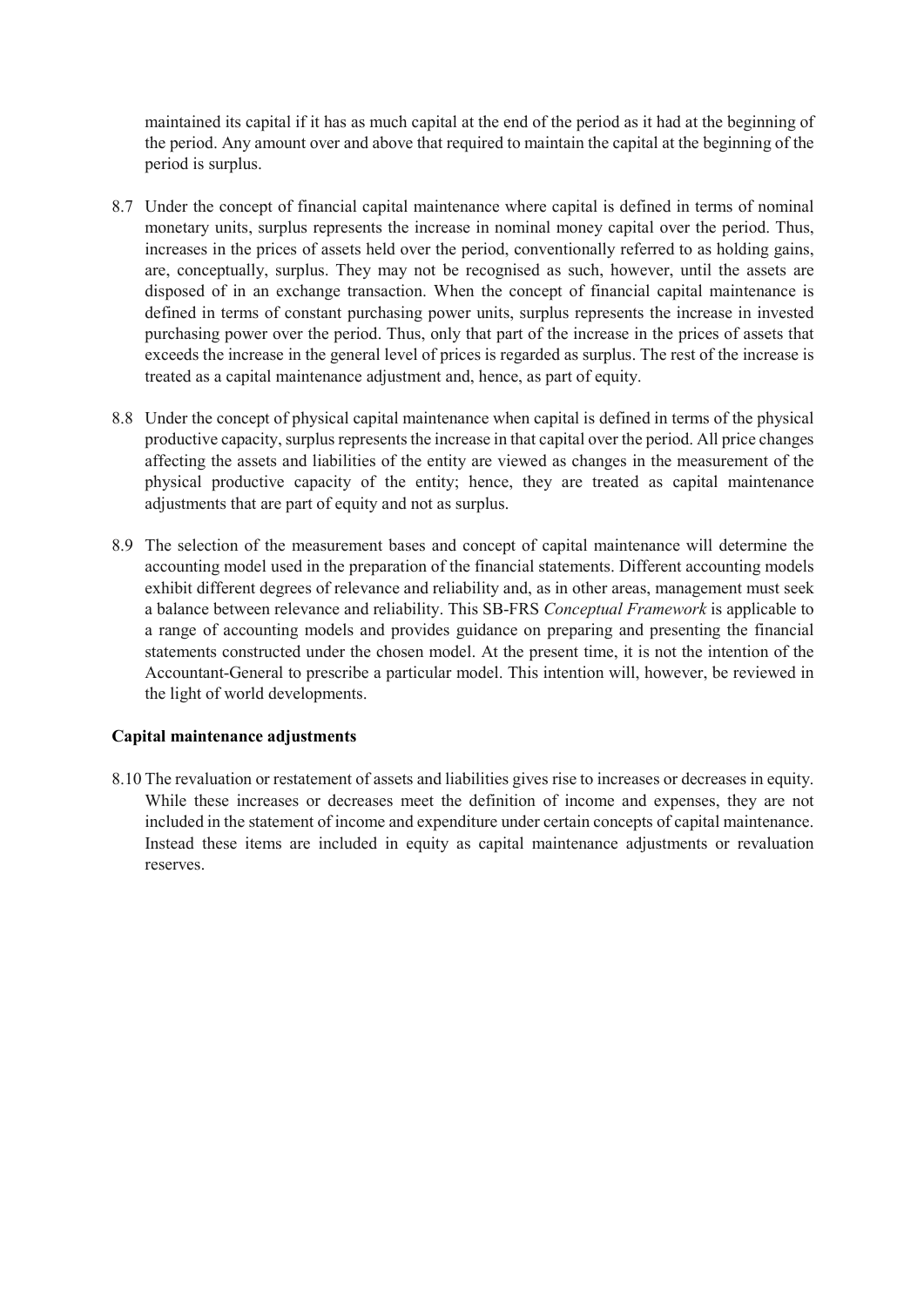maintained its capital if it has as much capital at the end of the period as it had at the beginning of the period. Any amount over and above that required to maintain the capital at the beginning of the period is surplus.

8.7 Under the concept of financial capital maintenance where capital is defined in terms of nominal monetary units, surplus represents the increase in nominal money capital over the period. Thus, increases in the prices of assets held over the period, conventionally referred to as holding gains, are, conceptually, surplus. They may not be recognised as such, however, until the assets are disposed of in an exchange transaction. When the concept of financial capital maintenance is defined in terms of constant purchasing power units, surplus represents the increase in invested purchasing power over the period. Thus, only that part of the increase in the prices of assets that exceeds the increase in the general level of prices is regarded as surplus. The rest of the increase is treated as a capital maintenance adjustment and, hence, as part of equity.

8.8 Under the concept of physical capital maintenance when capital is defined in terms of the physical productive capacity, surplus represents the increase in that capital over the period. All price changes affecting the assets and liabilities of the entity are viewed as changes in the measurement of the physical productive capacity of the entity; hence, they are treated as capital maintenance adjustments that are part of equity and not as surplus.

8.9 The selection of the measurement bases and concept of capital maintenance will determine the accounting model used in the preparation of the financial statements. Different accounting models exhibit different degrees of relevance and reliability and, as in other areas, management must seek a balance between relevance and reliability. This SB-FRS *Conceptual Framework* is applicable to a range of accounting models and provides guidance on preparing and presenting the financial statements constructed under the chosen model. At the present time, it is not the intention of the Accountant-General to prescribe a particular model. This intention will, however, be reviewed in the light of world developments.

**Capital maintenance adjustments**

8.10 The revaluation or restatement of assets and liabilities gives rise to increases or decreases in equity. While these increases or decreases meet the definition of income and expenses, they are not included in the statement of income and expenditure under certain concepts of capital maintenance. Instead these items are included in equity as capital maintenance adjustments or revaluation reserves.